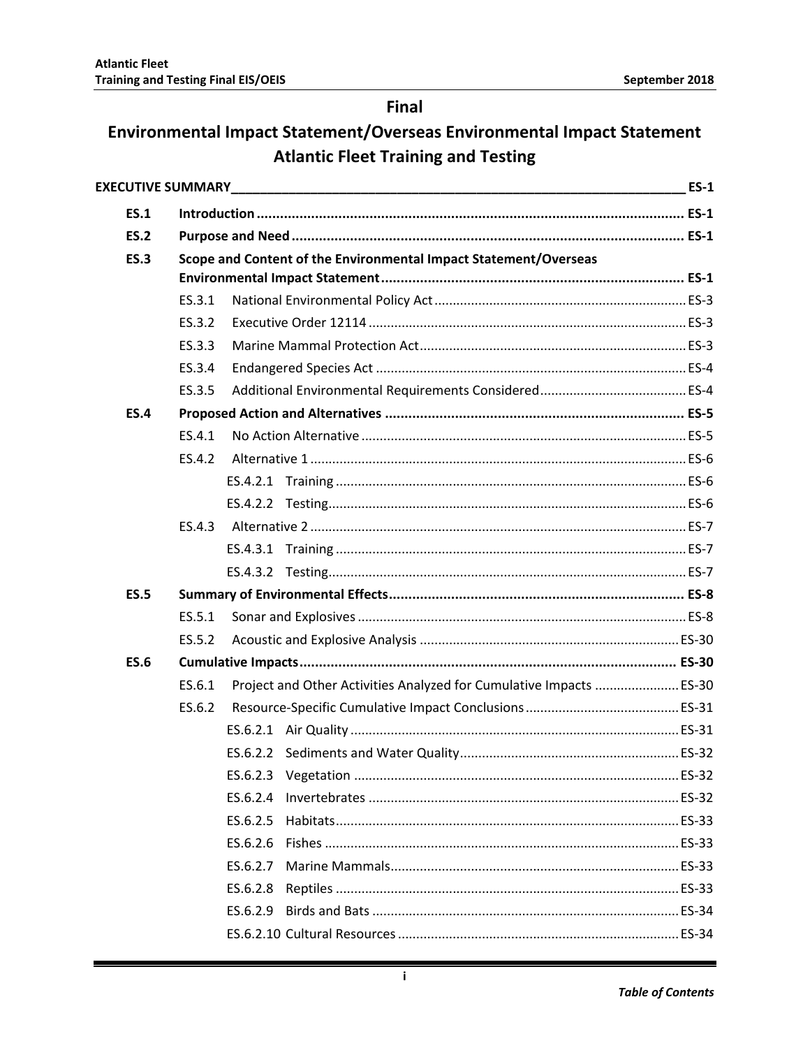# Final

# Environmental Impact Statement/Overseas Environmental Impact Statement Atlantic Fleet Training and Testing

**EXECUTIVE SUMMARY** ES-1

- **ES.1 Introduction** ES-1
- **ES.2 Purpose and Need** ES-1
- **ES.3 Scope and Content of the Environmental Impact Statement/Overseas Environmental Impact Statement** ES-1
  - ES.3.1 National Environmental Policy Act ES-3
  - ES.3.2 Executive Order 12114 ES-3
  - ES.3.3 Marine Mammal Protection Act ES-3
  - ES.3.4 Endangered Species Act ES-4
  - ES.3.5 Additional Environmental Requirements Considered ES-4
- **ES.4 Proposed Action and Alternatives** ES-5
  - ES.4.1 No Action Alternative ES-5
  - ES.4.2 Alternative 1 ES-6
    - ES.4.2.1 Training ES-6
    - ES.4.2.2 Testing ES-6
  - ES.4.3 Alternative 2 ES-7
    - ES.4.3.1 Training ES-7
    - ES.4.3.2 Testing ES-7
- **ES.5 Summary of Environmental Effects** ES-8
  - ES.5.1 Sonar and Explosives ES-8
  - ES.5.2 Acoustic and Explosive Analysis ES-30
- **ES.6 Cumulative Impacts** ES-30
  - ES.6.1 Project and Other Activities Analyzed for Cumulative Impacts ES-30
  - ES.6.2 Resource-Specific Cumulative Impact Conclusions ES-31
    - ES.6.2.1 Air Quality ES-31
    - ES.6.2.2 Sediments and Water Quality ES-32
    - ES.6.2.3 Vegetation ES-32
    - ES.6.2.4 Invertebrates ES-32
    - ES.6.2.5 Habitats ES-33
    - ES.6.2.6 Fishes ES-33
    - ES.6.2.7 Marine Mammals ES-33
    - ES.6.2.8 Reptiles ES-33
    - ES.6.2.9 Birds and Bats ES-34
    - ES.6.2.10 Cultural Resources ES-34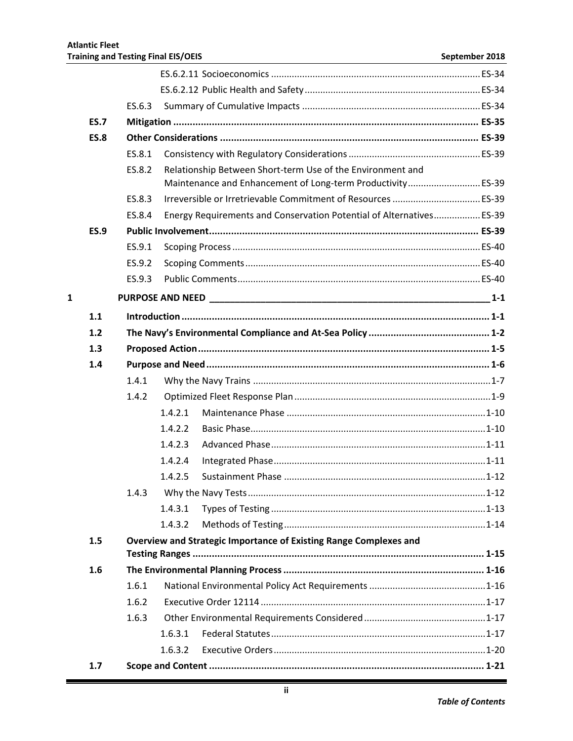ES.6.2.11 Socioeconomics ................................................................................ ES-34

ES.6.2.12 Public Health and Safety ................................................................... ES-34

ES.6.3 Summary of Cumulative Impacts .................................................................... ES-34

**ES.7 Mitigation ............................................................................................................... ES-35**

**ES.8 Other Considerations .............................................................................................. ES-39**

ES.8.1 Consistency with Regulatory Considerations .................................................. ES-39

ES.8.2 Relationship Between Short-term Use of the Environment and Maintenance and Enhancement of Long-term Productivity ........................... ES-39

ES.8.3 Irreversible or Irretrievable Commitment of Resources .................................. ES-39

ES.8.4 Energy Requirements and Conservation Potential of Alternatives .................. ES-39

**ES.9 Public Involvement .................................................................................................. ES-39**

ES.9.1 Scoping Process ............................................................................................... ES-40

ES.9.2 Scoping Comments .......................................................................................... ES-40

ES.9.3 Public Comments ............................................................................................. ES-40

**1 PURPOSE AND NEED ________________________________________________________ 1-1**

**1.1 Introduction ................................................................................................................ 1-1**

**1.2 The Navy's Environmental Compliance and At-Sea Policy ............................................ 1-2**

**1.3 Proposed Action .......................................................................................................... 1-5**

**1.4 Purpose and Need ....................................................................................................... 1-6**

1.4.1 Why the Navy Trains ..........................................................................................1-7

1.4.2 Optimized Fleet Response Plan ...........................................................................1-9

1.4.2.1 Maintenance Phase ............................................................................1-10

1.4.2.2 Basic Phase..........................................................................................1-10

1.4.2.3 Advanced Phase ..................................................................................1-11

1.4.2.4 Integrated Phase .................................................................................1-11

1.4.2.5 Sustainment Phase .............................................................................1-12

1.4.3 Why the Navy Tests ...........................................................................................1-12

1.4.3.1 Types of Testing ..................................................................................1-13

1.4.3.2 Methods of Testing .............................................................................1-14

**1.5 Overview and Strategic Importance of Existing Range Complexes and Testing Ranges ......................................................................................................... 1-15**

**1.6 The Environmental Planning Process ......................................................................... 1-16**

1.6.1 National Environmental Policy Act Requirements .............................................1-16

1.6.2 Executive Order 12114 ......................................................................................1-17

1.6.3 Other Environmental Requirements Considered ...............................................1-17

1.6.3.1 Federal Statutes ..................................................................................1-17

1.6.3.2 Executive Orders .................................................................................1-20

**1.7 Scope and Content ................................................................................................... 1-21**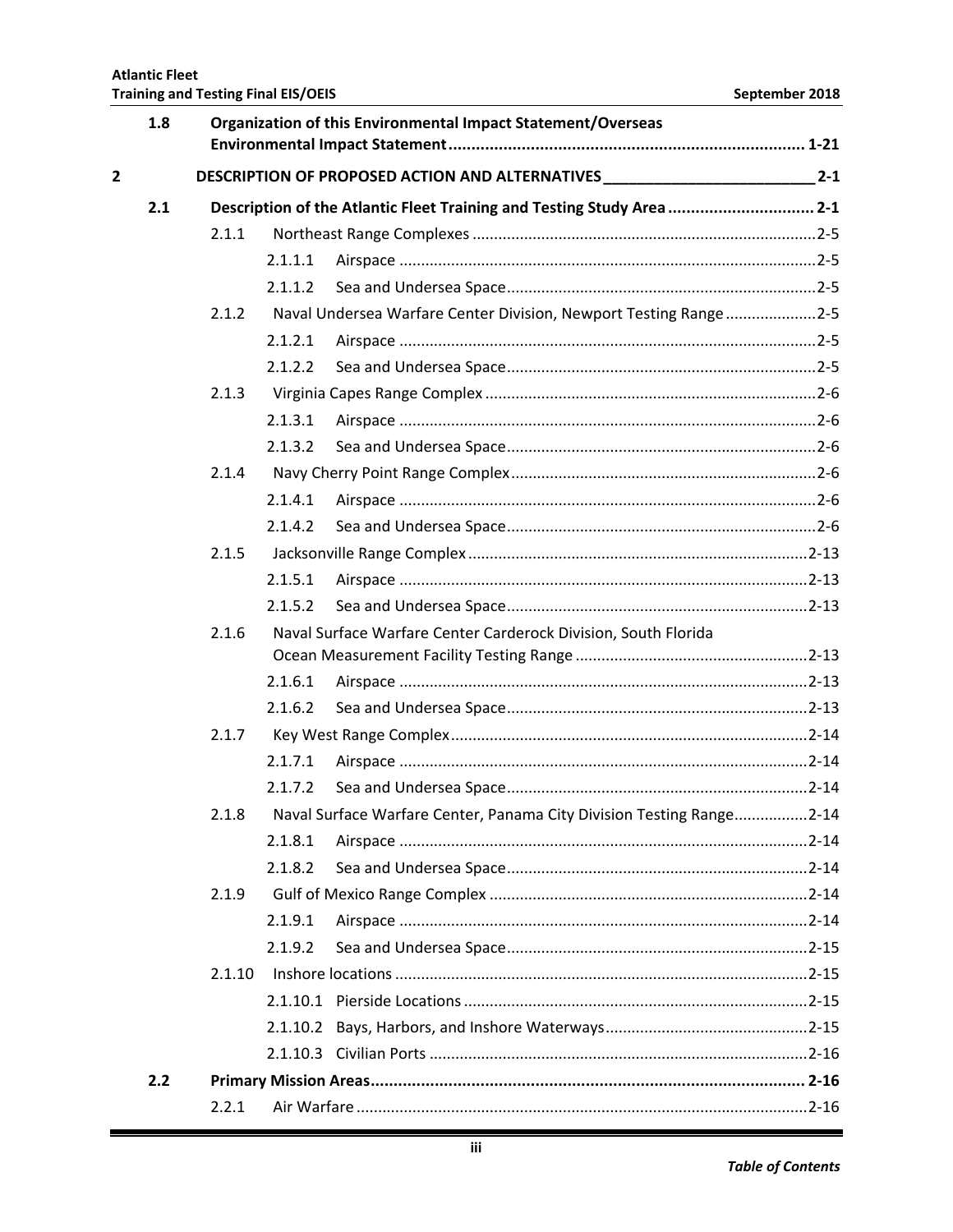| | | | | |
|---|---|---|---|---|
| 1.8 | **Organization of this Environmental Impact Statement/Overseas Environmental Impact Statement** | | | **1-21** |
| **2** | **DESCRIPTION OF PROPOSED ACTION AND ALTERNATIVES** | | | **2-1** |
| **2.1** | **Description of the Atlantic Fleet Training and Testing Study Area** | | | **2-1** |
| | 2.1.1 | Northeast Range Complexes | | 2-5 |
| | | 2.1.1.1 | Airspace | 2-5 |
| | | 2.1.1.2 | Sea and Undersea Space | 2-5 |
| | 2.1.2 | Naval Undersea Warfare Center Division, Newport Testing Range | | 2-5 |
| | | 2.1.2.1 | Airspace | 2-5 |
| | | 2.1.2.2 | Sea and Undersea Space | 2-5 |
| | 2.1.3 | Virginia Capes Range Complex | | 2-6 |
| | | 2.1.3.1 | Airspace | 2-6 |
| | | 2.1.3.2 | Sea and Undersea Space | 2-6 |
| | 2.1.4 | Navy Cherry Point Range Complex | | 2-6 |
| | | 2.1.4.1 | Airspace | 2-6 |
| | | 2.1.4.2 | Sea and Undersea Space | 2-6 |
| | 2.1.5 | Jacksonville Range Complex | | 2-13 |
| | | 2.1.5.1 | Airspace | 2-13 |
| | | 2.1.5.2 | Sea and Undersea Space | 2-13 |
| | 2.1.6 | Naval Surface Warfare Center Carderock Division, South Florida Ocean Measurement Facility Testing Range | | 2-13 |
| | | 2.1.6.1 | Airspace | 2-13 |
| | | 2.1.6.2 | Sea and Undersea Space | 2-13 |
| | 2.1.7 | Key West Range Complex | | 2-14 |
| | | 2.1.7.1 | Airspace | 2-14 |
| | | 2.1.7.2 | Sea and Undersea Space | 2-14 |
| | 2.1.8 | Naval Surface Warfare Center, Panama City Division Testing Range | | 2-14 |
| | | 2.1.8.1 | Airspace | 2-14 |
| | | 2.1.8.2 | Sea and Undersea Space | 2-14 |
| | 2.1.9 | Gulf of Mexico Range Complex | | 2-14 |
| | | 2.1.9.1 | Airspace | 2-14 |
| | | 2.1.9.2 | Sea and Undersea Space | 2-15 |
| | 2.1.10 | Inshore locations | | 2-15 |
| | | 2.1.10.1 | Pierside Locations | 2-15 |
| | | 2.1.10.2 | Bays, Harbors, and Inshore Waterways | 2-15 |
| | | 2.1.10.3 | Civilian Ports | 2-16 |
| **2.2** | **Primary Mission Areas** | | | **2-16** |
| | 2.2.1 | Air Warfare | | 2-16 |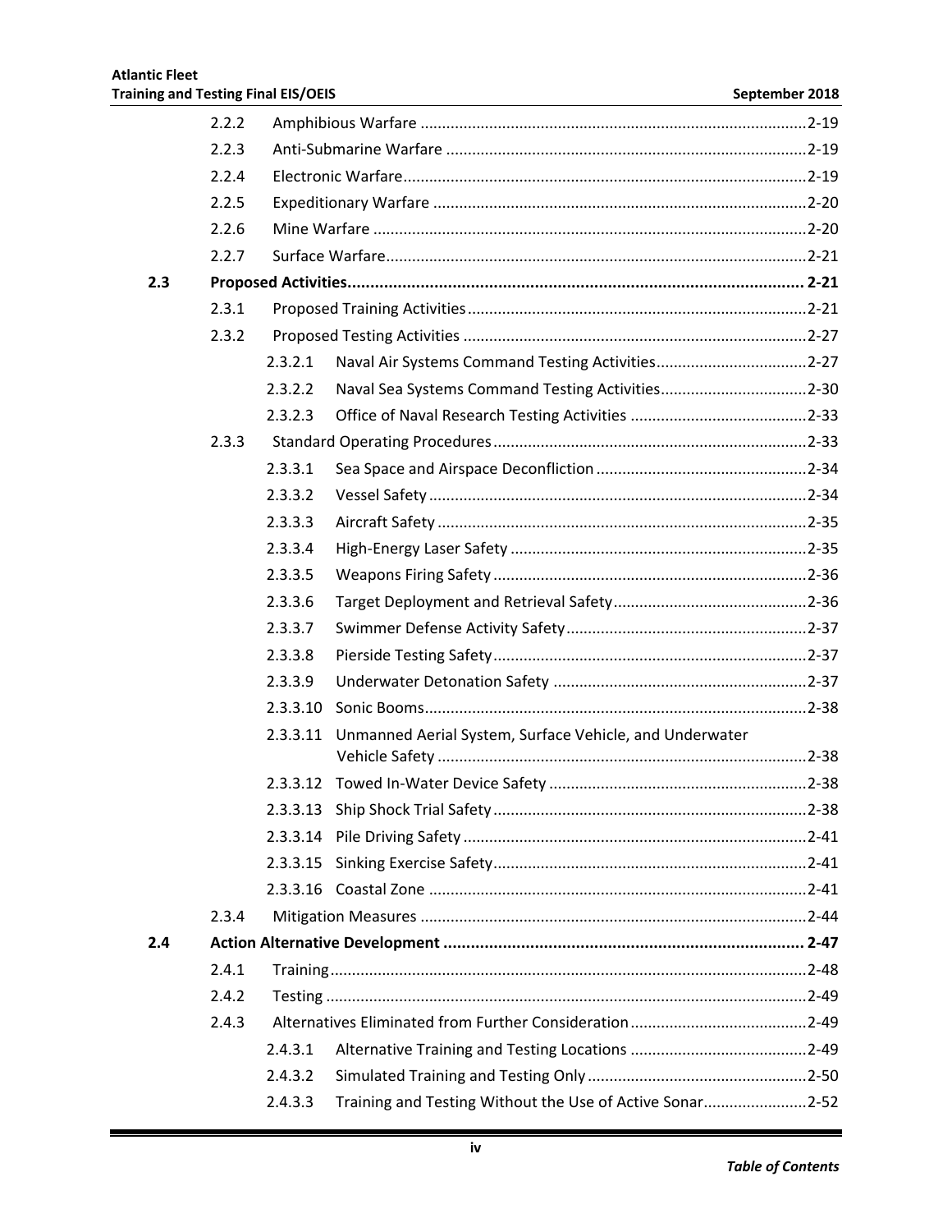| | | | |
|---|---|---|---|
| | 2.2.2 | Amphibious Warfare | 2-19 |
| | 2.2.3 | Anti-Submarine Warfare | 2-19 |
| | 2.2.4 | Electronic Warfare | 2-19 |
| | 2.2.5 | Expeditionary Warfare | 2-20 |
| | 2.2.6 | Mine Warfare | 2-20 |
| | 2.2.7 | Surface Warfare | 2-21 |
| **2.3** | **Proposed Activities** | | **2-21** |
| | 2.3.1 | Proposed Training Activities | 2-21 |
| | 2.3.2 | Proposed Testing Activities | 2-27 |
| | 2.3.2.1 | Naval Air Systems Command Testing Activities | 2-27 |
| | 2.3.2.2 | Naval Sea Systems Command Testing Activities | 2-30 |
| | 2.3.2.3 | Office of Naval Research Testing Activities | 2-33 |
| | 2.3.3 | Standard Operating Procedures | 2-33 |
| | 2.3.3.1 | Sea Space and Airspace Deconfliction | 2-34 |
| | 2.3.3.2 | Vessel Safety | 2-34 |
| | 2.3.3.3 | Aircraft Safety | 2-35 |
| | 2.3.3.4 | High-Energy Laser Safety | 2-35 |
| | 2.3.3.5 | Weapons Firing Safety | 2-36 |
| | 2.3.3.6 | Target Deployment and Retrieval Safety | 2-36 |
| | 2.3.3.7 | Swimmer Defense Activity Safety | 2-37 |
| | 2.3.3.8 | Pierside Testing Safety | 2-37 |
| | 2.3.3.9 | Underwater Detonation Safety | 2-37 |
| | 2.3.3.10 | Sonic Booms | 2-38 |
| | 2.3.3.11 | Unmanned Aerial System, Surface Vehicle, and Underwater Vehicle Safety | 2-38 |
| | 2.3.3.12 | Towed In-Water Device Safety | 2-38 |
| | 2.3.3.13 | Ship Shock Trial Safety | 2-38 |
| | 2.3.3.14 | Pile Driving Safety | 2-41 |
| | 2.3.3.15 | Sinking Exercise Safety | 2-41 |
| | 2.3.3.16 | Coastal Zone | 2-41 |
| | 2.3.4 | Mitigation Measures | 2-44 |
| **2.4** | **Action Alternative Development** | | **2-47** |
| | 2.4.1 | Training | 2-48 |
| | 2.4.2 | Testing | 2-49 |
| | 2.4.3 | Alternatives Eliminated from Further Consideration | 2-49 |
| | 2.4.3.1 | Alternative Training and Testing Locations | 2-49 |
| | 2.4.3.2 | Simulated Training and Testing Only | 2-50 |
| | 2.4.3.3 | Training and Testing Without the Use of Active Sonar | 2-52 |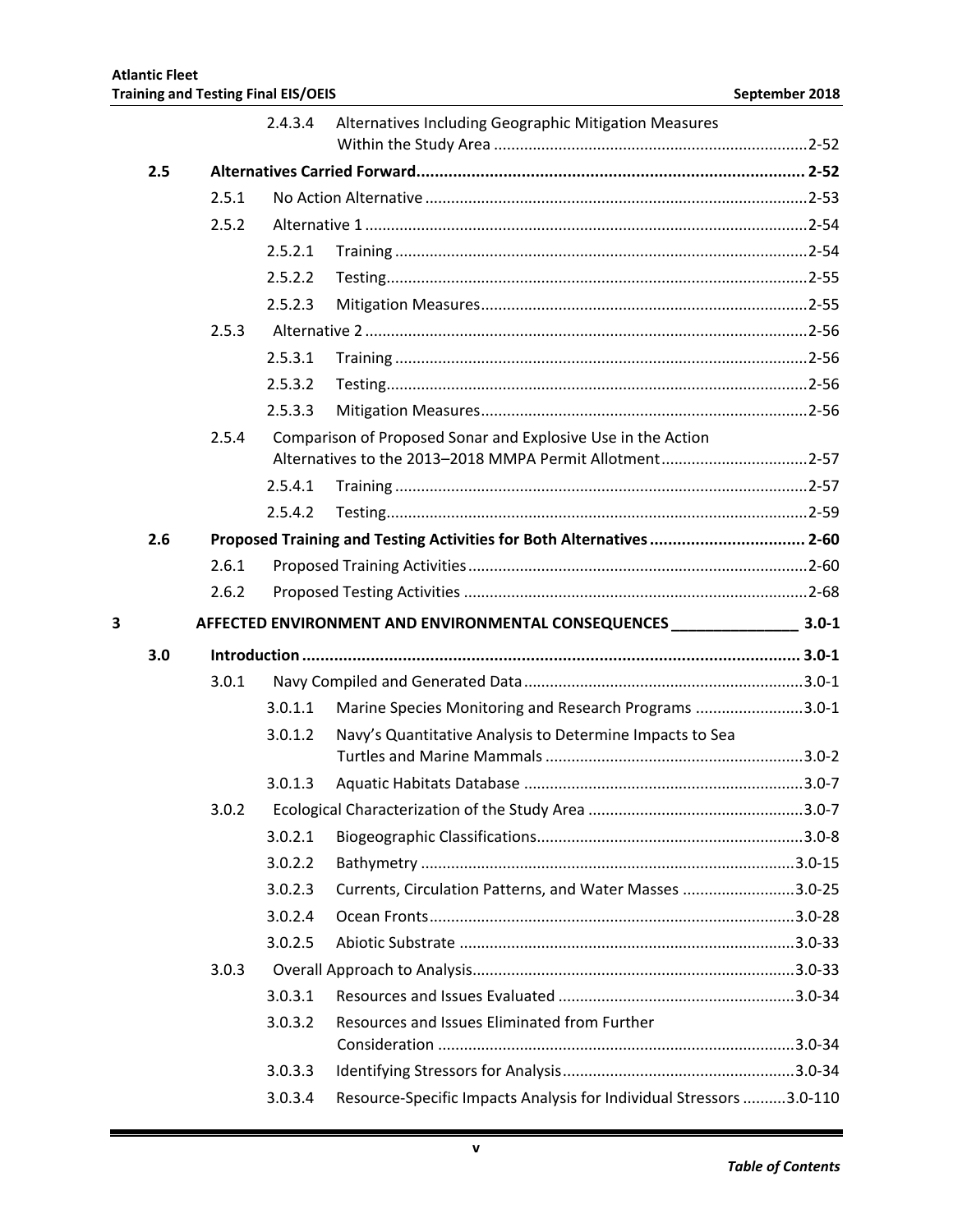| | | | |
|---|---|---|---|
| | | 2.4.3.4 Alternatives Including Geographic Mitigation Measures Within the Study Area | 2-52 |
| **2.5** | **Alternatives Carried Forward** | | **2-52** |
| | 2.5.1 | No Action Alternative | 2-53 |
| | 2.5.2 | Alternative 1 | 2-54 |
| | | 2.5.2.1 Training | 2-54 |
| | | 2.5.2.2 Testing | 2-55 |
| | | 2.5.2.3 Mitigation Measures | 2-55 |
| | 2.5.3 | Alternative 2 | 2-56 |
| | | 2.5.3.1 Training | 2-56 |
| | | 2.5.3.2 Testing | 2-56 |
| | | 2.5.3.3 Mitigation Measures | 2-56 |
| | 2.5.4 | Comparison of Proposed Sonar and Explosive Use in the Action Alternatives to the 2013–2018 MMPA Permit Allotment | 2-57 |
| | | 2.5.4.1 Training | 2-57 |
| | | 2.5.4.2 Testing | 2-59 |
| **2.6** | **Proposed Training and Testing Activities for Both Alternatives** | | **2-60** |
| | 2.6.1 | Proposed Training Activities | 2-60 |
| | 2.6.2 | Proposed Testing Activities | 2-68 |

**3 AFFECTED ENVIRONMENT AND ENVIRONMENTAL CONSEQUENCES ______________ 3.0-1**

| | | | |
|---|---|---|---|
| **3.0** | **Introduction** | | **3.0-1** |
| | 3.0.1 | Navy Compiled and Generated Data | 3.0-1 |
| | | 3.0.1.1 Marine Species Monitoring and Research Programs | 3.0-1 |
| | | 3.0.1.2 Navy's Quantitative Analysis to Determine Impacts to Sea Turtles and Marine Mammals | 3.0-2 |
| | | 3.0.1.3 Aquatic Habitats Database | 3.0-7 |
| | 3.0.2 | Ecological Characterization of the Study Area | 3.0-7 |
| | | 3.0.2.1 Biogeographic Classifications | 3.0-8 |
| | | 3.0.2.2 Bathymetry | 3.0-15 |
| | | 3.0.2.3 Currents, Circulation Patterns, and Water Masses | 3.0-25 |
| | | 3.0.2.4 Ocean Fronts | 3.0-28 |
| | | 3.0.2.5 Abiotic Substrate | 3.0-33 |
| | 3.0.3 | Overall Approach to Analysis | 3.0-33 |
| | | 3.0.3.1 Resources and Issues Evaluated | 3.0-34 |
| | | 3.0.3.2 Resources and Issues Eliminated from Further Consideration | 3.0-34 |
| | | 3.0.3.3 Identifying Stressors for Analysis | 3.0-34 |
| | | 3.0.3.4 Resource-Specific Impacts Analysis for Individual Stressors | 3.0-110 |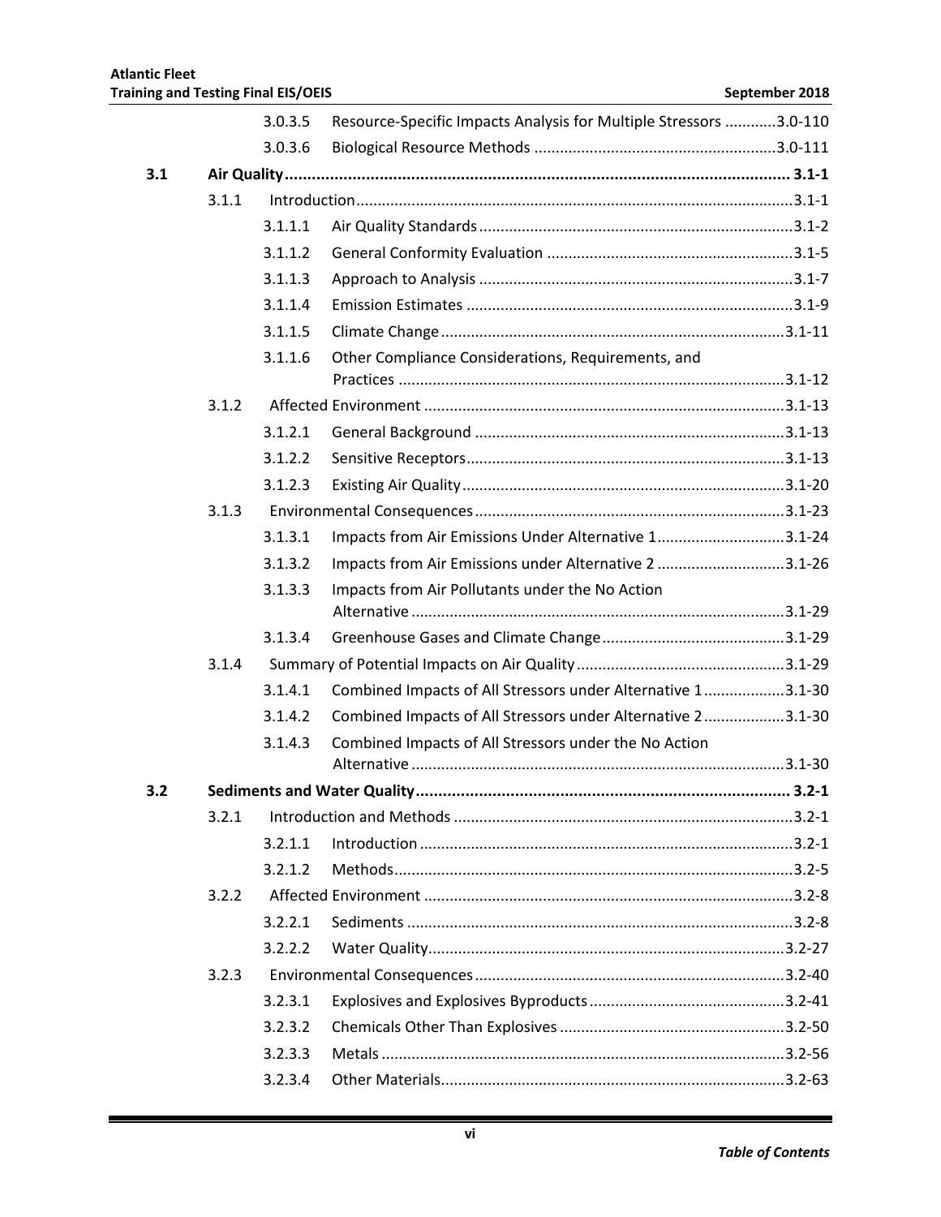| | | | |
|---|---|---|---|
| | 3.0.3.5 | Resource-Specific Impacts Analysis for Multiple Stressors | 3.0-110 |
| | 3.0.3.6 | Biological Resource Methods | 3.0-111 |
| **3.1** | **Air Quality** | | **3.1-1** |
| | 3.1.1 | Introduction | 3.1-1 |
| | 3.1.1.1 | Air Quality Standards | 3.1-2 |
| | 3.1.1.2 | General Conformity Evaluation | 3.1-5 |
| | 3.1.1.3 | Approach to Analysis | 3.1-7 |
| | 3.1.1.4 | Emission Estimates | 3.1-9 |
| | 3.1.1.5 | Climate Change | 3.1-11 |
| | 3.1.1.6 | Other Compliance Considerations, Requirements, and Practices | 3.1-12 |
| | 3.1.2 | Affected Environment | 3.1-13 |
| | 3.1.2.1 | General Background | 3.1-13 |
| | 3.1.2.2 | Sensitive Receptors | 3.1-13 |
| | 3.1.2.3 | Existing Air Quality | 3.1-20 |
| | 3.1.3 | Environmental Consequences | 3.1-23 |
| | 3.1.3.1 | Impacts from Air Emissions Under Alternative 1 | 3.1-24 |
| | 3.1.3.2 | Impacts from Air Emissions under Alternative 2 | 3.1-26 |
| | 3.1.3.3 | Impacts from Air Pollutants under the No Action Alternative | 3.1-29 |
| | 3.1.3.4 | Greenhouse Gases and Climate Change | 3.1-29 |
| | 3.1.4 | Summary of Potential Impacts on Air Quality | 3.1-29 |
| | 3.1.4.1 | Combined Impacts of All Stressors under Alternative 1 | 3.1-30 |
| | 3.1.4.2 | Combined Impacts of All Stressors under Alternative 2 | 3.1-30 |
| | 3.1.4.3 | Combined Impacts of All Stressors under the No Action Alternative | 3.1-30 |
| **3.2** | **Sediments and Water Quality** | | **3.2-1** |
| | 3.2.1 | Introduction and Methods | 3.2-1 |
| | 3.2.1.1 | Introduction | 3.2-1 |
| | 3.2.1.2 | Methods | 3.2-5 |
| | 3.2.2 | Affected Environment | 3.2-8 |
| | 3.2.2.1 | Sediments | 3.2-8 |
| | 3.2.2.2 | Water Quality | 3.2-27 |
| | 3.2.3 | Environmental Consequences | 3.2-40 |
| | 3.2.3.1 | Explosives and Explosives Byproducts | 3.2-41 |
| | 3.2.3.2 | Chemicals Other Than Explosives | 3.2-50 |
| | 3.2.3.3 | Metals | 3.2-56 |
| | 3.2.3.4 | Other Materials | 3.2-63 |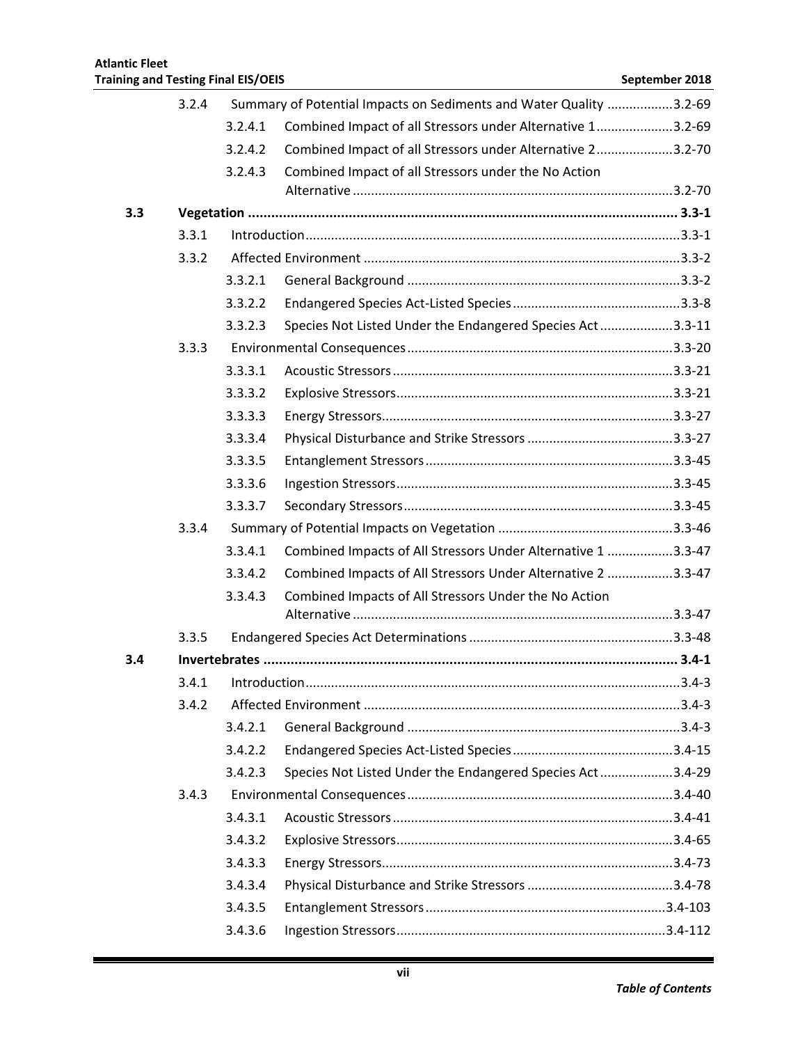3.2.4 Summary of Potential Impacts on Sediments and Water Quality ..................3.2-69

3.2.4.1 Combined Impact of all Stressors under Alternative 1.....................3.2-69

3.2.4.2 Combined Impact of all Stressors under Alternative 2.....................3.2-70

3.2.4.3 Combined Impact of all Stressors under the No Action Alternative .......................................................................................3.2-70

**3.3 Vegetation ............................................................................................................... 3.3-1**

3.3.1 Introduction......................................................................................................3.3-1

3.3.2 Affected Environment ......................................................................................3.3-2

3.3.2.1 General Background ...........................................................................3.3-2

3.3.2.2 Endangered Species Act-Listed Species..............................................3.3-8

3.3.2.3 Species Not Listed Under the Endangered Species Act....................3.3-11

3.3.3 Environmental Consequences.........................................................................3.3-20

3.3.3.1 Acoustic Stressors.............................................................................3.3-21

3.3.3.2 Explosive Stressors............................................................................3.3-21

3.3.3.3 Energy Stressors................................................................................3.3-27

3.3.3.4 Physical Disturbance and Strike Stressors ........................................3.3-27

3.3.3.5 Entanglement Stressors....................................................................3.3-45

3.3.3.6 Ingestion Stressors............................................................................3.3-45

3.3.3.7 Secondary Stressors..........................................................................3.3-45

3.3.4 Summary of Potential Impacts on Vegetation ................................................3.3-46

3.3.4.1 Combined Impacts of All Stressors Under Alternative 1 ..................3.3-47

3.3.4.2 Combined Impacts of All Stressors Under Alternative 2 ..................3.3-47

3.3.4.3 Combined Impacts of All Stressors Under the No Action Alternative .......................................................................................3.3-47

3.3.5 Endangered Species Act Determinations ........................................................3.3-48

**3.4 Invertebrates ........................................................................................................... 3.4-1**

3.4.1 Introduction......................................................................................................3.4-3

3.4.2 Affected Environment ......................................................................................3.4-3

3.4.2.1 General Background ...........................................................................3.4-3

3.4.2.2 Endangered Species Act-Listed Species............................................3.4-15

3.4.2.3 Species Not Listed Under the Endangered Species Act....................3.4-29

3.4.3 Environmental Consequences.........................................................................3.4-40

3.4.3.1 Acoustic Stressors.............................................................................3.4-41

3.4.3.2 Explosive Stressors............................................................................3.4-65

3.4.3.3 Energy Stressors................................................................................3.4-73

3.4.3.4 Physical Disturbance and Strike Stressors ........................................3.4-78

3.4.3.5 Entanglement Stressors..................................................................3.4-103

3.4.3.6 Ingestion Stressors..........................................................................3.4-112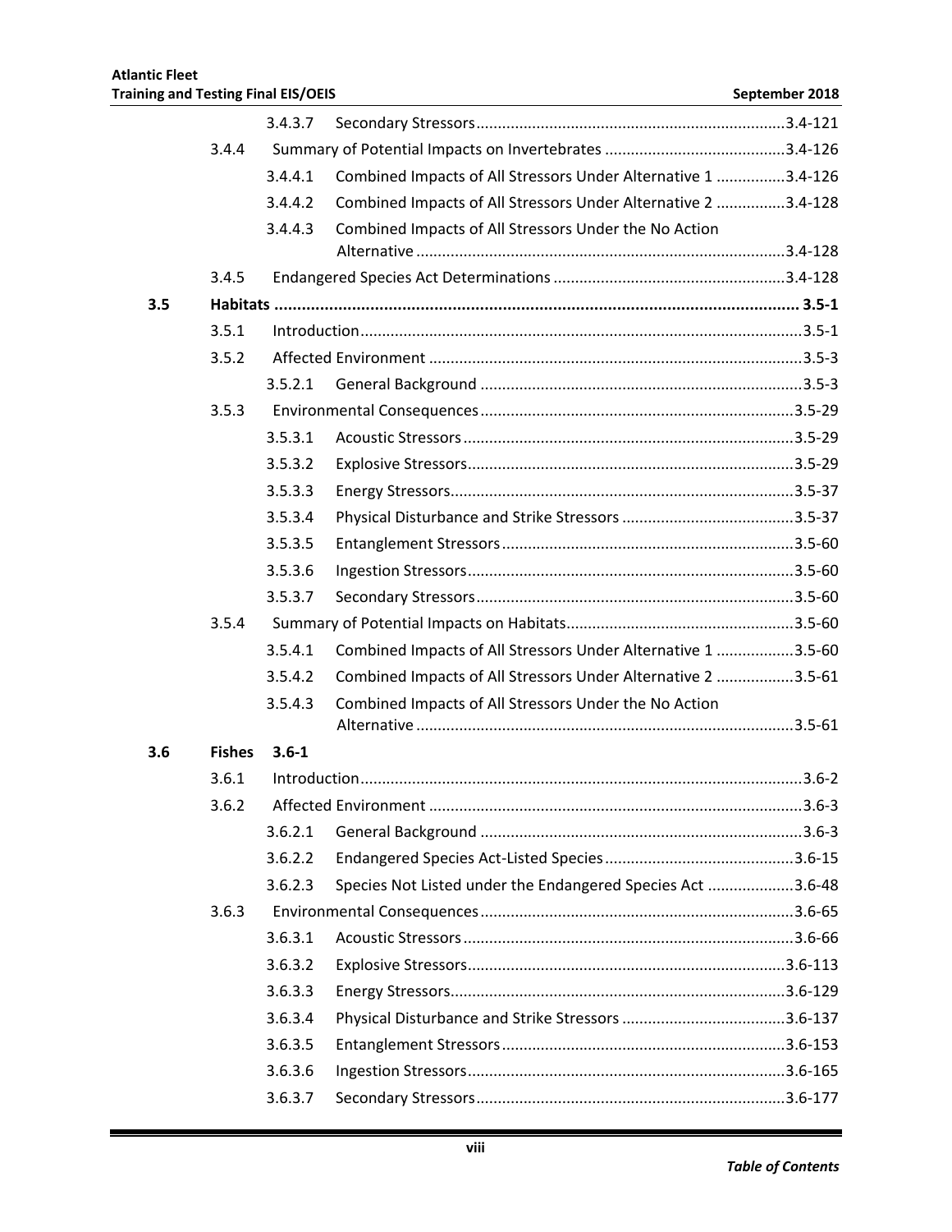| | | | | |
|---|---|---|---|---|
| | | 3.4.3.7 | Secondary Stressors | 3.4-121 |
| | 3.4.4 | Summary of Potential Impacts on Invertebrates | | 3.4-126 |
| | | 3.4.4.1 | Combined Impacts of All Stressors Under Alternative 1 | 3.4-126 |
| | | 3.4.4.2 | Combined Impacts of All Stressors Under Alternative 2 | 3.4-128 |
| | | 3.4.4.3 | Combined Impacts of All Stressors Under the No Action Alternative | 3.4-128 |
| | 3.4.5 | Endangered Species Act Determinations | | 3.4-128 |
| **3.5** | **Habitats** | | | **3.5-1** |
| | 3.5.1 | Introduction | | 3.5-1 |
| | 3.5.2 | Affected Environment | | 3.5-3 |
| | | 3.5.2.1 | General Background | 3.5-3 |
| | 3.5.3 | Environmental Consequences | | 3.5-29 |
| | | 3.5.3.1 | Acoustic Stressors | 3.5-29 |
| | | 3.5.3.2 | Explosive Stressors | 3.5-29 |
| | | 3.5.3.3 | Energy Stressors | 3.5-37 |
| | | 3.5.3.4 | Physical Disturbance and Strike Stressors | 3.5-37 |
| | | 3.5.3.5 | Entanglement Stressors | 3.5-60 |
| | | 3.5.3.6 | Ingestion Stressors | 3.5-60 |
| | | 3.5.3.7 | Secondary Stressors | 3.5-60 |
| | 3.5.4 | Summary of Potential Impacts on Habitats | | 3.5-60 |
| | | 3.5.4.1 | Combined Impacts of All Stressors Under Alternative 1 | 3.5-60 |
| | | 3.5.4.2 | Combined Impacts of All Stressors Under Alternative 2 | 3.5-61 |
| | | 3.5.4.3 | Combined Impacts of All Stressors Under the No Action Alternative | 3.5-61 |
| **3.6** | **Fishes** | **3.6-1** | | |
| | 3.6.1 | Introduction | | 3.6-2 |
| | 3.6.2 | Affected Environment | | 3.6-3 |
| | | 3.6.2.1 | General Background | 3.6-3 |
| | | 3.6.2.2 | Endangered Species Act-Listed Species | 3.6-15 |
| | | 3.6.2.3 | Species Not Listed under the Endangered Species Act | 3.6-48 |
| | 3.6.3 | Environmental Consequences | | 3.6-65 |
| | | 3.6.3.1 | Acoustic Stressors | 3.6-66 |
| | | 3.6.3.2 | Explosive Stressors | 3.6-113 |
| | | 3.6.3.3 | Energy Stressors | 3.6-129 |
| | | 3.6.3.4 | Physical Disturbance and Strike Stressors | 3.6-137 |
| | | 3.6.3.5 | Entanglement Stressors | 3.6-153 |
| | | 3.6.3.6 | Ingestion Stressors | 3.6-165 |
| | | 3.6.3.7 | Secondary Stressors | 3.6-177 |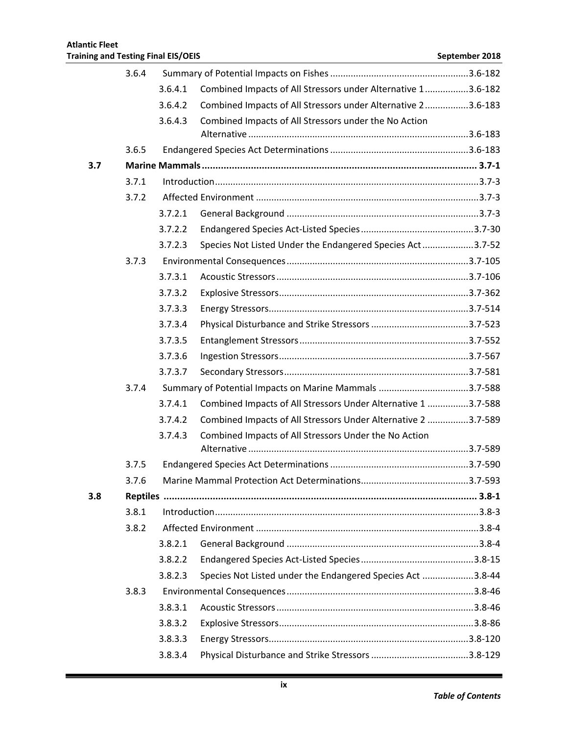| | | | |
|---|---|---|---|
| | 3.6.4 | Summary of Potential Impacts on Fishes | 3.6-182 |
| | | 3.6.4.1 Combined Impacts of All Stressors under Alternative 1 | 3.6-182 |
| | | 3.6.4.2 Combined Impacts of All Stressors under Alternative 2 | 3.6-183 |
| | | 3.6.4.3 Combined Impacts of All Stressors under the No Action Alternative | 3.6-183 |
| | 3.6.5 | Endangered Species Act Determinations | 3.6-183 |
| **3.7** | **Marine Mammals** | | **3.7-1** |
| | 3.7.1 | Introduction | 3.7-3 |
| | 3.7.2 | Affected Environment | 3.7-3 |
| | | 3.7.2.1 General Background | 3.7-3 |
| | | 3.7.2.2 Endangered Species Act-Listed Species | 3.7-30 |
| | | 3.7.2.3 Species Not Listed Under the Endangered Species Act | 3.7-52 |
| | 3.7.3 | Environmental Consequences | 3.7-105 |
| | | 3.7.3.1 Acoustic Stressors | 3.7-106 |
| | | 3.7.3.2 Explosive Stressors | 3.7-362 |
| | | 3.7.3.3 Energy Stressors | 3.7-514 |
| | | 3.7.3.4 Physical Disturbance and Strike Stressors | 3.7-523 |
| | | 3.7.3.5 Entanglement Stressors | 3.7-552 |
| | | 3.7.3.6 Ingestion Stressors | 3.7-567 |
| | | 3.7.3.7 Secondary Stressors | 3.7-581 |
| | 3.7.4 | Summary of Potential Impacts on Marine Mammals | 3.7-588 |
| | | 3.7.4.1 Combined Impacts of All Stressors Under Alternative 1 | 3.7-588 |
| | | 3.7.4.2 Combined Impacts of All Stressors Under Alternative 2 | 3.7-589 |
| | | 3.7.4.3 Combined Impacts of All Stressors Under the No Action Alternative | 3.7-589 |
| | 3.7.5 | Endangered Species Act Determinations | 3.7-590 |
| | 3.7.6 | Marine Mammal Protection Act Determinations | 3.7-593 |
| **3.8** | **Reptiles** | | **3.8-1** |
| | 3.8.1 | Introduction | 3.8-3 |
| | 3.8.2 | Affected Environment | 3.8-4 |
| | | 3.8.2.1 General Background | 3.8-4 |
| | | 3.8.2.2 Endangered Species Act-Listed Species | 3.8-15 |
| | | 3.8.2.3 Species Not Listed under the Endangered Species Act | 3.8-44 |
| | 3.8.3 | Environmental Consequences | 3.8-46 |
| | | 3.8.3.1 Acoustic Stressors | 3.8-46 |
| | | 3.8.3.2 Explosive Stressors | 3.8-86 |
| | | 3.8.3.3 Energy Stressors | 3.8-120 |
| | | 3.8.3.4 Physical Disturbance and Strike Stressors | 3.8-129 |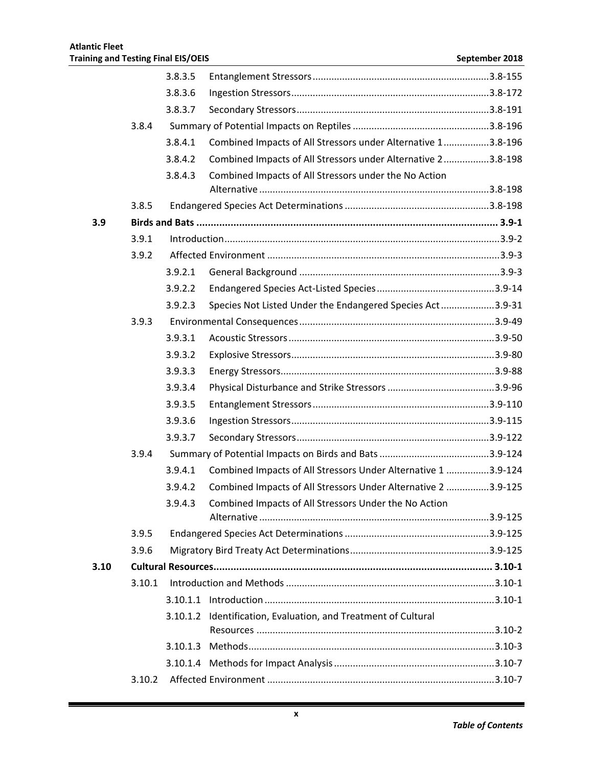| | | | |
|---|---|---|---|
| | 3.8.3.5 | Entanglement Stressors | 3.8-155 |
| | 3.8.3.6 | Ingestion Stressors | 3.8-172 |
| | 3.8.3.7 | Secondary Stressors | 3.8-191 |
| 3.8.4 | | Summary of Potential Impacts on Reptiles | 3.8-196 |
| | 3.8.4.1 | Combined Impacts of All Stressors under Alternative 1 | 3.8-196 |
| | 3.8.4.2 | Combined Impacts of All Stressors under Alternative 2 | 3.8-198 |
| | 3.8.4.3 | Combined Impacts of All Stressors under the No Action Alternative | 3.8-198 |
| 3.8.5 | | Endangered Species Act Determinations | 3.8-198 |

| | | | |
|---|---|---|---|
| **3.9** | **Birds and Bats** | | **3.9-1** |
| 3.9.1 | | Introduction | 3.9-2 |
| 3.9.2 | | Affected Environment | 3.9-3 |
| | 3.9.2.1 | General Background | 3.9-3 |
| | 3.9.2.2 | Endangered Species Act-Listed Species | 3.9-14 |
| | 3.9.2.3 | Species Not Listed Under the Endangered Species Act | 3.9-31 |
| 3.9.3 | | Environmental Consequences | 3.9-49 |
| | 3.9.3.1 | Acoustic Stressors | 3.9-50 |
| | 3.9.3.2 | Explosive Stressors | 3.9-80 |
| | 3.9.3.3 | Energy Stressors | 3.9-88 |
| | 3.9.3.4 | Physical Disturbance and Strike Stressors | 3.9-96 |
| | 3.9.3.5 | Entanglement Stressors | 3.9-110 |
| | 3.9.3.6 | Ingestion Stressors | 3.9-115 |
| | 3.9.3.7 | Secondary Stressors | 3.9-122 |
| 3.9.4 | | Summary of Potential Impacts on Birds and Bats | 3.9-124 |
| | 3.9.4.1 | Combined Impacts of All Stressors Under Alternative 1 | 3.9-124 |
| | 3.9.4.2 | Combined Impacts of All Stressors Under Alternative 2 | 3.9-125 |
| | 3.9.4.3 | Combined Impacts of All Stressors Under the No Action Alternative | 3.9-125 |
| 3.9.5 | | Endangered Species Act Determinations | 3.9-125 |
| 3.9.6 | | Migratory Bird Treaty Act Determinations | 3.9-125 |

| | | | |
|---|---|---|---|
| **3.10** | **Cultural Resources** | | **3.10-1** |
| 3.10.1 | | Introduction and Methods | 3.10-1 |
| | 3.10.1.1 | Introduction | 3.10-1 |
| | 3.10.1.2 | Identification, Evaluation, and Treatment of Cultural Resources | 3.10-2 |
| | 3.10.1.3 | Methods | 3.10-3 |
| | 3.10.1.4 | Methods for Impact Analysis | 3.10-7 |
| 3.10.2 | | Affected Environment | 3.10-7 |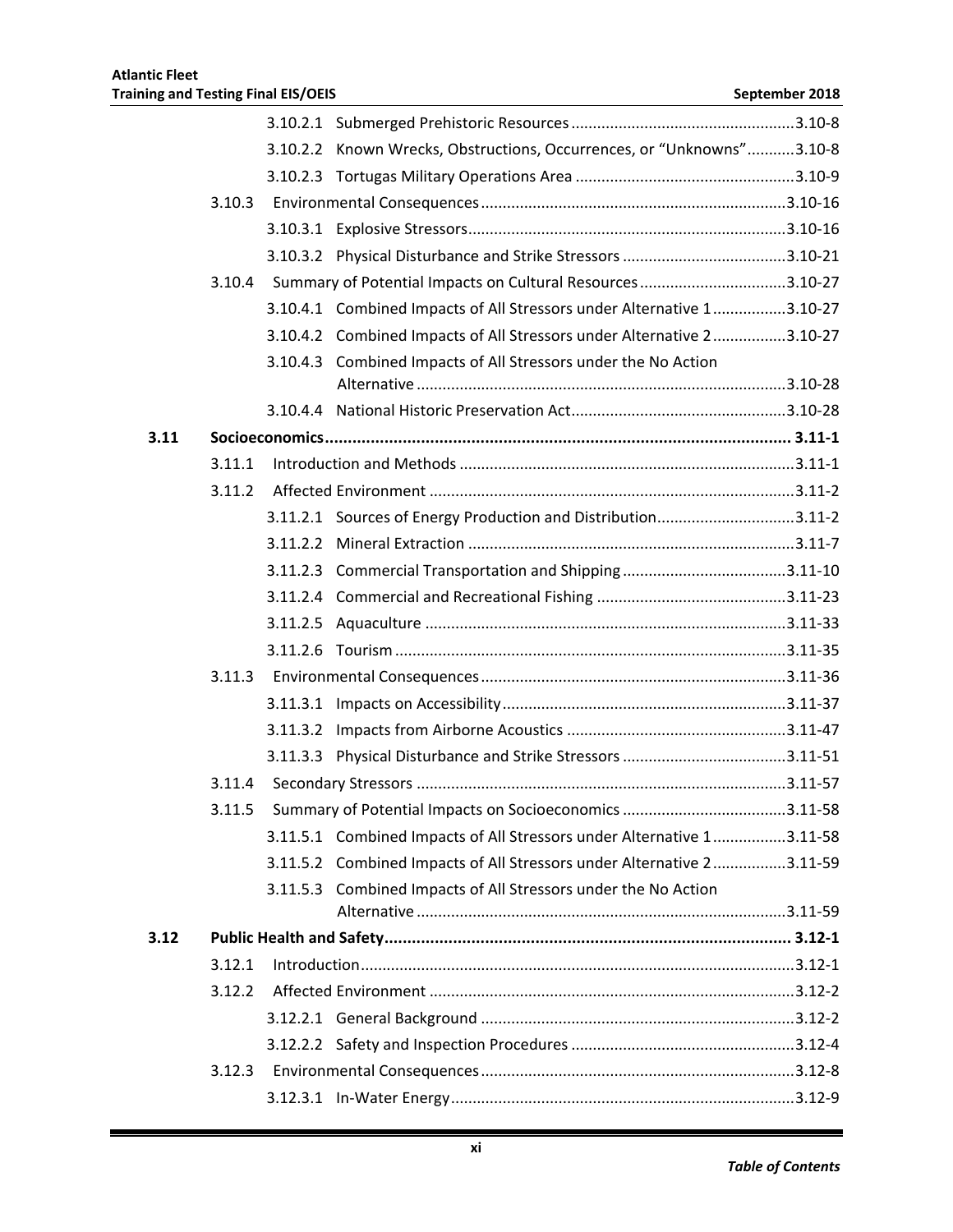3.10.2.1 Submerged Prehistoric Resources ....................................................3.10-8

3.10.2.2 Known Wrecks, Obstructions, Occurrences, or "Unknowns"...........3.10-8

3.10.2.3 Tortugas Military Operations Area ...................................................3.10-9

3.10.3 Environmental Consequences.......................................................................3.10-16

3.10.3.1 Explosive Stressors..........................................................................3.10-16

3.10.3.2 Physical Disturbance and Strike Stressors ......................................3.10-21

3.10.4 Summary of Potential Impacts on Cultural Resources ..................................3.10-27

3.10.4.1 Combined Impacts of All Stressors under Alternative 1.................3.10-27

3.10.4.2 Combined Impacts of All Stressors under Alternative 2.................3.10-27

3.10.4.3 Combined Impacts of All Stressors under the No Action Alternative .....................................................................................3.10-28

3.10.4.4 National Historic Preservation Act..................................................3.10-28

**3.11 Socioeconomics..................................................................................................... 3.11-1**

3.11.1 Introduction and Methods .............................................................................3.11-1

3.11.2 Affected Environment ....................................................................................3.11-2

3.11.2.1 Sources of Energy Production and Distribution................................3.11-2

3.11.2.2 Mineral Extraction ............................................................................3.11-7

3.11.2.3 Commercial Transportation and Shipping ......................................3.11-10

3.11.2.4 Commercial and Recreational Fishing ............................................3.11-23

3.11.2.5 Aquaculture ...................................................................................3.11-33

3.11.2.6 Tourism ..........................................................................................3.11-35

3.11.3 Environmental Consequences.......................................................................3.11-36

3.11.3.1 Impacts on Accessibility..................................................................3.11-37

3.11.3.2 Impacts from Airborne Acoustics ...................................................3.11-47

3.11.3.3 Physical Disturbance and Strike Stressors ......................................3.11-51

3.11.4 Secondary Stressors .....................................................................................3.11-57

3.11.5 Summary of Potential Impacts on Socioeconomics ......................................3.11-58

3.11.5.1 Combined Impacts of All Stressors under Alternative 1.................3.11-58

3.11.5.2 Combined Impacts of All Stressors under Alternative 2.................3.11-59

3.11.5.3 Combined Impacts of All Stressors under the No Action Alternative .....................................................................................3.11-59

**3.12 Public Health and Safety.......................................................................................... 3.12-1**

3.12.1 Introduction....................................................................................................3.12-1

3.12.2 Affected Environment ....................................................................................3.12-2

3.12.2.1 General Background .........................................................................3.12-2

3.12.2.2 Safety and Inspection Procedures ....................................................3.12-4

3.12.3 Environmental Consequences.........................................................................3.12-8

3.12.3.1 In-Water Energy................................................................................3.12-9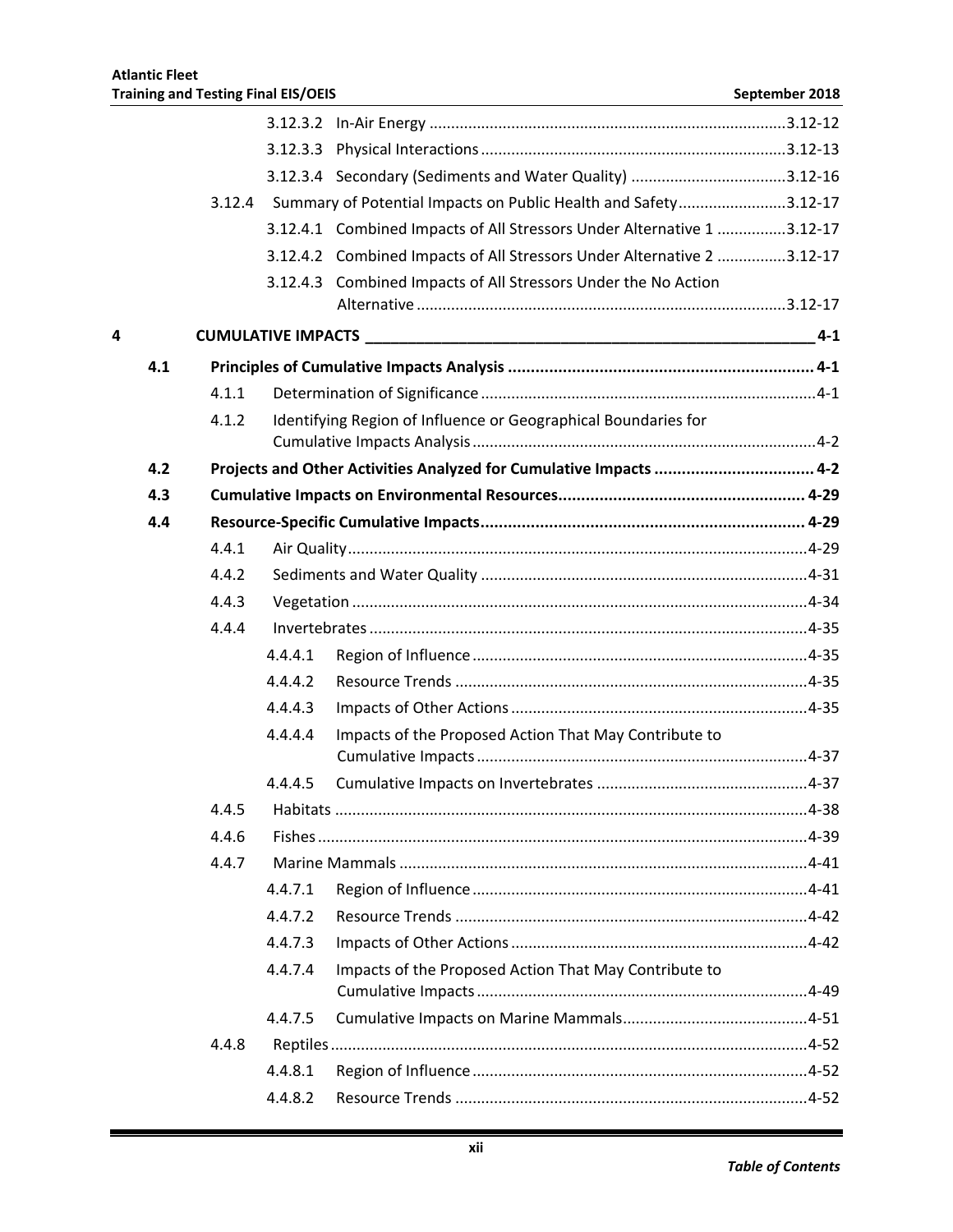3.12.3.2 In-Air Energy ........................................................................................3.12-12

3.12.3.3 Physical Interactions .............................................................................3.12-13

3.12.3.4 Secondary (Sediments and Water Quality) ............................................3.12-16

3.12.4 Summary of Potential Impacts on Public Health and Safety .........................3.12-17

3.12.4.1 Combined Impacts of All Stressors Under Alternative 1 ................3.12-17

3.12.4.2 Combined Impacts of All Stressors Under Alternative 2 ................3.12-17

3.12.4.3 Combined Impacts of All Stressors Under the No Action Alternative .....................................................................................3.12-17

**4 CUMULATIVE IMPACTS ______________________________________________________ 4-1**

**4.1 Principles of Cumulative Impacts Analysis .................................................................... 4-1**

4.1.1 Determination of Significance .............................................................................4-1

4.1.2 Identifying Region of Influence or Geographical Boundaries for Cumulative Impacts Analysis ...............................................................................4-2

**4.2 Projects and Other Activities Analyzed for Cumulative Impacts .................................. 4-2**

**4.3 Cumulative Impacts on Environmental Resources..................................................... 4-29**

**4.4 Resource-Specific Cumulative Impacts...................................................................... 4-29**

4.4.1 Air Quality..........................................................................................................4-29

4.4.2 Sediments and Water Quality ...........................................................................4-31

4.4.3 Vegetation .........................................................................................................4-34

4.4.4 Invertebrates .....................................................................................................4-35

4.4.4.1 Region of Influence .............................................................................4-35

4.4.4.2 Resource Trends .................................................................................4-35

4.4.4.3 Impacts of Other Actions ....................................................................4-35

4.4.4.4 Impacts of the Proposed Action That May Contribute to Cumulative Impacts ............................................................................4-37

4.4.4.5 Cumulative Impacts on Invertebrates ................................................4-37

4.4.5 Habitats .............................................................................................................4-38

4.4.6 Fishes .................................................................................................................4-39

4.4.7 Marine Mammals ..............................................................................................4-41

4.4.7.1 Region of Influence .............................................................................4-41

4.4.7.2 Resource Trends .................................................................................4-42

4.4.7.3 Impacts of Other Actions ....................................................................4-42

4.4.7.4 Impacts of the Proposed Action That May Contribute to Cumulative Impacts ............................................................................4-49

4.4.7.5 Cumulative Impacts on Marine Mammals...........................................4-51

4.4.8 Reptiles .............................................................................................................4-52

4.4.8.1 Region of Influence .............................................................................4-52

4.4.8.2 Resource Trends .................................................................................4-52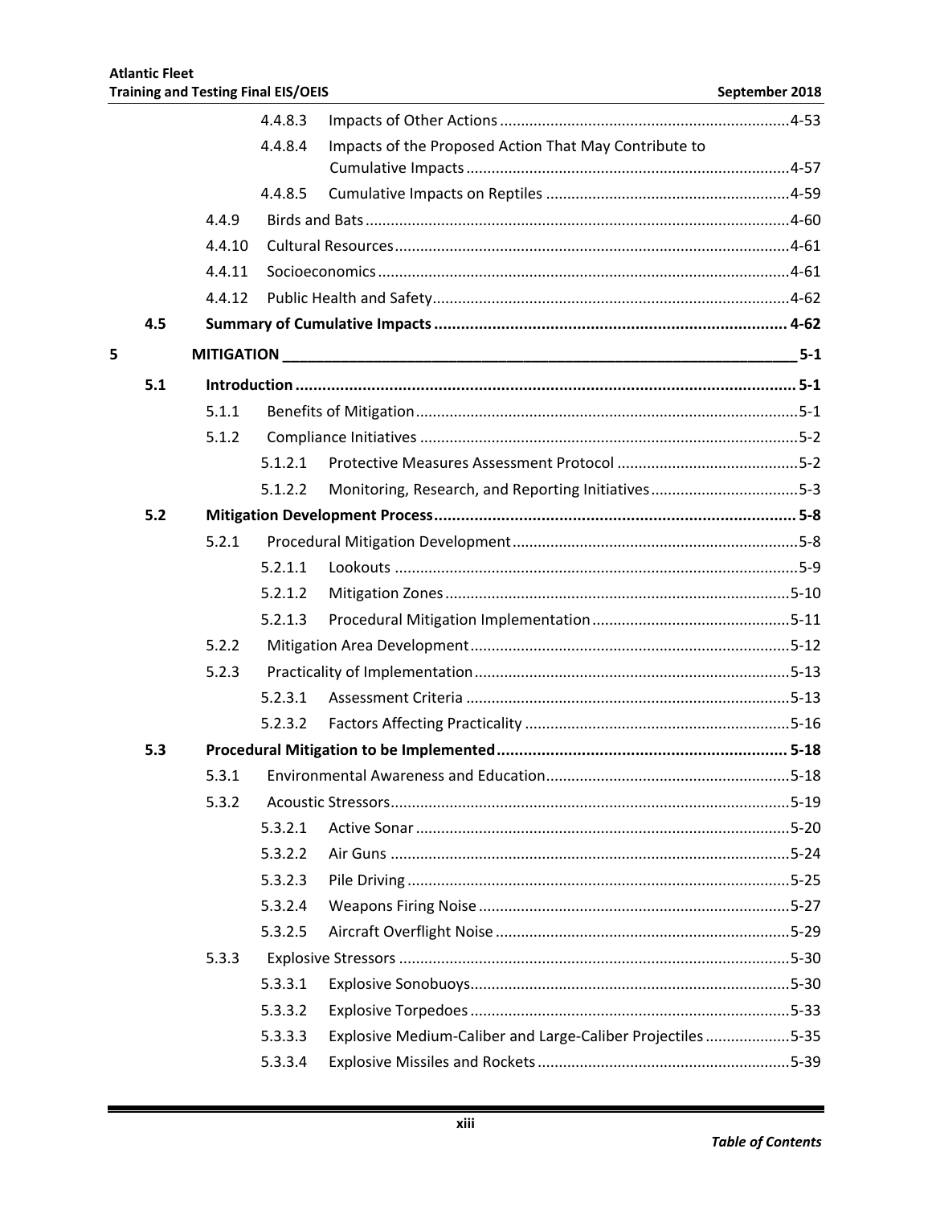4.4.8.3 Impacts of Other Actions ....................................................................4-53

4.4.8.4 Impacts of the Proposed Action That May Contribute to Cumulative Impacts ............................................................................4-57

4.4.8.5 Cumulative Impacts on Reptiles ..........................................................4-59

4.4.9 Birds and Bats ....................................................................................................4-60

4.4.10 Cultural Resources .............................................................................................4-61

4.4.11 Socioeconomics .................................................................................................4-61

4.4.12 Public Health and Safety ....................................................................................4-62

**4.5 Summary of Cumulative Impacts ............................................................................... 4-62**

**5 MITIGATION ______________________________________________________________ 5-1**

**5.1 Introduction ............................................................................................................... 5-1**

5.1.1 Benefits of Mitigation ..........................................................................................5-1

5.1.2 Compliance Initiatives .........................................................................................5-2

5.1.2.1 Protective Measures Assessment Protocol ...........................................5-2

5.1.2.2 Monitoring, Research, and Reporting Initiatives ...................................5-3

**5.2 Mitigation Development Process ................................................................................. 5-8**

5.2.1 Procedural Mitigation Development ...................................................................5-8

5.2.1.1 Lookouts ...............................................................................................5-9

5.2.1.2 Mitigation Zones .................................................................................5-10

5.2.1.3 Procedural Mitigation Implementation ...............................................5-11

5.2.2 Mitigation Area Development ...........................................................................5-12

5.2.3 Practicality of Implementation ..........................................................................5-13

5.2.3.1 Assessment Criteria ............................................................................5-13

5.2.3.2 Factors Affecting Practicality ...............................................................5-16

**5.3 Procedural Mitigation to be Implemented ................................................................. 5-18**

5.3.1 Environmental Awareness and Education .........................................................5-18

5.3.2 Acoustic Stressors ..............................................................................................5-19

5.3.2.1 Active Sonar ........................................................................................5-20

5.3.2.2 Air Guns ..............................................................................................5-24

5.3.2.3 Pile Driving ..........................................................................................5-25

5.3.2.4 Weapons Firing Noise ..........................................................................5-27

5.3.2.5 Aircraft Overflight Noise ......................................................................5-29

5.3.3 Explosive Stressors ............................................................................................5-30

5.3.3.1 Explosive Sonobuoys............................................................................5-30

5.3.3.2 Explosive Torpedoes ............................................................................5-33

5.3.3.3 Explosive Medium-Caliber and Large-Caliber Projectiles ....................5-35

5.3.3.4 Explosive Missiles and Rockets ............................................................5-39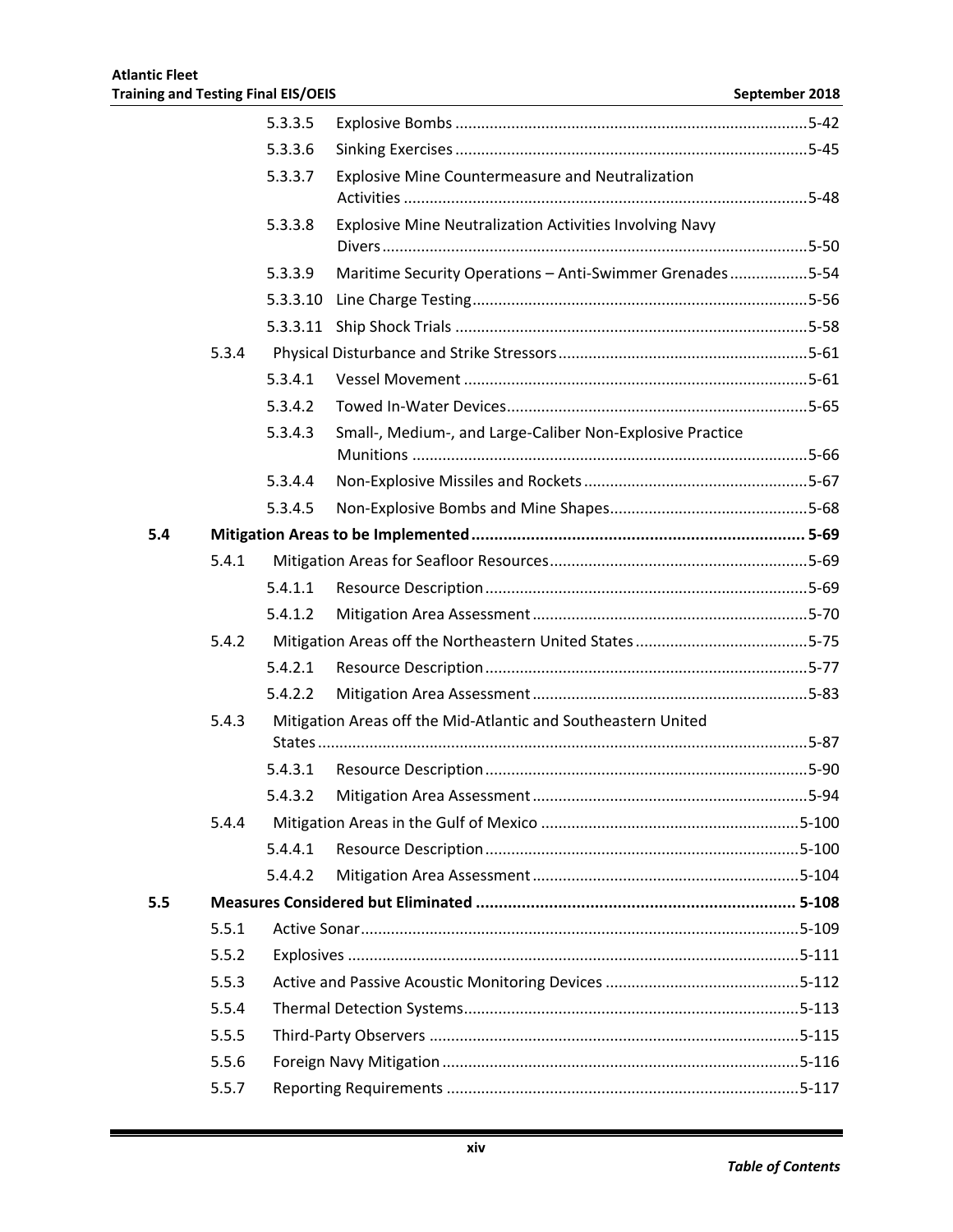| | | | | |
|---|---|---|---|---|
| | | 5.3.3.5 | Explosive Bombs | 5-42 |
| | | 5.3.3.6 | Sinking Exercises | 5-45 |
| | | 5.3.3.7 | Explosive Mine Countermeasure and Neutralization Activities | 5-48 |
| | | 5.3.3.8 | Explosive Mine Neutralization Activities Involving Navy Divers | 5-50 |
| | | 5.3.3.9 | Maritime Security Operations – Anti-Swimmer Grenades | 5-54 |
| | | 5.3.3.10 | Line Charge Testing | 5-56 |
| | | 5.3.3.11 | Ship Shock Trials | 5-58 |
| | 5.3.4 | Physical Disturbance and Strike Stressors | | 5-61 |
| | | 5.3.4.1 | Vessel Movement | 5-61 |
| | | 5.3.4.2 | Towed In-Water Devices | 5-65 |
| | | 5.3.4.3 | Small-, Medium-, and Large-Caliber Non-Explosive Practice Munitions | 5-66 |
| | | 5.3.4.4 | Non-Explosive Missiles and Rockets | 5-67 |
| | | 5.3.4.5 | Non-Explosive Bombs and Mine Shapes | 5-68 |
| **5.4** | **Mitigation Areas to be Implemented** | | | **5-69** |
| | 5.4.1 | Mitigation Areas for Seafloor Resources | | 5-69 |
| | | 5.4.1.1 | Resource Description | 5-69 |
| | | 5.4.1.2 | Mitigation Area Assessment | 5-70 |
| | 5.4.2 | Mitigation Areas off the Northeastern United States | | 5-75 |
| | | 5.4.2.1 | Resource Description | 5-77 |
| | | 5.4.2.2 | Mitigation Area Assessment | 5-83 |
| | 5.4.3 | Mitigation Areas off the Mid-Atlantic and Southeastern United States | | 5-87 |
| | | 5.4.3.1 | Resource Description | 5-90 |
| | | 5.4.3.2 | Mitigation Area Assessment | 5-94 |
| | 5.4.4 | Mitigation Areas in the Gulf of Mexico | | 5-100 |
| | | 5.4.4.1 | Resource Description | 5-100 |
| | | 5.4.4.2 | Mitigation Area Assessment | 5-104 |
| **5.5** | **Measures Considered but Eliminated** | | | **5-108** |
| | 5.5.1 | Active Sonar | | 5-109 |
| | 5.5.2 | Explosives | | 5-111 |
| | 5.5.3 | Active and Passive Acoustic Monitoring Devices | | 5-112 |
| | 5.5.4 | Thermal Detection Systems | | 5-113 |
| | 5.5.5 | Third-Party Observers | | 5-115 |
| | 5.5.6 | Foreign Navy Mitigation | | 5-116 |
| | 5.5.7 | Reporting Requirements | | 5-117 |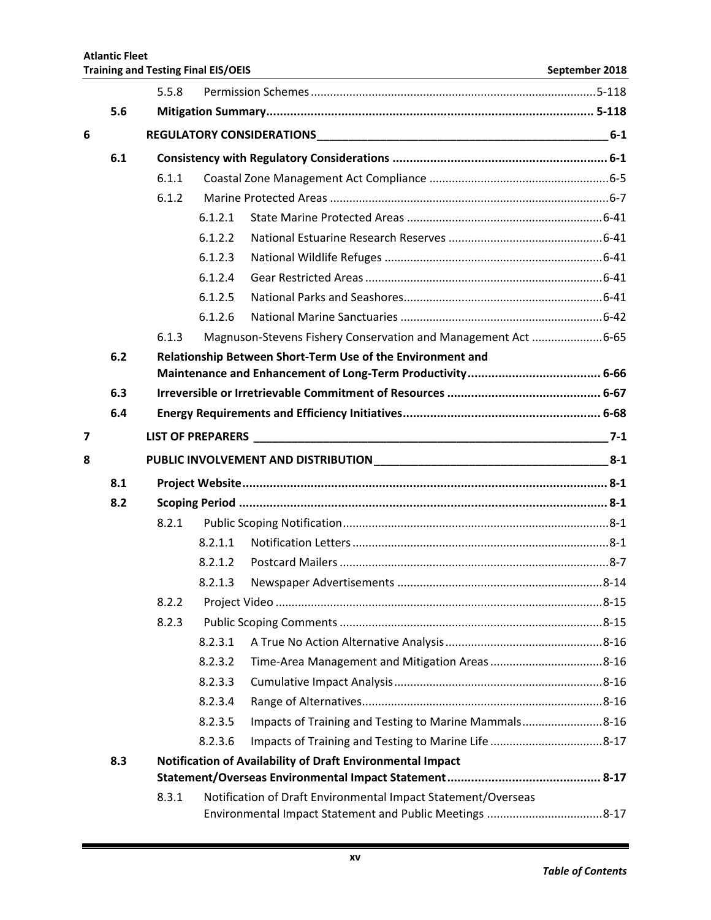| | | | | |
|---|---|---|---|---|
| | | 5.5.8 | Permission Schemes | 5-118 |
| | **5.6** | **Mitigation Summary** | | **5-118** |
| **6** | | **REGULATORY CONSIDERATIONS** | | **6-1** |
| | **6.1** | **Consistency with Regulatory Considerations** | | **6-1** |
| | | 6.1.1 | Coastal Zone Management Act Compliance | 6-5 |
| | | 6.1.2 | Marine Protected Areas | 6-7 |
| | | 6.1.2.1 | State Marine Protected Areas | 6-41 |
| | | 6.1.2.2 | National Estuarine Research Reserves | 6-41 |
| | | 6.1.2.3 | National Wildlife Refuges | 6-41 |
| | | 6.1.2.4 | Gear Restricted Areas | 6-41 |
| | | 6.1.2.5 | National Parks and Seashores | 6-41 |
| | | 6.1.2.6 | National Marine Sanctuaries | 6-42 |
| | | 6.1.3 | Magnuson-Stevens Fishery Conservation and Management Act | 6-65 |
| | **6.2** | **Relationship Between Short-Term Use of the Environment and Maintenance and Enhancement of Long-Term Productivity** | | **6-66** |
| | **6.3** | **Irreversible or Irretrievable Commitment of Resources** | | **6-67** |
| | **6.4** | **Energy Requirements and Efficiency Initiatives** | | **6-68** |
| **7** | | **LIST OF PREPARERS** | | **7-1** |
| **8** | | **PUBLIC INVOLVEMENT AND DISTRIBUTION** | | **8-1** |
| | **8.1** | **Project Website** | | **8-1** |
| | **8.2** | **Scoping Period** | | **8-1** |
| | | 8.2.1 | Public Scoping Notification | 8-1 |
| | | 8.2.1.1 | Notification Letters | 8-1 |
| | | 8.2.1.2 | Postcard Mailers | 8-7 |
| | | 8.2.1.3 | Newspaper Advertisements | 8-14 |
| | | 8.2.2 | Project Video | 8-15 |
| | | 8.2.3 | Public Scoping Comments | 8-15 |
| | | 8.2.3.1 | A True No Action Alternative Analysis | 8-16 |
| | | 8.2.3.2 | Time-Area Management and Mitigation Areas | 8-16 |
| | | 8.2.3.3 | Cumulative Impact Analysis | 8-16 |
| | | 8.2.3.4 | Range of Alternatives | 8-16 |
| | | 8.2.3.5 | Impacts of Training and Testing to Marine Mammals | 8-16 |
| | | 8.2.3.6 | Impacts of Training and Testing to Marine Life | 8-17 |
| | **8.3** | **Notification of Availability of Draft Environmental Impact Statement/Overseas Environmental Impact Statement** | | **8-17** |
| | | 8.3.1 | Notification of Draft Environmental Impact Statement/Overseas Environmental Impact Statement and Public Meetings | 8-17 |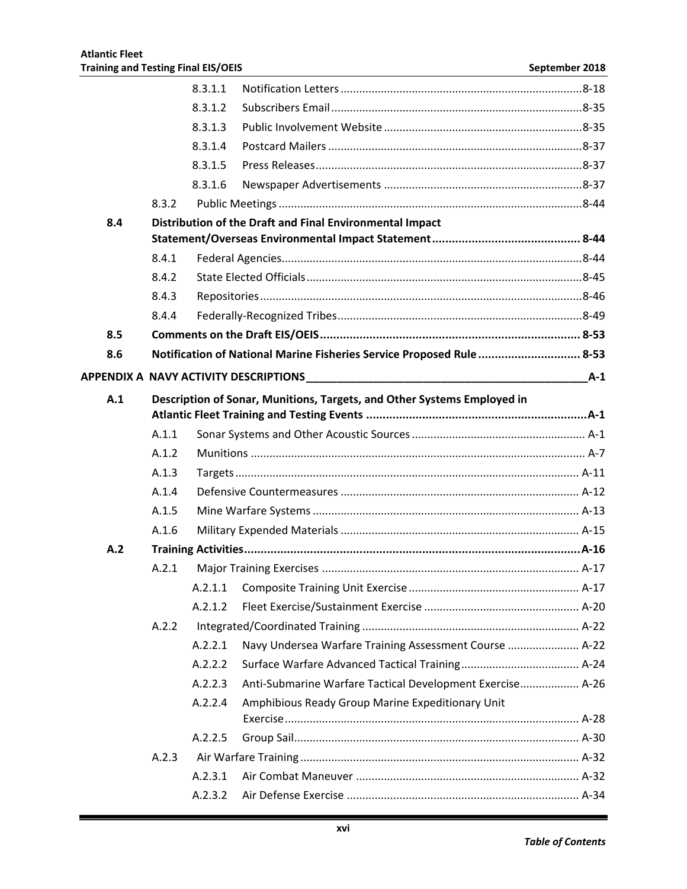8.3.1.1 Notification Letters .....8-18

8.3.1.2 Subscribers Email .....8-35

8.3.1.3 Public Involvement Website .....8-35

8.3.1.4 Postcard Mailers .....8-37

8.3.1.5 Press Releases .....8-37

8.3.1.6 Newspaper Advertisements .....8-37

8.3.2 Public Meetings .....8-44

**8.4 Distribution of the Draft and Final Environmental Impact Statement/Overseas Environmental Impact Statement ..... 8-44**

8.4.1 Federal Agencies .....8-44

8.4.2 State Elected Officials .....8-45

8.4.3 Repositories .....8-46

8.4.4 Federally-Recognized Tribes .....8-49

**8.5 Comments on the Draft EIS/OEIS ..... 8-53**

**8.6 Notification of National Marine Fisheries Service Proposed Rule ..... 8-53**

**APPENDIX A NAVY ACTIVITY DESCRIPTIONS _____ A-1**

**A.1 Description of Sonar, Munitions, Targets, and Other Systems Employed in Atlantic Fleet Training and Testing Events .....A-1**

A.1.1 Sonar Systems and Other Acoustic Sources ..... A-1

A.1.2 Munitions ..... A-7

A.1.3 Targets ..... A-11

A.1.4 Defensive Countermeasures ..... A-12

A.1.5 Mine Warfare Systems ..... A-13

A.1.6 Military Expended Materials ..... A-15

**A.2 Training Activities .....A-16**

A.2.1 Major Training Exercises ..... A-17

A.2.1.1 Composite Training Unit Exercise ..... A-17

A.2.1.2 Fleet Exercise/Sustainment Exercise ..... A-20

A.2.2 Integrated/Coordinated Training ..... A-22

A.2.2.1 Navy Undersea Warfare Training Assessment Course ..... A-22

A.2.2.2 Surface Warfare Advanced Tactical Training ..... A-24

A.2.2.3 Anti-Submarine Warfare Tactical Development Exercise ..... A-26

A.2.2.4 Amphibious Ready Group Marine Expeditionary Unit Exercise ..... A-28

A.2.2.5 Group Sail ..... A-30

A.2.3 Air Warfare Training ..... A-32

A.2.3.1 Air Combat Maneuver ..... A-32

A.2.3.2 Air Defense Exercise ..... A-34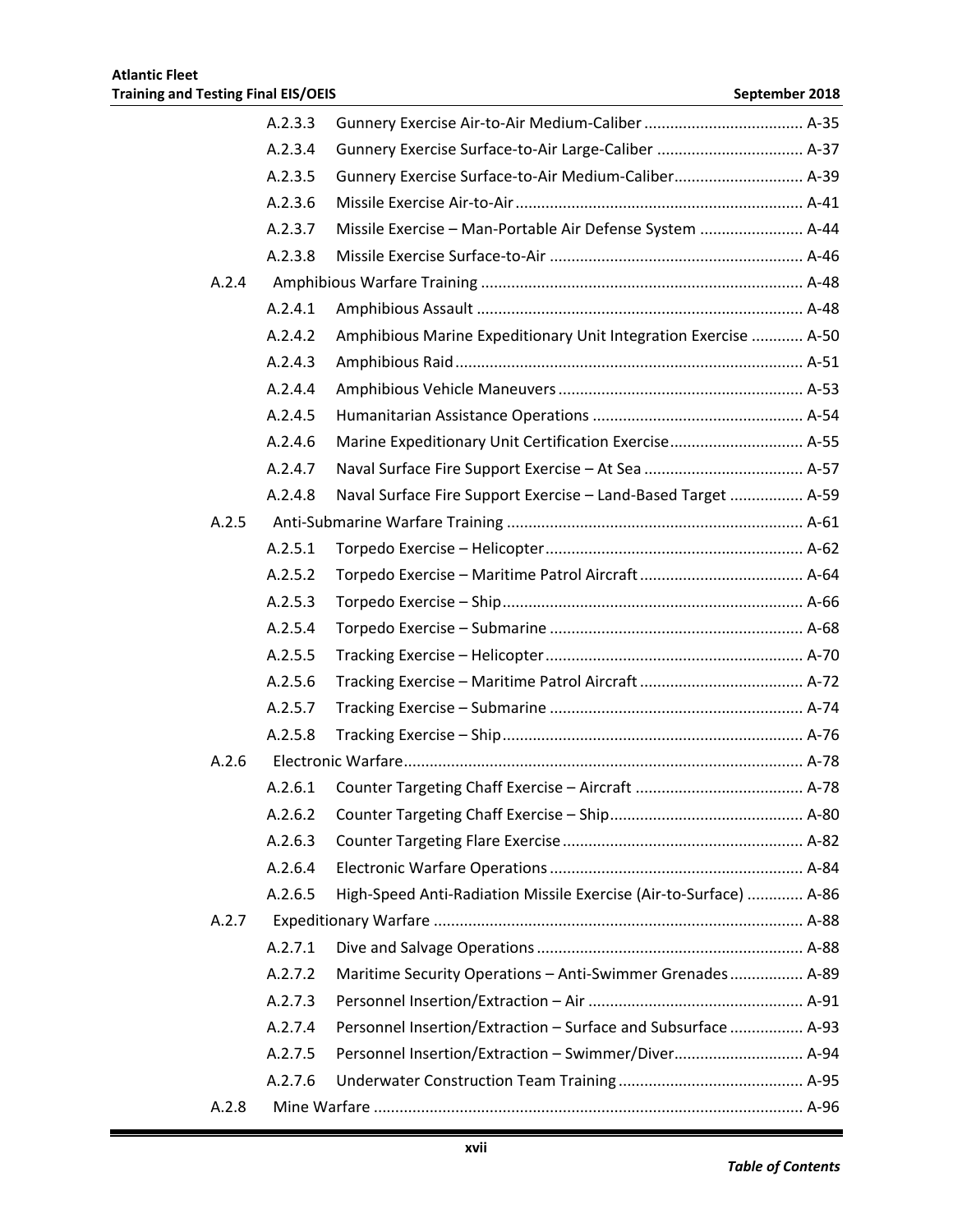A.2.3.3 Gunnery Exercise Air-to-Air Medium-Caliber ..................................... A-35
A.2.3.4 Gunnery Exercise Surface-to-Air Large-Caliber .................................. A-37
A.2.3.5 Gunnery Exercise Surface-to-Air Medium-Caliber.............................. A-39
A.2.3.6 Missile Exercise Air-to-Air .................................................................. A-41
A.2.3.7 Missile Exercise – Man-Portable Air Defense System ........................ A-44
A.2.3.8 Missile Exercise Surface-to-Air ........................................................... A-46

A.2.4 Amphibious Warfare Training ........................................................................... A-48
A.2.4.1 Amphibious Assault ........................................................................... A-48
A.2.4.2 Amphibious Marine Expeditionary Unit Integration Exercise ............ A-50
A.2.4.3 Amphibious Raid ................................................................................ A-51
A.2.4.4 Amphibious Vehicle Maneuvers ......................................................... A-53
A.2.4.5 Humanitarian Assistance Operations ................................................. A-54
A.2.4.6 Marine Expeditionary Unit Certification Exercise............................... A-55
A.2.4.7 Naval Surface Fire Support Exercise – At Sea ..................................... A-57
A.2.4.8 Naval Surface Fire Support Exercise – Land-Based Target ................. A-59

A.2.5 Anti-Submarine Warfare Training ..................................................................... A-61
A.2.5.1 Torpedo Exercise – Helicopter ............................................................ A-62
A.2.5.2 Torpedo Exercise – Maritime Patrol Aircraft ...................................... A-64
A.2.5.3 Torpedo Exercise – Ship ...................................................................... A-66
A.2.5.4 Torpedo Exercise – Submarine ........................................................... A-68
A.2.5.5 Tracking Exercise – Helicopter ............................................................ A-70
A.2.5.6 Tracking Exercise – Maritime Patrol Aircraft ...................................... A-72
A.2.5.7 Tracking Exercise – Submarine ........................................................... A-74
A.2.5.8 Tracking Exercise – Ship ...................................................................... A-76

A.2.6 Electronic Warfare ............................................................................................. A-78
A.2.6.1 Counter Targeting Chaff Exercise – Aircraft ....................................... A-78
A.2.6.2 Counter Targeting Chaff Exercise – Ship ............................................. A-80
A.2.6.3 Counter Targeting Flare Exercise ........................................................ A-82
A.2.6.4 Electronic Warfare Operations ........................................................... A-84
A.2.6.5 High-Speed Anti-Radiation Missile Exercise (Air-to-Surface) ............. A-86

A.2.7 Expeditionary Warfare ...................................................................................... A-88
A.2.7.1 Dive and Salvage Operations .............................................................. A-88
A.2.7.2 Maritime Security Operations – Anti-Swimmer Grenades ................. A-89
A.2.7.3 Personnel Insertion/Extraction – Air .................................................. A-91
A.2.7.4 Personnel Insertion/Extraction – Surface and Subsurface ................. A-93
A.2.7.5 Personnel Insertion/Extraction – Swimmer/Diver.............................. A-94
A.2.7.6 Underwater Construction Team Training ........................................... A-95

A.2.8 Mine Warfare .................................................................................................... A-96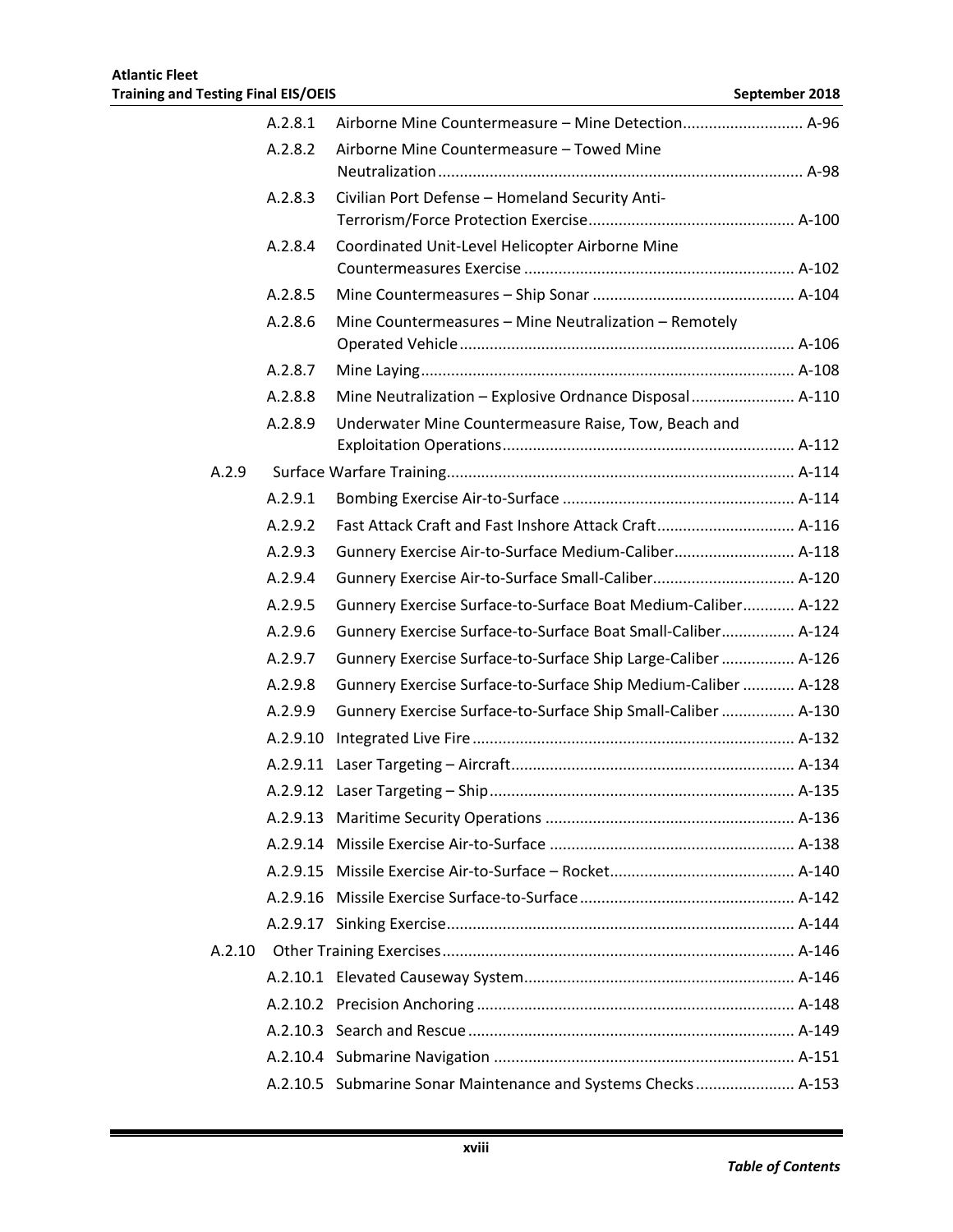A.2.8.1 Airborne Mine Countermeasure – Mine Detection ........................... A-96

A.2.8.2 Airborne Mine Countermeasure – Towed Mine Neutralization .................................................................................... A-98

A.2.8.3 Civilian Port Defense – Homeland Security Anti-Terrorism/Force Protection Exercise ................................................ A-100

A.2.8.4 Coordinated Unit-Level Helicopter Airborne Mine Countermeasures Exercise .............................................................. A-102

A.2.8.5 Mine Countermeasures – Ship Sonar ............................................... A-104

A.2.8.6 Mine Countermeasures – Mine Neutralization – Remotely Operated Vehicle ............................................................................. A-106

A.2.8.7 Mine Laying ...................................................................................... A-108

A.2.8.8 Mine Neutralization – Explosive Ordnance Disposal ........................ A-110

A.2.8.9 Underwater Mine Countermeasure Raise, Tow, Beach and Exploitation Operations .................................................................... A-112

A.2.9 Surface Warfare Training ................................................................................ A-114

A.2.9.1 Bombing Exercise Air-to-Surface ...................................................... A-114

A.2.9.2 Fast Attack Craft and Fast Inshore Attack Craft ................................ A-116

A.2.9.3 Gunnery Exercise Air-to-Surface Medium-Caliber ............................ A-118

A.2.9.4 Gunnery Exercise Air-to-Surface Small-Caliber ................................. A-120

A.2.9.5 Gunnery Exercise Surface-to-Surface Boat Medium-Caliber ............ A-122

A.2.9.6 Gunnery Exercise Surface-to-Surface Boat Small-Caliber ................. A-124

A.2.9.7 Gunnery Exercise Surface-to-Surface Ship Large-Caliber ................. A-126

A.2.9.8 Gunnery Exercise Surface-to-Surface Ship Medium-Caliber ............ A-128

A.2.9.9 Gunnery Exercise Surface-to-Surface Ship Small-Caliber ................. A-130

A.2.9.10 Integrated Live Fire ........................................................................... A-132

A.2.9.11 Laser Targeting – Aircraft .................................................................. A-134

A.2.9.12 Laser Targeting – Ship ....................................................................... A-135

A.2.9.13 Maritime Security Operations .......................................................... A-136

A.2.9.14 Missile Exercise Air-to-Surface ......................................................... A-138

A.2.9.15 Missile Exercise Air-to-Surface – Rocket ........................................... A-140

A.2.9.16 Missile Exercise Surface-to-Surface .................................................. A-142

A.2.9.17 Sinking Exercise ................................................................................ A-144

A.2.10 Other Training Exercises .................................................................................. A-146

A.2.10.1 Elevated Causeway System ............................................................... A-146

A.2.10.2 Precision Anchoring .......................................................................... A-148

A.2.10.3 Search and Rescue ............................................................................ A-149

A.2.10.4 Submarine Navigation ...................................................................... A-151

A.2.10.5 Submarine Sonar Maintenance and Systems Checks ....................... A-153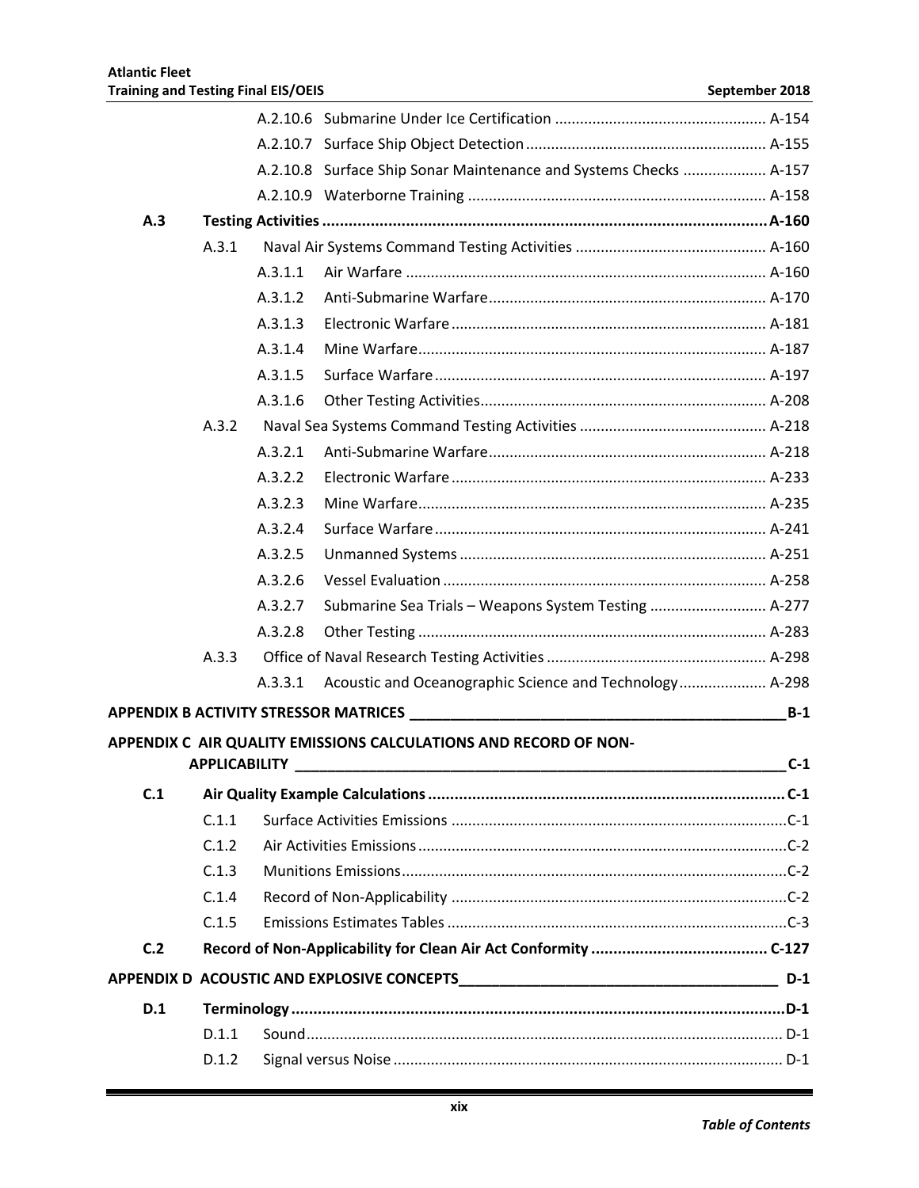A.2.10.6 Submarine Under Ice Certification ...................................................... A-154

A.2.10.7 Surface Ship Object Detection ........................................................... A-155

A.2.10.8 Surface Ship Sonar Maintenance and Systems Checks .................... A-157

A.2.10.9 Waterborne Training ......................................................................... A-158

**A.3 Testing Activities ...................................................................................................... A-160**

A.3.1 Naval Air Systems Command Testing Activities ............................................. A-160

A.3.1.1 Air Warfare ........................................................................................ A-160

A.3.1.2 Anti-Submarine Warfare.................................................................... A-170

A.3.1.3 Electronic Warfare ............................................................................. A-181

A.3.1.4 Mine Warfare..................................................................................... A-187

A.3.1.5 Surface Warfare ................................................................................. A-197

A.3.1.6 Other Testing Activities...................................................................... A-208

A.3.2 Naval Sea Systems Command Testing Activities ............................................ A-218

A.3.2.1 Anti-Submarine Warfare.................................................................... A-218

A.3.2.2 Electronic Warfare ............................................................................. A-233

A.3.2.3 Mine Warfare..................................................................................... A-235

A.3.2.4 Surface Warfare ................................................................................. A-241

A.3.2.5 Unmanned Systems ........................................................................... A-251

A.3.2.6 Vessel Evaluation ............................................................................... A-258

A.3.2.7 Submarine Sea Trials – Weapons System Testing ............................ A-277

A.3.2.8 Other Testing ..................................................................................... A-283

A.3.3 Office of Naval Research Testing Activities ..................................................... A-298

A.3.3.1 Acoustic and Oceanographic Science and Technology..................... A-298

**APPENDIX B ACTIVITY STRESSOR MATRICES ______________________________________________ B-1**

**APPENDIX C AIR QUALITY EMISSIONS CALCULATIONS AND RECORD OF NON-APPLICABILITY ___________________________________________________________ C-1**

**C.1 Air Quality Example Calculations .................................................................................. C-1**

C.1.1 Surface Activities Emissions ................................................................................C-1

C.1.2 Air Activities Emissions ........................................................................................C-2

C.1.3 Munitions Emissions............................................................................................C-2

C.1.4 Record of Non-Applicability ................................................................................C-2

C.1.5 Emissions Estimates Tables .................................................................................C-3

**C.2 Record of Non-Applicability for Clean Air Act Conformity ........................................ C-127**

**APPENDIX D ACOUSTIC AND EXPLOSIVE CONCEPTS_______________________________________ D-1**

**D.1 Terminology ...............................................................................................................D-1**

D.1.1 Sound.................................................................................................................. D-1

D.1.2 Signal versus Noise ............................................................................................. D-1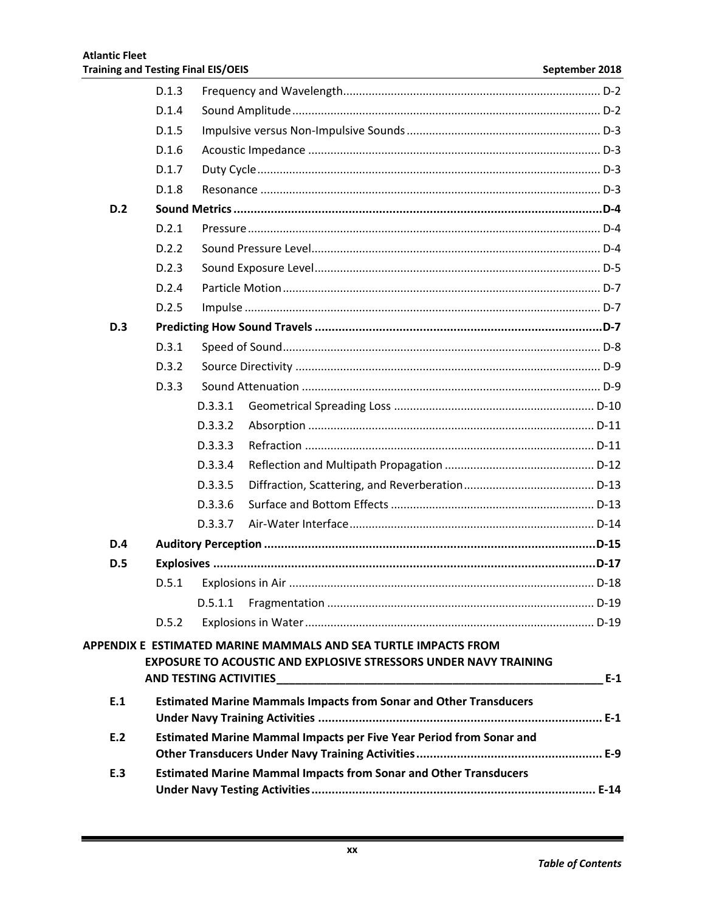D.1.3 Frequency and Wavelength ... D-2

D.1.4 Sound Amplitude ... D-2

D.1.5 Impulsive versus Non-Impulsive Sounds ... D-3

D.1.6 Acoustic Impedance ... D-3

D.1.7 Duty Cycle ... D-3

D.1.8 Resonance ... D-3

**D.2 Sound Metrics ... D-4**

D.2.1 Pressure ... D-4

D.2.2 Sound Pressure Level ... D-4

D.2.3 Sound Exposure Level ... D-5

D.2.4 Particle Motion ... D-7

D.2.5 Impulse ... D-7

**D.3 Predicting How Sound Travels ... D-7**

D.3.1 Speed of Sound ... D-8

D.3.2 Source Directivity ... D-9

D.3.3 Sound Attenuation ... D-9

D.3.3.1 Geometrical Spreading Loss ... D-10

D.3.3.2 Absorption ... D-11

D.3.3.3 Refraction ... D-11

D.3.3.4 Reflection and Multipath Propagation ... D-12

D.3.3.5 Diffraction, Scattering, and Reverberation ... D-13

D.3.3.6 Surface and Bottom Effects ... D-13

D.3.3.7 Air-Water Interface ... D-14

**D.4 Auditory Perception ... D-15**

**D.5 Explosives ... D-17**

D.5.1 Explosions in Air ... D-18

D.5.1.1 Fragmentation ... D-19

D.5.2 Explosions in Water ... D-19

**APPENDIX E ESTIMATED MARINE MAMMALS AND SEA TURTLE IMPACTS FROM EXPOSURE TO ACOUSTIC AND EXPLOSIVE STRESSORS UNDER NAVY TRAINING AND TESTING ACTIVITIES ... E-1**

**E.1 Estimated Marine Mammals Impacts from Sonar and Other Transducers Under Navy Training Activities ... E-1**

**E.2 Estimated Marine Mammal Impacts per Five Year Period from Sonar and Other Transducers Under Navy Training Activities ... E-9**

**E.3 Estimated Marine Mammal Impacts from Sonar and Other Transducers Under Navy Testing Activities ... E-14**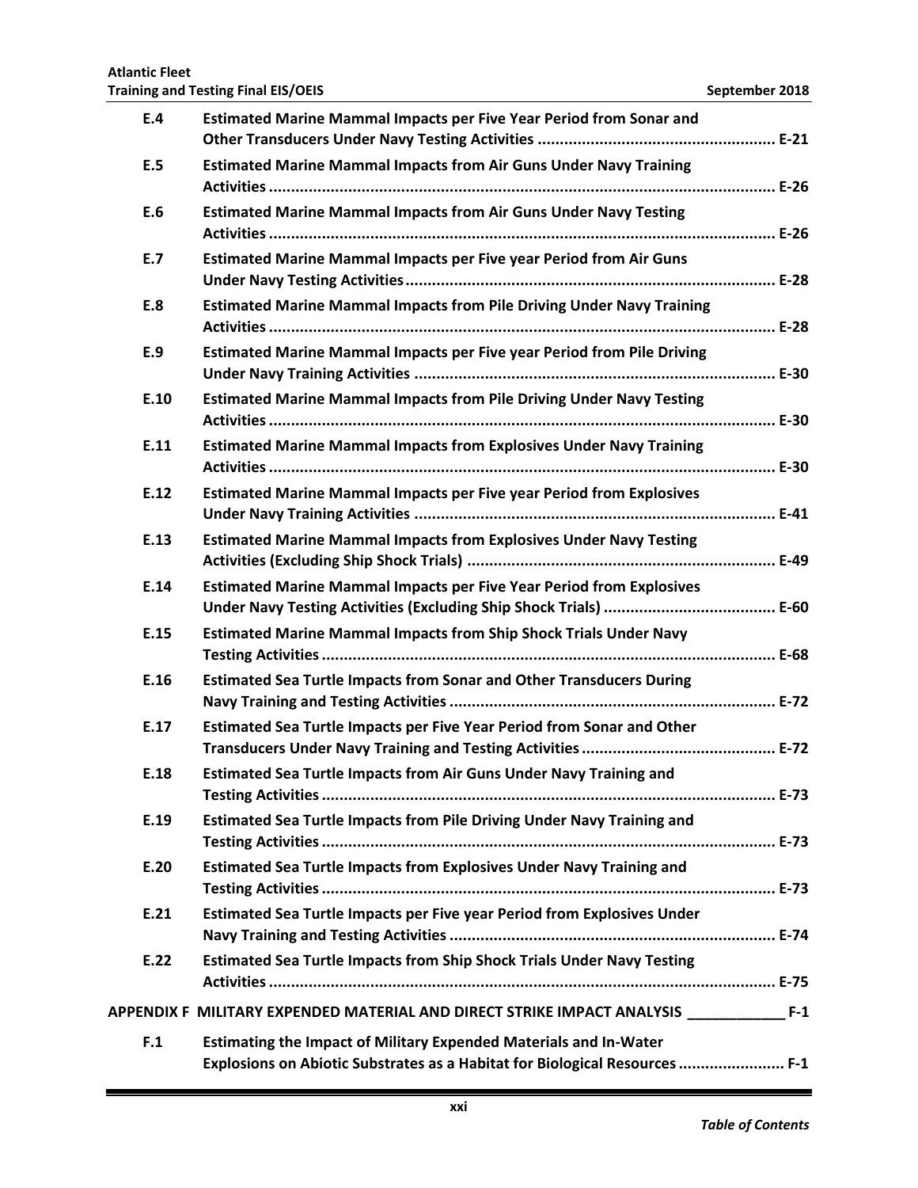| | | |
|---|---|---|
| **E.4** | **Estimated Marine Mammal Impacts per Five Year Period from Sonar and Other Transducers Under Navy Testing Activities** | **E-21** |
| **E.5** | **Estimated Marine Mammal Impacts from Air Guns Under Navy Training Activities** | **E-26** |
| **E.6** | **Estimated Marine Mammal Impacts from Air Guns Under Navy Testing Activities** | **E-26** |
| **E.7** | **Estimated Marine Mammal Impacts per Five year Period from Air Guns Under Navy Testing Activities** | **E-28** |
| **E.8** | **Estimated Marine Mammal Impacts from Pile Driving Under Navy Training Activities** | **E-28** |
| **E.9** | **Estimated Marine Mammal Impacts per Five year Period from Pile Driving Under Navy Training Activities** | **E-30** |
| **E.10** | **Estimated Marine Mammal Impacts from Pile Driving Under Navy Testing Activities** | **E-30** |
| **E.11** | **Estimated Marine Mammal Impacts from Explosives Under Navy Training Activities** | **E-30** |
| **E.12** | **Estimated Marine Mammal Impacts per Five year Period from Explosives Under Navy Training Activities** | **E-41** |
| **E.13** | **Estimated Marine Mammal Impacts from Explosives Under Navy Testing Activities (Excluding Ship Shock Trials)** | **E-49** |
| **E.14** | **Estimated Marine Mammal Impacts per Five Year Period from Explosives Under Navy Testing Activities (Excluding Ship Shock Trials)** | **E-60** |
| **E.15** | **Estimated Marine Mammal Impacts from Ship Shock Trials Under Navy Testing Activities** | **E-68** |
| **E.16** | **Estimated Sea Turtle Impacts from Sonar and Other Transducers During Navy Training and Testing Activities** | **E-72** |
| **E.17** | **Estimated Sea Turtle Impacts per Five Year Period from Sonar and Other Transducers Under Navy Training and Testing Activities** | **E-72** |
| **E.18** | **Estimated Sea Turtle Impacts from Air Guns Under Navy Training and Testing Activities** | **E-73** |
| **E.19** | **Estimated Sea Turtle Impacts from Pile Driving Under Navy Training and Testing Activities** | **E-73** |
| **E.20** | **Estimated Sea Turtle Impacts from Explosives Under Navy Training and Testing Activities** | **E-73** |
| **E.21** | **Estimated Sea Turtle Impacts per Five year Period from Explosives Under Navy Training and Testing Activities** | **E-74** |
| **E.22** | **Estimated Sea Turtle Impacts from Ship Shock Trials Under Navy Testing Activities** | **E-75** |

**APPENDIX F MILITARY EXPENDED MATERIAL AND DIRECT STRIKE IMPACT ANALYSIS ____________ F-1**

| | | |
|---|---|---|
| **F.1** | **Estimating the Impact of Military Expended Materials and In-Water Explosions on Abiotic Substrates as a Habitat for Biological Resources** | **F-1** |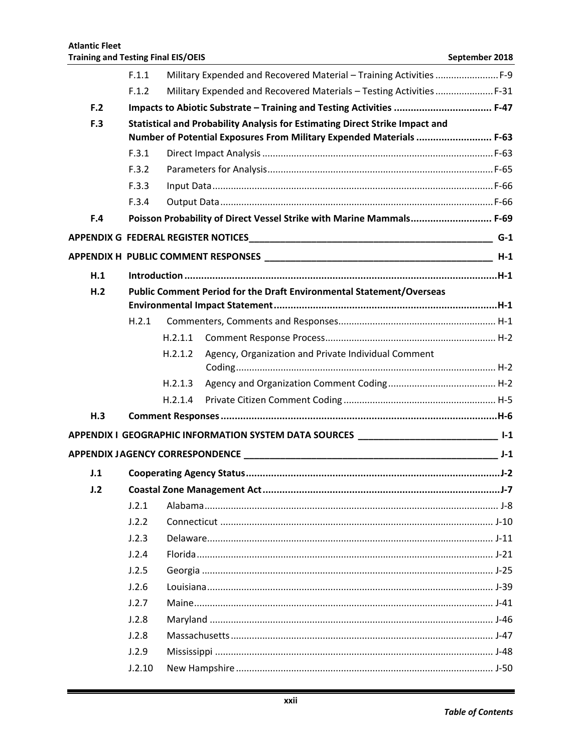| | | |
|---|---|---|
| F.1.1 | Military Expended and Recovered Material – Training Activities | F-9 |
| F.1.2 | Military Expended and Recovered Materials – Testing Activities | F-31 |

**F.2 Impacts to Abiotic Substrate – Training and Testing Activities ... F-47**

**F.3 Statistical and Probability Analysis for Estimating Direct Strike Impact and Number of Potential Exposures From Military Expended Materials ... F-63**

| | | |
|---|---|---|
| F.3.1 | Direct Impact Analysis | F-63 |
| F.3.2 | Parameters for Analysis | F-65 |
| F.3.3 | Input Data | F-66 |
| F.3.4 | Output Data | F-66 |

**F.4 Poisson Probability of Direct Vessel Strike with Marine Mammals ... F-69**

**APPENDIX G FEDERAL REGISTER NOTICES ... G-1**

**APPENDIX H PUBLIC COMMENT RESPONSES ... H-1**

**H.1 Introduction ... H-1**

**H.2 Public Comment Period for the Draft Environmental Statement/Overseas Environmental Impact Statement ... H-1**

| | | |
|---|---|---|
| H.2.1 | Commenters, Comments and Responses | H-1 |
| H.2.1.1 | Comment Response Process | H-2 |
| H.2.1.2 | Agency, Organization and Private Individual Comment Coding | H-2 |
| H.2.1.3 | Agency and Organization Comment Coding | H-2 |
| H.2.1.4 | Private Citizen Comment Coding | H-5 |

**H.3 Comment Responses ... H-6**

**APPENDIX I GEOGRAPHIC INFORMATION SYSTEM DATA SOURCES ... I-1**

**APPENDIX J AGENCY CORRESPONDENCE ... J-1**

**J.1 Cooperating Agency Status ... J-2**

**J.2 Coastal Zone Management Act ... J-7**

| | | |
|---|---|---|
| J.2.1 | Alabama | J-8 |
| J.2.2 | Connecticut | J-10 |
| J.2.3 | Delaware | J-11 |
| J.2.4 | Florida | J-21 |
| J.2.5 | Georgia | J-25 |
| J.2.6 | Louisiana | J-39 |
| J.2.7 | Maine | J-41 |
| J.2.8 | Maryland | J-46 |
| J.2.8 | Massachusetts | J-47 |
| J.2.9 | Mississippi | J-48 |
| J.2.10 | New Hampshire | J-50 |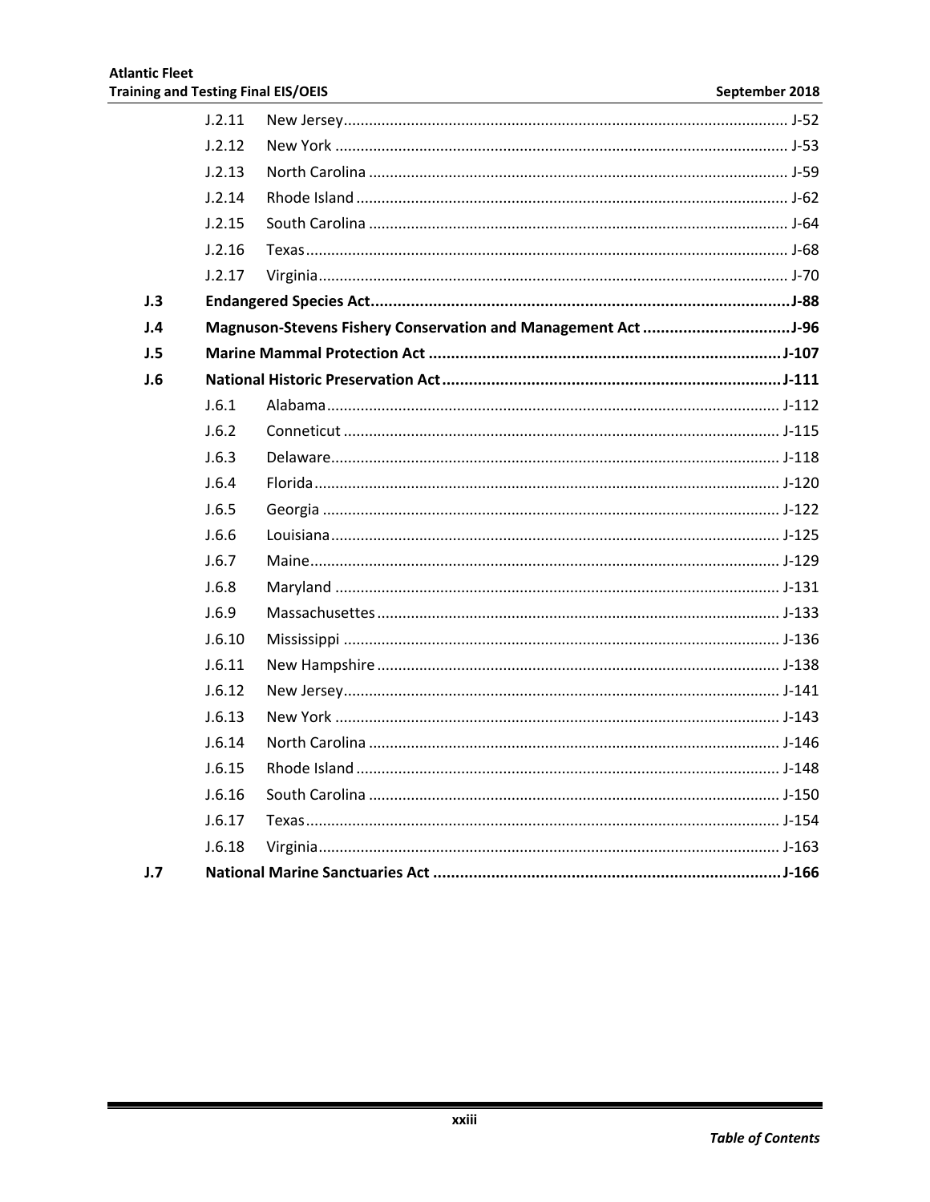J.2.11 New Jersey ........................................................................................................ J-52

J.2.12 New York ......................................................................................................... J-53

J.2.13 North Carolina .................................................................................................. J-59

J.2.14 Rhode Island ..................................................................................................... J-62

J.2.15 South Carolina .................................................................................................. J-64

J.2.16 Texas ................................................................................................................. J-68

J.2.17 Virginia .............................................................................................................. J-70

**J.3 Endangered Species Act ............................................................................................ J-88**

**J.4 Magnuson-Stevens Fishery Conservation and Management Act ................................ J-96**

**J.5 Marine Mammal Protection Act ............................................................................... J-107**

**J.6 National Historic Preservation Act ........................................................................... J-111**

J.6.1 Alabama ........................................................................................................... J-112

J.6.2 Conneticut ........................................................................................................ J-115

J.6.3 Delaware .......................................................................................................... J-118

J.6.4 Florida .............................................................................................................. J-120

J.6.5 Georgia ............................................................................................................ J-122

J.6.6 Louisiana .......................................................................................................... J-125

J.6.7 Maine ............................................................................................................... J-129

J.6.8 Maryland .......................................................................................................... J-131

J.6.9 Massachusettes ............................................................................................... J-133

J.6.10 Mississippi ....................................................................................................... J-136

J.6.11 New Hampshire ............................................................................................... J-138

J.6.12 New Jersey ....................................................................................................... J-141

J.6.13 New York ......................................................................................................... J-143

J.6.14 North Carolina ................................................................................................. J-146

J.6.15 Rhode Island .................................................................................................... J-148

J.6.16 South Carolina ................................................................................................. J-150

J.6.17 Texas ................................................................................................................ J-154

J.6.18 Virginia ............................................................................................................. J-163

**J.7 National Marine Sanctuaries Act .............................................................................. J-166**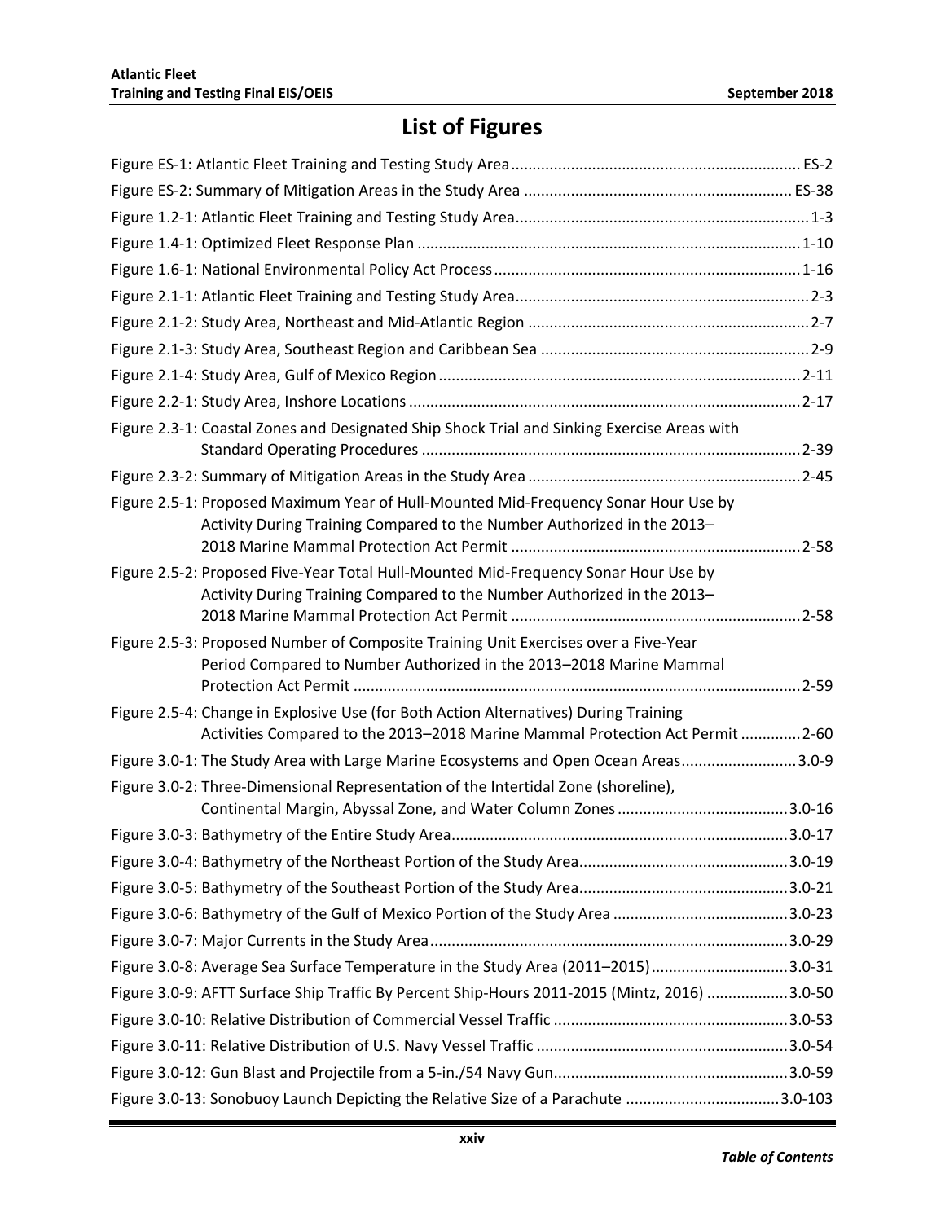# List of Figures

Figure ES-1: Atlantic Fleet Training and Testing Study Area ES-2

Figure ES-2: Summary of Mitigation Areas in the Study Area ES-38

Figure 1.2-1: Atlantic Fleet Training and Testing Study Area 1-3

Figure 1.4-1: Optimized Fleet Response Plan 1-10

Figure 1.6-1: National Environmental Policy Act Process 1-16

Figure 2.1-1: Atlantic Fleet Training and Testing Study Area 2-3

Figure 2.1-2: Study Area, Northeast and Mid-Atlantic Region 2-7

Figure 2.1-3: Study Area, Southeast Region and Caribbean Sea 2-9

Figure 2.1-4: Study Area, Gulf of Mexico Region 2-11

Figure 2.2-1: Study Area, Inshore Locations 2-17

Figure 2.3-1: Coastal Zones and Designated Ship Shock Trial and Sinking Exercise Areas with Standard Operating Procedures 2-39

Figure 2.3-2: Summary of Mitigation Areas in the Study Area 2-45

Figure 2.5-1: Proposed Maximum Year of Hull-Mounted Mid-Frequency Sonar Hour Use by Activity During Training Compared to the Number Authorized in the 2013–2018 Marine Mammal Protection Act Permit 2-58

Figure 2.5-2: Proposed Five-Year Total Hull-Mounted Mid-Frequency Sonar Hour Use by Activity During Training Compared to the Number Authorized in the 2013–2018 Marine Mammal Protection Act Permit 2-58

Figure 2.5-3: Proposed Number of Composite Training Unit Exercises over a Five-Year Period Compared to Number Authorized in the 2013–2018 Marine Mammal Protection Act Permit 2-59

Figure 2.5-4: Change in Explosive Use (for Both Action Alternatives) During Training Activities Compared to the 2013–2018 Marine Mammal Protection Act Permit 2-60

Figure 3.0-1: The Study Area with Large Marine Ecosystems and Open Ocean Areas 3.0-9

Figure 3.0-2: Three-Dimensional Representation of the Intertidal Zone (shoreline), Continental Margin, Abyssal Zone, and Water Column Zones 3.0-16

Figure 3.0-3: Bathymetry of the Entire Study Area 3.0-17

Figure 3.0-4: Bathymetry of the Northeast Portion of the Study Area 3.0-19

Figure 3.0-5: Bathymetry of the Southeast Portion of the Study Area 3.0-21

Figure 3.0-6: Bathymetry of the Gulf of Mexico Portion of the Study Area 3.0-23

Figure 3.0-7: Major Currents in the Study Area 3.0-29

Figure 3.0-8: Average Sea Surface Temperature in the Study Area (2011–2015) 3.0-31

Figure 3.0-9: AFTT Surface Ship Traffic By Percent Ship-Hours 2011-2015 (Mintz, 2016) 3.0-50

Figure 3.0-10: Relative Distribution of Commercial Vessel Traffic 3.0-53

Figure 3.0-11: Relative Distribution of U.S. Navy Vessel Traffic 3.0-54

Figure 3.0-12: Gun Blast and Projectile from a 5-in./54 Navy Gun 3.0-59

Figure 3.0-13: Sonobuoy Launch Depicting the Relative Size of a Parachute 3.0-103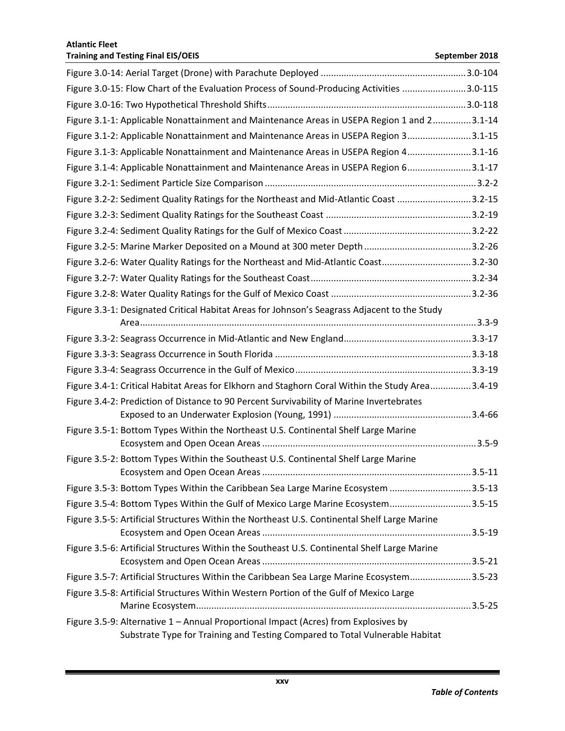Figure 3.0-14: Aerial Target (Drone) with Parachute Deployed ........................................................ 3.0-104

Figure 3.0-15: Flow Chart of the Evaluation Process of Sound-Producing Activities ......................... 3.0-115

Figure 3.0-16: Two Hypothetical Threshold Shifts ............................................................................ 3.0-118

Figure 3.1-1: Applicable Nonattainment and Maintenance Areas in USEPA Region 1 and 2 ............... 3.1-14

Figure 3.1-2: Applicable Nonattainment and Maintenance Areas in USEPA Region 3 ......................... 3.1-15

Figure 3.1-3: Applicable Nonattainment and Maintenance Areas in USEPA Region 4 ......................... 3.1-16

Figure 3.1-4: Applicable Nonattainment and Maintenance Areas in USEPA Region 6 ......................... 3.1-17

Figure 3.2-1: Sediment Particle Size Comparison ................................................................................ 3.2-2

Figure 3.2-2: Sediment Quality Ratings for the Northeast and Mid-Atlantic Coast ............................ 3.2-15

Figure 3.2-3: Sediment Quality Ratings for the Southeast Coast ........................................................ 3.2-19

Figure 3.2-4: Sediment Quality Ratings for the Gulf of Mexico Coast ................................................. 3.2-22

Figure 3.2-5: Marine Marker Deposited on a Mound at 300 meter Depth .......................................... 3.2-26

Figure 3.2-6: Water Quality Ratings for the Northeast and Mid-Atlantic Coast ................................... 3.2-30

Figure 3.2-7: Water Quality Ratings for the Southeast Coast .............................................................. 3.2-34

Figure 3.2-8: Water Quality Ratings for the Gulf of Mexico Coast ...................................................... 3.2-36

Figure 3.3-1: Designated Critical Habitat Areas for Johnson's Seagrass Adjacent to the Study Area ..................................................................................................................................... 3.3-9

Figure 3.3-2: Seagrass Occurrence in Mid-Atlantic and New England ................................................. 3.3-17

Figure 3.3-3: Seagrass Occurrence in South Florida ............................................................................ 3.3-18

Figure 3.3-4: Seagrass Occurrence in the Gulf of Mexico .................................................................... 3.3-19

Figure 3.4-1: Critical Habitat Areas for Elkhorn and Staghorn Coral Within the Study Area ................ 3.4-19

Figure 3.4-2: Prediction of Distance to 90 Percent Survivability of Marine Invertebrates Exposed to an Underwater Explosion (Young, 1991) ...................................................... 3.4-66

Figure 3.5-1: Bottom Types Within the Northeast U.S. Continental Shelf Large Marine Ecosystem and Open Ocean Areas ................................................................................... 3.5-9

Figure 3.5-2: Bottom Types Within the Southeast U.S. Continental Shelf Large Marine Ecosystem and Open Ocean Areas ................................................................................. 3.5-11

Figure 3.5-3: Bottom Types Within the Caribbean Sea Large Marine Ecosystem ................................ 3.5-13

Figure 3.5-4: Bottom Types Within the Gulf of Mexico Large Marine Ecosystem ................................ 3.5-15

Figure 3.5-5: Artificial Structures Within the Northeast U.S. Continental Shelf Large Marine Ecosystem and Open Ocean Areas ................................................................................. 3.5-19

Figure 3.5-6: Artificial Structures Within the Southeast U.S. Continental Shelf Large Marine Ecosystem and Open Ocean Areas ................................................................................. 3.5-21

Figure 3.5-7: Artificial Structures Within the Caribbean Sea Large Marine Ecosystem ........................ 3.5-23

Figure 3.5-8: Artificial Structures Within Western Portion of the Gulf of Mexico Large Marine Ecosystem ........................................................................................................... 3.5-25

Figure 3.5-9: Alternative 1 – Annual Proportional Impact (Acres) from Explosives by Substrate Type for Training and Testing Compared to Total Vulnerable Habitat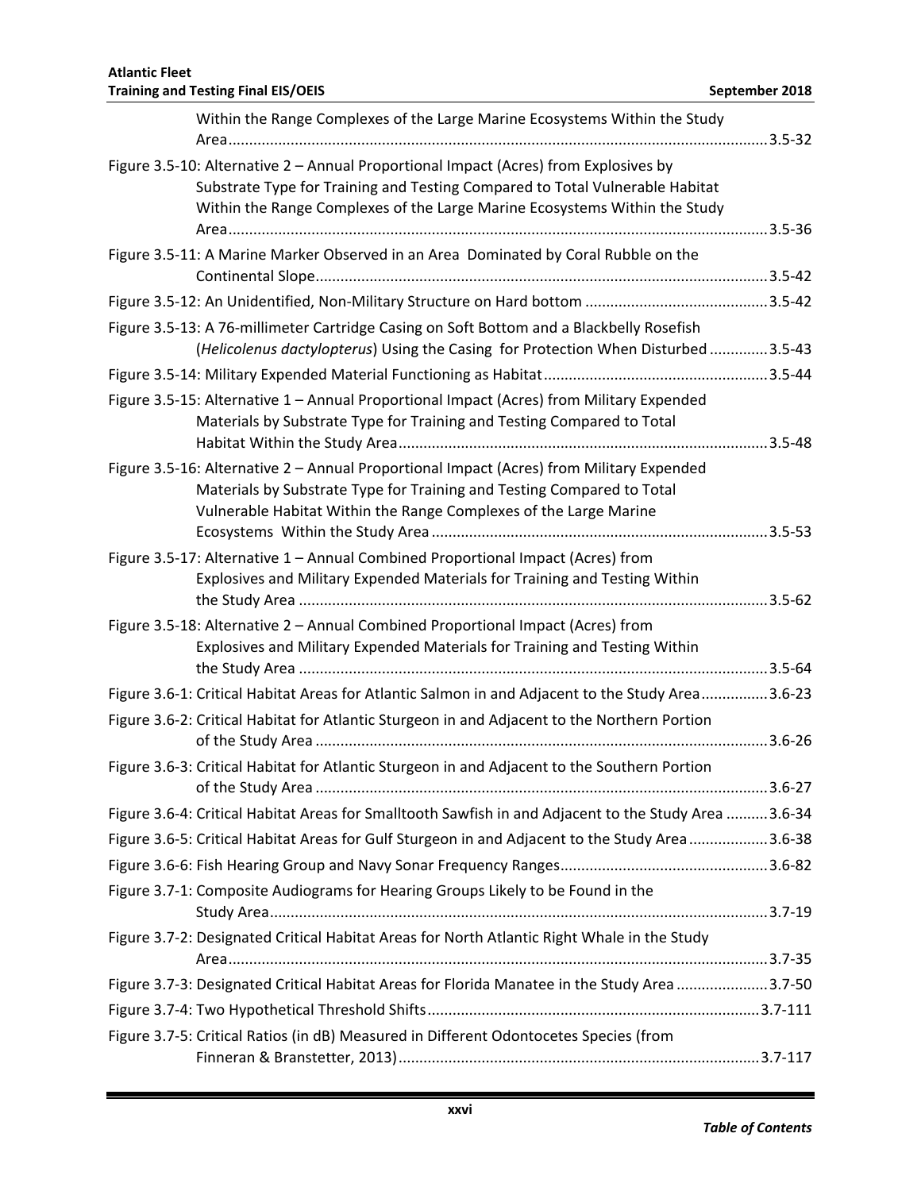Within the Range Complexes of the Large Marine Ecosystems Within the Study Area.................................................................................................................3.5-32

Figure 3.5-10: Alternative 2 – Annual Proportional Impact (Acres) from Explosives by Substrate Type for Training and Testing Compared to Total Vulnerable Habitat Within the Range Complexes of the Large Marine Ecosystems Within the Study Area.................................................................................................................3.5-36

Figure 3.5-11: A Marine Marker Observed in an Area Dominated by Coral Rubble on the Continental Slope............................................................................................3.5-42

Figure 3.5-12: An Unidentified, Non-Military Structure on Hard bottom ............................................3.5-42

Figure 3.5-13: A 76-millimeter Cartridge Casing on Soft Bottom and a Blackbelly Rosefish (*Helicolenus dactylopterus*) Using the Casing for Protection When Disturbed ..............3.5-43

Figure 3.5-14: Military Expended Material Functioning as Habitat......................................................3.5-44

Figure 3.5-15: Alternative 1 – Annual Proportional Impact (Acres) from Military Expended Materials by Substrate Type for Training and Testing Compared to Total Habitat Within the Study Area........................................................................................3.5-48

Figure 3.5-16: Alternative 2 – Annual Proportional Impact (Acres) from Military Expended Materials by Substrate Type for Training and Testing Compared to Total Vulnerable Habitat Within the Range Complexes of the Large Marine Ecosystems Within the Study Area ................................................................................3.5-53

Figure 3.5-17: Alternative 1 – Annual Combined Proportional Impact (Acres) from Explosives and Military Expended Materials for Training and Testing Within the Study Area ................................................................................................................3.5-62

Figure 3.5-18: Alternative 2 – Annual Combined Proportional Impact (Acres) from Explosives and Military Expended Materials for Training and Testing Within the Study Area ................................................................................................................3.5-64

Figure 3.6-1: Critical Habitat Areas for Atlantic Salmon in and Adjacent to the Study Area................3.6-23

Figure 3.6-2: Critical Habitat for Atlantic Sturgeon in and Adjacent to the Northern Portion of the Study Area ............................................................................................................3.6-26

Figure 3.6-3: Critical Habitat for Atlantic Sturgeon in and Adjacent to the Southern Portion of the Study Area ............................................................................................................3.6-27

Figure 3.6-4: Critical Habitat Areas for Smalltooth Sawfish in and Adjacent to the Study Area ..........3.6-34

Figure 3.6-5: Critical Habitat Areas for Gulf Sturgeon in and Adjacent to the Study Area...................3.6-38

Figure 3.6-6: Fish Hearing Group and Navy Sonar Frequency Ranges..................................................3.6-82

Figure 3.7-1: Composite Audiograms for Hearing Groups Likely to be Found in the Study Area.......................................................................................................................3.7-19

Figure 3.7-2: Designated Critical Habitat Areas for North Atlantic Right Whale in the Study Area.................................................................................................................3.7-35

Figure 3.7-3: Designated Critical Habitat Areas for Florida Manatee in the Study Area ......................3.7-50

Figure 3.7-4: Two Hypothetical Threshold Shifts...............................................................................3.7-111

Figure 3.7-5: Critical Ratios (in dB) Measured in Different Odontocetes Species (from Finneran & Branstetter, 2013)......................................................................................3.7-117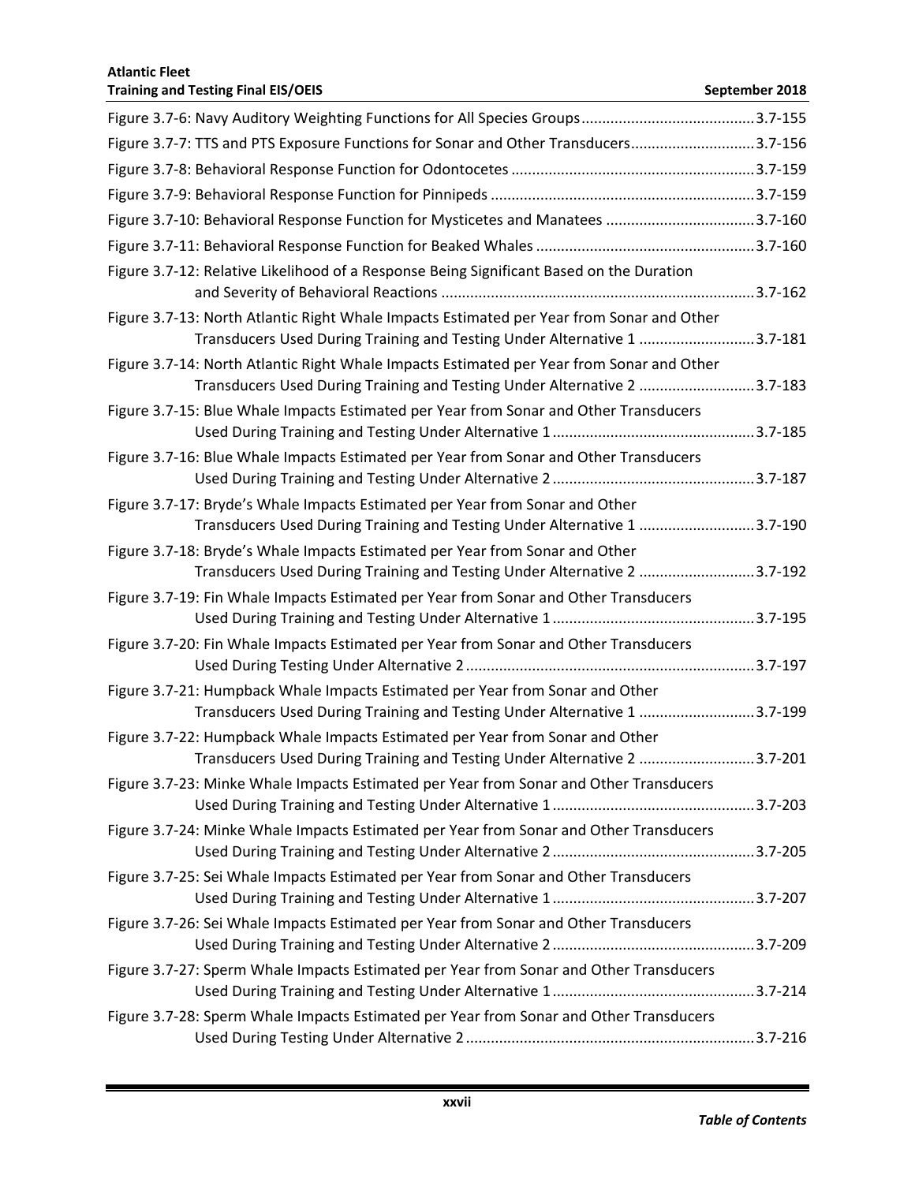Figure 3.7-6: Navy Auditory Weighting Functions for All Species Groups ........................................ 3.7-155

Figure 3.7-7: TTS and PTS Exposure Functions for Sonar and Other Transducers ............................ 3.7-156

Figure 3.7-8: Behavioral Response Function for Odontocetes ......................................................... 3.7-159

Figure 3.7-9: Behavioral Response Function for Pinnipeds ............................................................. 3.7-159

Figure 3.7-10: Behavioral Response Function for Mysticetes and Manatees ................................... 3.7-160

Figure 3.7-11: Behavioral Response Function for Beaked Whales .................................................. 3.7-160

Figure 3.7-12: Relative Likelihood of a Response Being Significant Based on the Duration and Severity of Behavioral Reactions ........................................................................ 3.7-162

Figure 3.7-13: North Atlantic Right Whale Impacts Estimated per Year from Sonar and Other Transducers Used During Training and Testing Under Alternative 1 ........................... 3.7-181

Figure 3.7-14: North Atlantic Right Whale Impacts Estimated per Year from Sonar and Other Transducers Used During Training and Testing Under Alternative 2 ........................... 3.7-183

Figure 3.7-15: Blue Whale Impacts Estimated per Year from Sonar and Other Transducers Used During Training and Testing Under Alternative 1 ................................................ 3.7-185

Figure 3.7-16: Blue Whale Impacts Estimated per Year from Sonar and Other Transducers Used During Training and Testing Under Alternative 2 ................................................ 3.7-187

Figure 3.7-17: Bryde's Whale Impacts Estimated per Year from Sonar and Other Transducers Used During Training and Testing Under Alternative 1 ........................... 3.7-190

Figure 3.7-18: Bryde's Whale Impacts Estimated per Year from Sonar and Other Transducers Used During Training and Testing Under Alternative 2 ........................... 3.7-192

Figure 3.7-19: Fin Whale Impacts Estimated per Year from Sonar and Other Transducers Used During Training and Testing Under Alternative 1 ................................................ 3.7-195

Figure 3.7-20: Fin Whale Impacts Estimated per Year from Sonar and Other Transducers Used During Testing Under Alternative 2 ..................................................................... 3.7-197

Figure 3.7-21: Humpback Whale Impacts Estimated per Year from Sonar and Other Transducers Used During Training and Testing Under Alternative 1 ........................... 3.7-199

Figure 3.7-22: Humpback Whale Impacts Estimated per Year from Sonar and Other Transducers Used During Training and Testing Under Alternative 2 ........................... 3.7-201

Figure 3.7-23: Minke Whale Impacts Estimated per Year from Sonar and Other Transducers Used During Training and Testing Under Alternative 1 ................................................ 3.7-203

Figure 3.7-24: Minke Whale Impacts Estimated per Year from Sonar and Other Transducers Used During Training and Testing Under Alternative 2 ................................................ 3.7-205

Figure 3.7-25: Sei Whale Impacts Estimated per Year from Sonar and Other Transducers Used During Training and Testing Under Alternative 1 ................................................ 3.7-207

Figure 3.7-26: Sei Whale Impacts Estimated per Year from Sonar and Other Transducers Used During Training and Testing Under Alternative 2 ................................................ 3.7-209

Figure 3.7-27: Sperm Whale Impacts Estimated per Year from Sonar and Other Transducers Used During Training and Testing Under Alternative 1 ................................................ 3.7-214

Figure 3.7-28: Sperm Whale Impacts Estimated per Year from Sonar and Other Transducers Used During Testing Under Alternative 2 ..................................................................... 3.7-216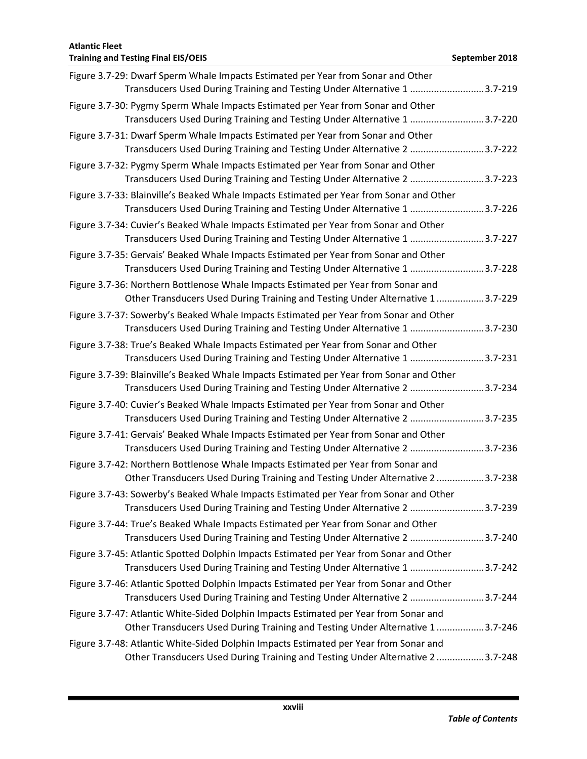Figure 3.7-29: Dwarf Sperm Whale Impacts Estimated per Year from Sonar and Other Transducers Used During Training and Testing Under Alternative 1 ........................... 3.7-219

Figure 3.7-30: Pygmy Sperm Whale Impacts Estimated per Year from Sonar and Other Transducers Used During Training and Testing Under Alternative 1 ........................... 3.7-220

Figure 3.7-31: Dwarf Sperm Whale Impacts Estimated per Year from Sonar and Other Transducers Used During Training and Testing Under Alternative 2 ........................... 3.7-222

Figure 3.7-32: Pygmy Sperm Whale Impacts Estimated per Year from Sonar and Other Transducers Used During Training and Testing Under Alternative 2 ........................... 3.7-223

Figure 3.7-33: Blainville's Beaked Whale Impacts Estimated per Year from Sonar and Other Transducers Used During Training and Testing Under Alternative 1 ........................... 3.7-226

Figure 3.7-34: Cuvier's Beaked Whale Impacts Estimated per Year from Sonar and Other Transducers Used During Training and Testing Under Alternative 1 ........................... 3.7-227

Figure 3.7-35: Gervais' Beaked Whale Impacts Estimated per Year from Sonar and Other Transducers Used During Training and Testing Under Alternative 1 ........................... 3.7-228

Figure 3.7-36: Northern Bottlenose Whale Impacts Estimated per Year from Sonar and Other Transducers Used During Training and Testing Under Alternative 1 ................. 3.7-229

Figure 3.7-37: Sowerby's Beaked Whale Impacts Estimated per Year from Sonar and Other Transducers Used During Training and Testing Under Alternative 1 ........................... 3.7-230

Figure 3.7-38: True's Beaked Whale Impacts Estimated per Year from Sonar and Other Transducers Used During Training and Testing Under Alternative 1 ........................... 3.7-231

Figure 3.7-39: Blainville's Beaked Whale Impacts Estimated per Year from Sonar and Other Transducers Used During Training and Testing Under Alternative 2 ........................... 3.7-234

Figure 3.7-40: Cuvier's Beaked Whale Impacts Estimated per Year from Sonar and Other Transducers Used During Training and Testing Under Alternative 2 ........................... 3.7-235

Figure 3.7-41: Gervais' Beaked Whale Impacts Estimated per Year from Sonar and Other Transducers Used During Training and Testing Under Alternative 2 ........................... 3.7-236

Figure 3.7-42: Northern Bottlenose Whale Impacts Estimated per Year from Sonar and Other Transducers Used During Training and Testing Under Alternative 2 ................. 3.7-238

Figure 3.7-43: Sowerby's Beaked Whale Impacts Estimated per Year from Sonar and Other Transducers Used During Training and Testing Under Alternative 2 ........................... 3.7-239

Figure 3.7-44: True's Beaked Whale Impacts Estimated per Year from Sonar and Other Transducers Used During Training and Testing Under Alternative 2 ........................... 3.7-240

Figure 3.7-45: Atlantic Spotted Dolphin Impacts Estimated per Year from Sonar and Other Transducers Used During Training and Testing Under Alternative 1 ........................... 3.7-242

Figure 3.7-46: Atlantic Spotted Dolphin Impacts Estimated per Year from Sonar and Other Transducers Used During Training and Testing Under Alternative 2 ........................... 3.7-244

Figure 3.7-47: Atlantic White-Sided Dolphin Impacts Estimated per Year from Sonar and Other Transducers Used During Training and Testing Under Alternative 1 ................. 3.7-246

Figure 3.7-48: Atlantic White-Sided Dolphin Impacts Estimated per Year from Sonar and Other Transducers Used During Training and Testing Under Alternative 2 ................. 3.7-248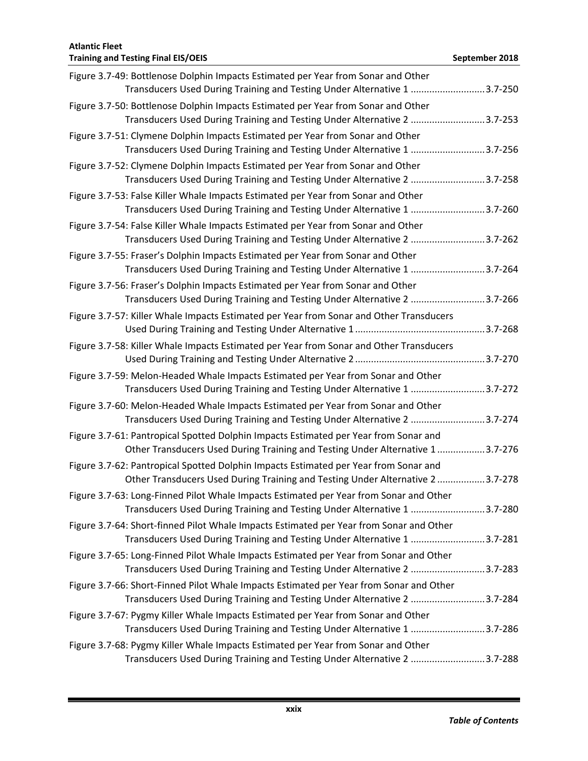Figure 3.7-49: Bottlenose Dolphin Impacts Estimated per Year from Sonar and Other Transducers Used During Training and Testing Under Alternative 1 ............................3.7-250

Figure 3.7-50: Bottlenose Dolphin Impacts Estimated per Year from Sonar and Other Transducers Used During Training and Testing Under Alternative 2 ............................3.7-253

Figure 3.7-51: Clymene Dolphin Impacts Estimated per Year from Sonar and Other Transducers Used During Training and Testing Under Alternative 1 ............................3.7-256

Figure 3.7-52: Clymene Dolphin Impacts Estimated per Year from Sonar and Other Transducers Used During Training and Testing Under Alternative 2 ............................3.7-258

Figure 3.7-53: False Killer Whale Impacts Estimated per Year from Sonar and Other Transducers Used During Training and Testing Under Alternative 1 ............................3.7-260

Figure 3.7-54: False Killer Whale Impacts Estimated per Year from Sonar and Other Transducers Used During Training and Testing Under Alternative 2 ............................3.7-262

Figure 3.7-55: Fraser's Dolphin Impacts Estimated per Year from Sonar and Other Transducers Used During Training and Testing Under Alternative 1 ............................3.7-264

Figure 3.7-56: Fraser's Dolphin Impacts Estimated per Year from Sonar and Other Transducers Used During Training and Testing Under Alternative 2 ............................3.7-266

Figure 3.7-57: Killer Whale Impacts Estimated per Year from Sonar and Other Transducers Used During Training and Testing Under Alternative 1 ................................................3.7-268

Figure 3.7-58: Killer Whale Impacts Estimated per Year from Sonar and Other Transducers Used During Training and Testing Under Alternative 2 ................................................3.7-270

Figure 3.7-59: Melon-Headed Whale Impacts Estimated per Year from Sonar and Other Transducers Used During Training and Testing Under Alternative 1 ............................3.7-272

Figure 3.7-60: Melon-Headed Whale Impacts Estimated per Year from Sonar and Other Transducers Used During Training and Testing Under Alternative 2 ............................3.7-274

Figure 3.7-61: Pantropical Spotted Dolphin Impacts Estimated per Year from Sonar and Other Transducers Used During Training and Testing Under Alternative 1 ..................3.7-276

Figure 3.7-62: Pantropical Spotted Dolphin Impacts Estimated per Year from Sonar and Other Transducers Used During Training and Testing Under Alternative 2 ..................3.7-278

Figure 3.7-63: Long-Finned Pilot Whale Impacts Estimated per Year from Sonar and Other Transducers Used During Training and Testing Under Alternative 1 ............................3.7-280

Figure 3.7-64: Short-finned Pilot Whale Impacts Estimated per Year from Sonar and Other Transducers Used During Training and Testing Under Alternative 1 ............................3.7-281

Figure 3.7-65: Long-Finned Pilot Whale Impacts Estimated per Year from Sonar and Other Transducers Used During Training and Testing Under Alternative 2 ............................3.7-283

Figure 3.7-66: Short-Finned Pilot Whale Impacts Estimated per Year from Sonar and Other Transducers Used During Training and Testing Under Alternative 2 ............................3.7-284

Figure 3.7-67: Pygmy Killer Whale Impacts Estimated per Year from Sonar and Other Transducers Used During Training and Testing Under Alternative 1 ............................3.7-286

Figure 3.7-68: Pygmy Killer Whale Impacts Estimated per Year from Sonar and Other Transducers Used During Training and Testing Under Alternative 2 ............................3.7-288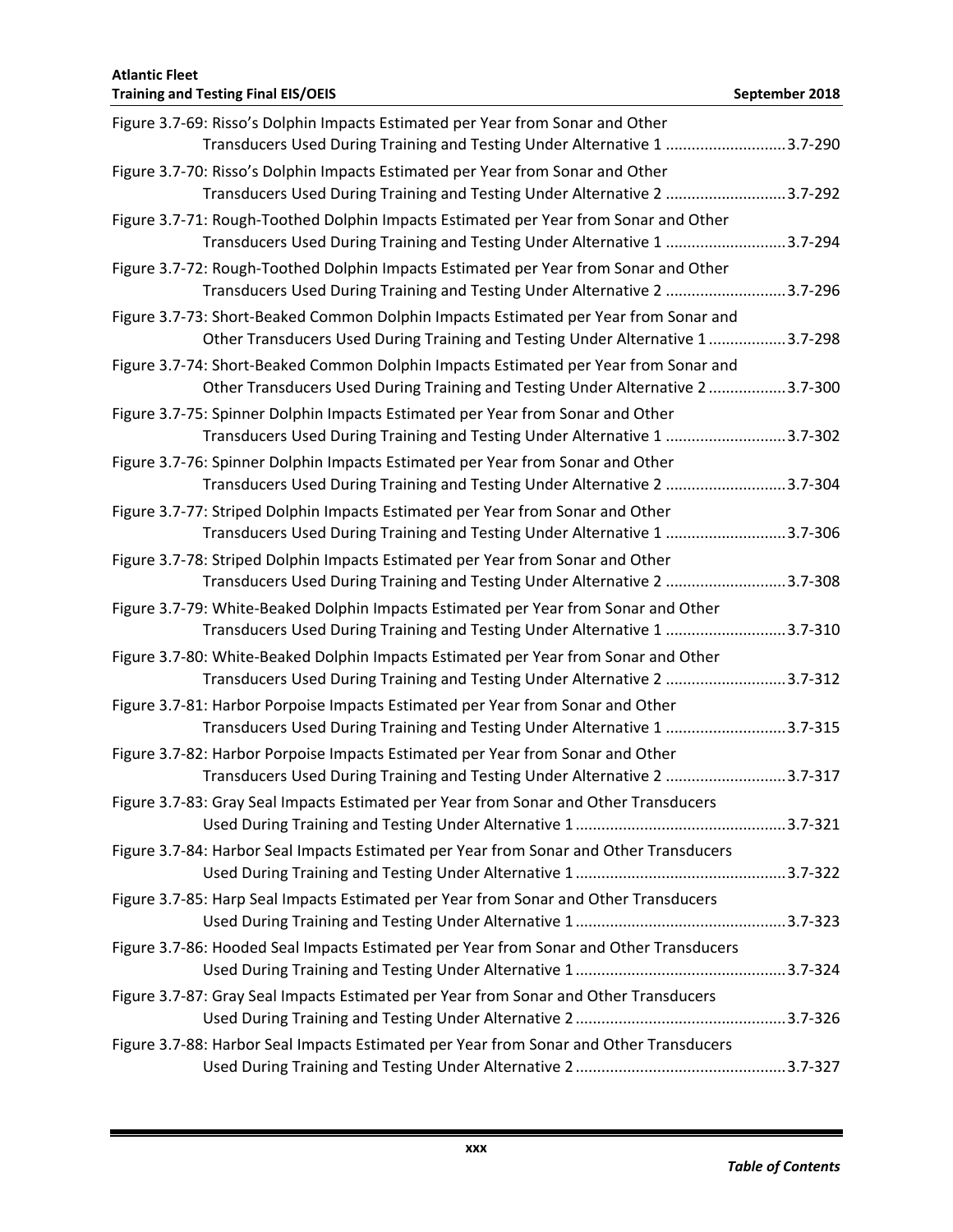Figure 3.7-69: Risso's Dolphin Impacts Estimated per Year from Sonar and Other Transducers Used During Training and Testing Under Alternative 1 ............................3.7-290

Figure 3.7-70: Risso's Dolphin Impacts Estimated per Year from Sonar and Other Transducers Used During Training and Testing Under Alternative 2 ............................3.7-292

Figure 3.7-71: Rough-Toothed Dolphin Impacts Estimated per Year from Sonar and Other Transducers Used During Training and Testing Under Alternative 1 ............................3.7-294

Figure 3.7-72: Rough-Toothed Dolphin Impacts Estimated per Year from Sonar and Other Transducers Used During Training and Testing Under Alternative 2 ............................3.7-296

Figure 3.7-73: Short-Beaked Common Dolphin Impacts Estimated per Year from Sonar and Other Transducers Used During Training and Testing Under Alternative 1 ..................3.7-298

Figure 3.7-74: Short-Beaked Common Dolphin Impacts Estimated per Year from Sonar and Other Transducers Used During Training and Testing Under Alternative 2 ..................3.7-300

Figure 3.7-75: Spinner Dolphin Impacts Estimated per Year from Sonar and Other Transducers Used During Training and Testing Under Alternative 1 ............................3.7-302

Figure 3.7-76: Spinner Dolphin Impacts Estimated per Year from Sonar and Other Transducers Used During Training and Testing Under Alternative 2 ............................3.7-304

Figure 3.7-77: Striped Dolphin Impacts Estimated per Year from Sonar and Other Transducers Used During Training and Testing Under Alternative 1 ............................3.7-306

Figure 3.7-78: Striped Dolphin Impacts Estimated per Year from Sonar and Other Transducers Used During Training and Testing Under Alternative 2 ............................3.7-308

Figure 3.7-79: White-Beaked Dolphin Impacts Estimated per Year from Sonar and Other Transducers Used During Training and Testing Under Alternative 1 ............................3.7-310

Figure 3.7-80: White-Beaked Dolphin Impacts Estimated per Year from Sonar and Other Transducers Used During Training and Testing Under Alternative 2 ............................3.7-312

Figure 3.7-81: Harbor Porpoise Impacts Estimated per Year from Sonar and Other Transducers Used During Training and Testing Under Alternative 1 ............................3.7-315

Figure 3.7-82: Harbor Porpoise Impacts Estimated per Year from Sonar and Other Transducers Used During Training and Testing Under Alternative 2 ............................3.7-317

Figure 3.7-83: Gray Seal Impacts Estimated per Year from Sonar and Other Transducers Used During Training and Testing Under Alternative 1 .................................................3.7-321

Figure 3.7-84: Harbor Seal Impacts Estimated per Year from Sonar and Other Transducers Used During Training and Testing Under Alternative 1 .................................................3.7-322

Figure 3.7-85: Harp Seal Impacts Estimated per Year from Sonar and Other Transducers Used During Training and Testing Under Alternative 1 .................................................3.7-323

Figure 3.7-86: Hooded Seal Impacts Estimated per Year from Sonar and Other Transducers Used During Training and Testing Under Alternative 1 .................................................3.7-324

Figure 3.7-87: Gray Seal Impacts Estimated per Year from Sonar and Other Transducers Used During Training and Testing Under Alternative 2 .................................................3.7-326

Figure 3.7-88: Harbor Seal Impacts Estimated per Year from Sonar and Other Transducers Used During Training and Testing Under Alternative 2 .................................................3.7-327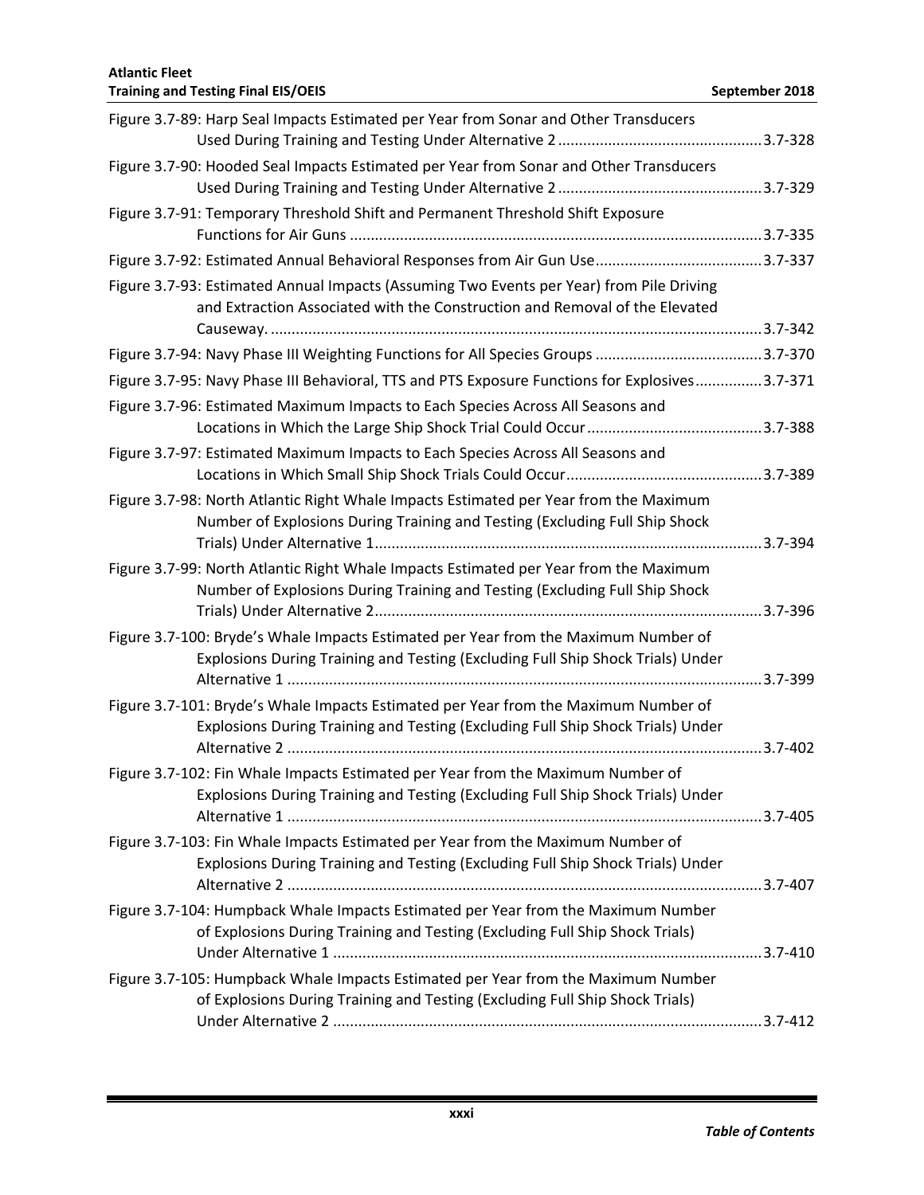Figure 3.7-89: Harp Seal Impacts Estimated per Year from Sonar and Other Transducers Used During Training and Testing Under Alternative 2 ........ 3.7-328

Figure 3.7-90: Hooded Seal Impacts Estimated per Year from Sonar and Other Transducers Used During Training and Testing Under Alternative 2 ........ 3.7-329

Figure 3.7-91: Temporary Threshold Shift and Permanent Threshold Shift Exposure Functions for Air Guns ........ 3.7-335

Figure 3.7-92: Estimated Annual Behavioral Responses from Air Gun Use ........ 3.7-337

Figure 3.7-93: Estimated Annual Impacts (Assuming Two Events per Year) from Pile Driving and Extraction Associated with the Construction and Removal of the Elevated Causeway. ........ 3.7-342

Figure 3.7-94: Navy Phase III Weighting Functions for All Species Groups ........ 3.7-370

Figure 3.7-95: Navy Phase III Behavioral, TTS and PTS Exposure Functions for Explosives ........ 3.7-371

Figure 3.7-96: Estimated Maximum Impacts to Each Species Across All Seasons and Locations in Which the Large Ship Shock Trial Could Occur ........ 3.7-388

Figure 3.7-97: Estimated Maximum Impacts to Each Species Across All Seasons and Locations in Which Small Ship Shock Trials Could Occur ........ 3.7-389

Figure 3.7-98: North Atlantic Right Whale Impacts Estimated per Year from the Maximum Number of Explosions During Training and Testing (Excluding Full Ship Shock Trials) Under Alternative 1 ........ 3.7-394

Figure 3.7-99: North Atlantic Right Whale Impacts Estimated per Year from the Maximum Number of Explosions During Training and Testing (Excluding Full Ship Shock Trials) Under Alternative 2 ........ 3.7-396

Figure 3.7-100: Bryde's Whale Impacts Estimated per Year from the Maximum Number of Explosions During Training and Testing (Excluding Full Ship Shock Trials) Under Alternative 1 ........ 3.7-399

Figure 3.7-101: Bryde's Whale Impacts Estimated per Year from the Maximum Number of Explosions During Training and Testing (Excluding Full Ship Shock Trials) Under Alternative 2 ........ 3.7-402

Figure 3.7-102: Fin Whale Impacts Estimated per Year from the Maximum Number of Explosions During Training and Testing (Excluding Full Ship Shock Trials) Under Alternative 1 ........ 3.7-405

Figure 3.7-103: Fin Whale Impacts Estimated per Year from the Maximum Number of Explosions During Training and Testing (Excluding Full Ship Shock Trials) Under Alternative 2 ........ 3.7-407

Figure 3.7-104: Humpback Whale Impacts Estimated per Year from the Maximum Number of Explosions During Training and Testing (Excluding Full Ship Shock Trials) Under Alternative 1 ........ 3.7-410

Figure 3.7-105: Humpback Whale Impacts Estimated per Year from the Maximum Number of Explosions During Training and Testing (Excluding Full Ship Shock Trials) Under Alternative 2 ........ 3.7-412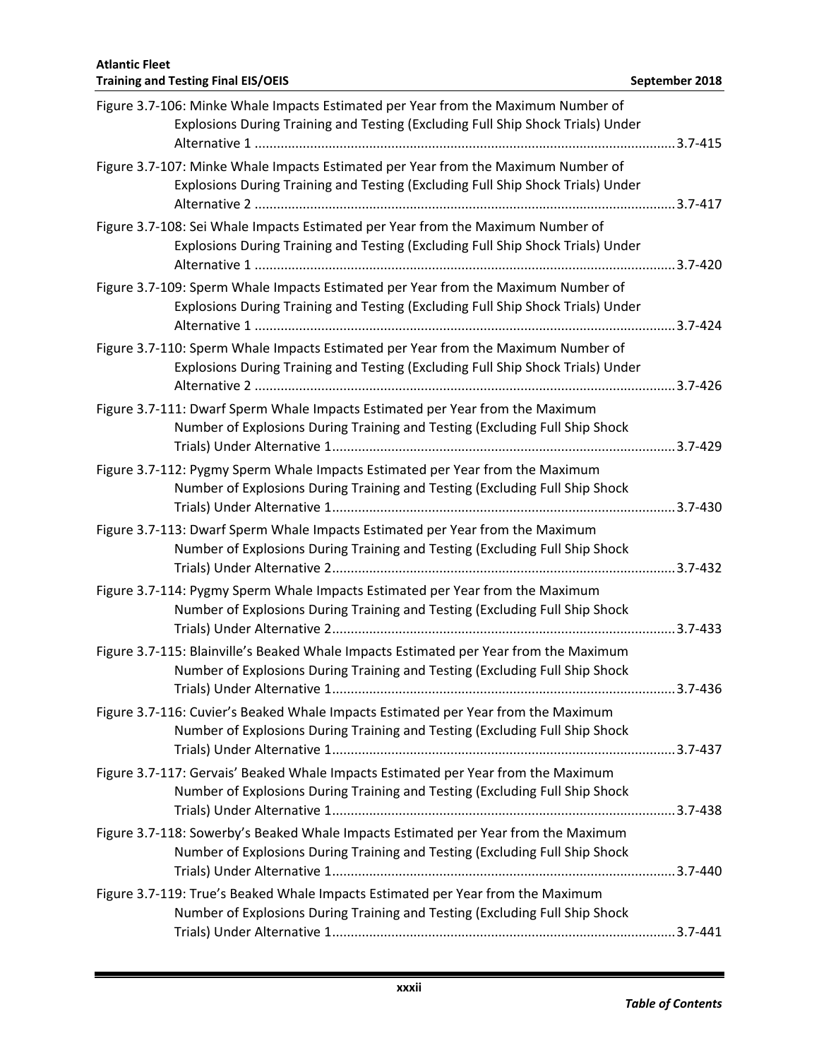Figure 3.7-106: Minke Whale Impacts Estimated per Year from the Maximum Number of Explosions During Training and Testing (Excluding Full Ship Shock Trials) Under Alternative 1 ........ 3.7-415

Figure 3.7-107: Minke Whale Impacts Estimated per Year from the Maximum Number of Explosions During Training and Testing (Excluding Full Ship Shock Trials) Under Alternative 2 ........ 3.7-417

Figure 3.7-108: Sei Whale Impacts Estimated per Year from the Maximum Number of Explosions During Training and Testing (Excluding Full Ship Shock Trials) Under Alternative 1 ........ 3.7-420

Figure 3.7-109: Sperm Whale Impacts Estimated per Year from the Maximum Number of Explosions During Training and Testing (Excluding Full Ship Shock Trials) Under Alternative 1 ........ 3.7-424

Figure 3.7-110: Sperm Whale Impacts Estimated per Year from the Maximum Number of Explosions During Training and Testing (Excluding Full Ship Shock Trials) Under Alternative 2 ........ 3.7-426

Figure 3.7-111: Dwarf Sperm Whale Impacts Estimated per Year from the Maximum Number of Explosions During Training and Testing (Excluding Full Ship Shock Trials) Under Alternative 1 ........ 3.7-429

Figure 3.7-112: Pygmy Sperm Whale Impacts Estimated per Year from the Maximum Number of Explosions During Training and Testing (Excluding Full Ship Shock Trials) Under Alternative 1 ........ 3.7-430

Figure 3.7-113: Dwarf Sperm Whale Impacts Estimated per Year from the Maximum Number of Explosions During Training and Testing (Excluding Full Ship Shock Trials) Under Alternative 2 ........ 3.7-432

Figure 3.7-114: Pygmy Sperm Whale Impacts Estimated per Year from the Maximum Number of Explosions During Training and Testing (Excluding Full Ship Shock Trials) Under Alternative 2 ........ 3.7-433

Figure 3.7-115: Blainville's Beaked Whale Impacts Estimated per Year from the Maximum Number of Explosions During Training and Testing (Excluding Full Ship Shock Trials) Under Alternative 1 ........ 3.7-436

Figure 3.7-116: Cuvier's Beaked Whale Impacts Estimated per Year from the Maximum Number of Explosions During Training and Testing (Excluding Full Ship Shock Trials) Under Alternative 1 ........ 3.7-437

Figure 3.7-117: Gervais' Beaked Whale Impacts Estimated per Year from the Maximum Number of Explosions During Training and Testing (Excluding Full Ship Shock Trials) Under Alternative 1 ........ 3.7-438

Figure 3.7-118: Sowerby's Beaked Whale Impacts Estimated per Year from the Maximum Number of Explosions During Training and Testing (Excluding Full Ship Shock Trials) Under Alternative 1 ........ 3.7-440

Figure 3.7-119: True's Beaked Whale Impacts Estimated per Year from the Maximum Number of Explosions During Training and Testing (Excluding Full Ship Shock Trials) Under Alternative 1 ........ 3.7-441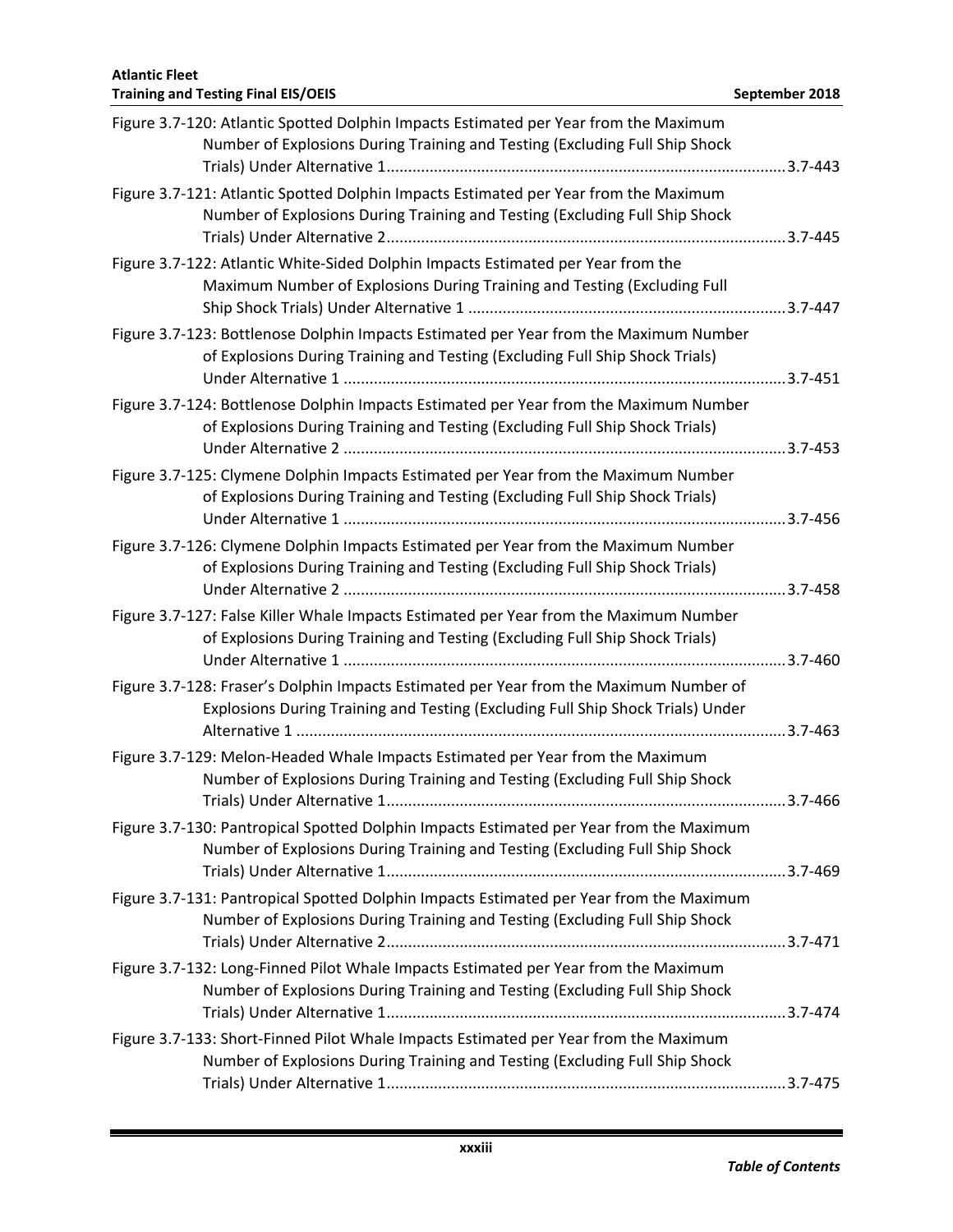Figure 3.7-120: Atlantic Spotted Dolphin Impacts Estimated per Year from the Maximum Number of Explosions During Training and Testing (Excluding Full Ship Shock Trials) Under Alternative 1 ............................................................................................ 3.7-443

Figure 3.7-121: Atlantic Spotted Dolphin Impacts Estimated per Year from the Maximum Number of Explosions During Training and Testing (Excluding Full Ship Shock Trials) Under Alternative 2 ............................................................................................ 3.7-445

Figure 3.7-122: Atlantic White-Sided Dolphin Impacts Estimated per Year from the Maximum Number of Explosions During Training and Testing (Excluding Full Ship Shock Trials) Under Alternative 1 ......................................................................... 3.7-447

Figure 3.7-123: Bottlenose Dolphin Impacts Estimated per Year from the Maximum Number of Explosions During Training and Testing (Excluding Full Ship Shock Trials) Under Alternative 1 ...................................................................................................... 3.7-451

Figure 3.7-124: Bottlenose Dolphin Impacts Estimated per Year from the Maximum Number of Explosions During Training and Testing (Excluding Full Ship Shock Trials) Under Alternative 2 ...................................................................................................... 3.7-453

Figure 3.7-125: Clymene Dolphin Impacts Estimated per Year from the Maximum Number of Explosions During Training and Testing (Excluding Full Ship Shock Trials) Under Alternative 1 ...................................................................................................... 3.7-456

Figure 3.7-126: Clymene Dolphin Impacts Estimated per Year from the Maximum Number of Explosions During Training and Testing (Excluding Full Ship Shock Trials) Under Alternative 2 ...................................................................................................... 3.7-458

Figure 3.7-127: False Killer Whale Impacts Estimated per Year from the Maximum Number of Explosions During Training and Testing (Excluding Full Ship Shock Trials) Under Alternative 1 ...................................................................................................... 3.7-460

Figure 3.7-128: Fraser's Dolphin Impacts Estimated per Year from the Maximum Number of Explosions During Training and Testing (Excluding Full Ship Shock Trials) Under Alternative 1 ................................................................................................................ 3.7-463

Figure 3.7-129: Melon-Headed Whale Impacts Estimated per Year from the Maximum Number of Explosions During Training and Testing (Excluding Full Ship Shock Trials) Under Alternative 1 ............................................................................................ 3.7-466

Figure 3.7-130: Pantropical Spotted Dolphin Impacts Estimated per Year from the Maximum Number of Explosions During Training and Testing (Excluding Full Ship Shock Trials) Under Alternative 1 ............................................................................................ 3.7-469

Figure 3.7-131: Pantropical Spotted Dolphin Impacts Estimated per Year from the Maximum Number of Explosions During Training and Testing (Excluding Full Ship Shock Trials) Under Alternative 2 ............................................................................................ 3.7-471

Figure 3.7-132: Long-Finned Pilot Whale Impacts Estimated per Year from the Maximum Number of Explosions During Training and Testing (Excluding Full Ship Shock Trials) Under Alternative 1 ............................................................................................ 3.7-474

Figure 3.7-133: Short-Finned Pilot Whale Impacts Estimated per Year from the Maximum Number of Explosions During Training and Testing (Excluding Full Ship Shock Trials) Under Alternative 1 ............................................................................................ 3.7-475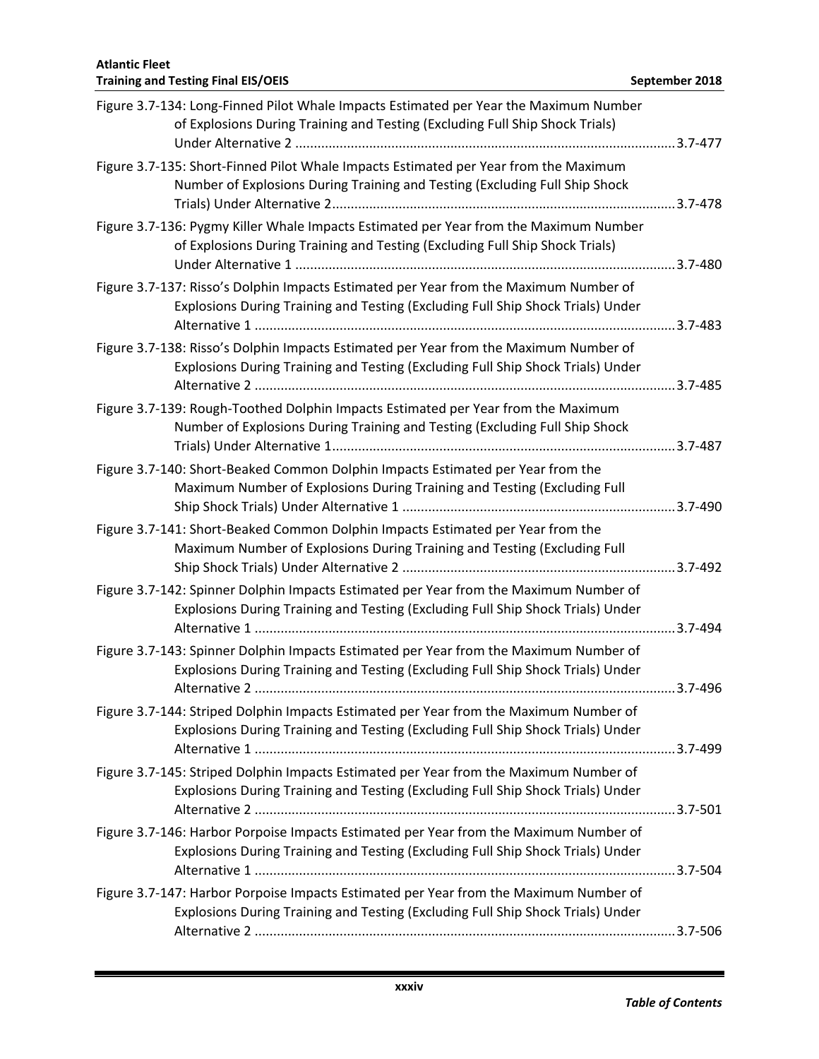Figure 3.7-134: Long-Finned Pilot Whale Impacts Estimated per Year the Maximum Number of Explosions During Training and Testing (Excluding Full Ship Shock Trials) Under Alternative 2 ......................................................................................................3.7-477

Figure 3.7-135: Short-Finned Pilot Whale Impacts Estimated per Year from the Maximum Number of Explosions During Training and Testing (Excluding Full Ship Shock Trials) Under Alternative 2............................................................................................3.7-478

Figure 3.7-136: Pygmy Killer Whale Impacts Estimated per Year from the Maximum Number of Explosions During Training and Testing (Excluding Full Ship Shock Trials) Under Alternative 1 ......................................................................................................3.7-480

Figure 3.7-137: Risso's Dolphin Impacts Estimated per Year from the Maximum Number of Explosions During Training and Testing (Excluding Full Ship Shock Trials) Under Alternative 1 .................................................................................................................3.7-483

Figure 3.7-138: Risso's Dolphin Impacts Estimated per Year from the Maximum Number of Explosions During Training and Testing (Excluding Full Ship Shock Trials) Under Alternative 2 .................................................................................................................3.7-485

Figure 3.7-139: Rough-Toothed Dolphin Impacts Estimated per Year from the Maximum Number of Explosions During Training and Testing (Excluding Full Ship Shock Trials) Under Alternative 1............................................................................................3.7-487

Figure 3.7-140: Short-Beaked Common Dolphin Impacts Estimated per Year from the Maximum Number of Explosions During Training and Testing (Excluding Full Ship Shock Trials) Under Alternative 1 ..........................................................................3.7-490

Figure 3.7-141: Short-Beaked Common Dolphin Impacts Estimated per Year from the Maximum Number of Explosions During Training and Testing (Excluding Full Ship Shock Trials) Under Alternative 2 ..........................................................................3.7-492

Figure 3.7-142: Spinner Dolphin Impacts Estimated per Year from the Maximum Number of Explosions During Training and Testing (Excluding Full Ship Shock Trials) Under Alternative 1 .................................................................................................................3.7-494

Figure 3.7-143: Spinner Dolphin Impacts Estimated per Year from the Maximum Number of Explosions During Training and Testing (Excluding Full Ship Shock Trials) Under Alternative 2 .................................................................................................................3.7-496

Figure 3.7-144: Striped Dolphin Impacts Estimated per Year from the Maximum Number of Explosions During Training and Testing (Excluding Full Ship Shock Trials) Under Alternative 1 .................................................................................................................3.7-499

Figure 3.7-145: Striped Dolphin Impacts Estimated per Year from the Maximum Number of Explosions During Training and Testing (Excluding Full Ship Shock Trials) Under Alternative 2 .................................................................................................................3.7-501

Figure 3.7-146: Harbor Porpoise Impacts Estimated per Year from the Maximum Number of Explosions During Training and Testing (Excluding Full Ship Shock Trials) Under Alternative 1 .................................................................................................................3.7-504

Figure 3.7-147: Harbor Porpoise Impacts Estimated per Year from the Maximum Number of Explosions During Training and Testing (Excluding Full Ship Shock Trials) Under Alternative 2 .................................................................................................................3.7-506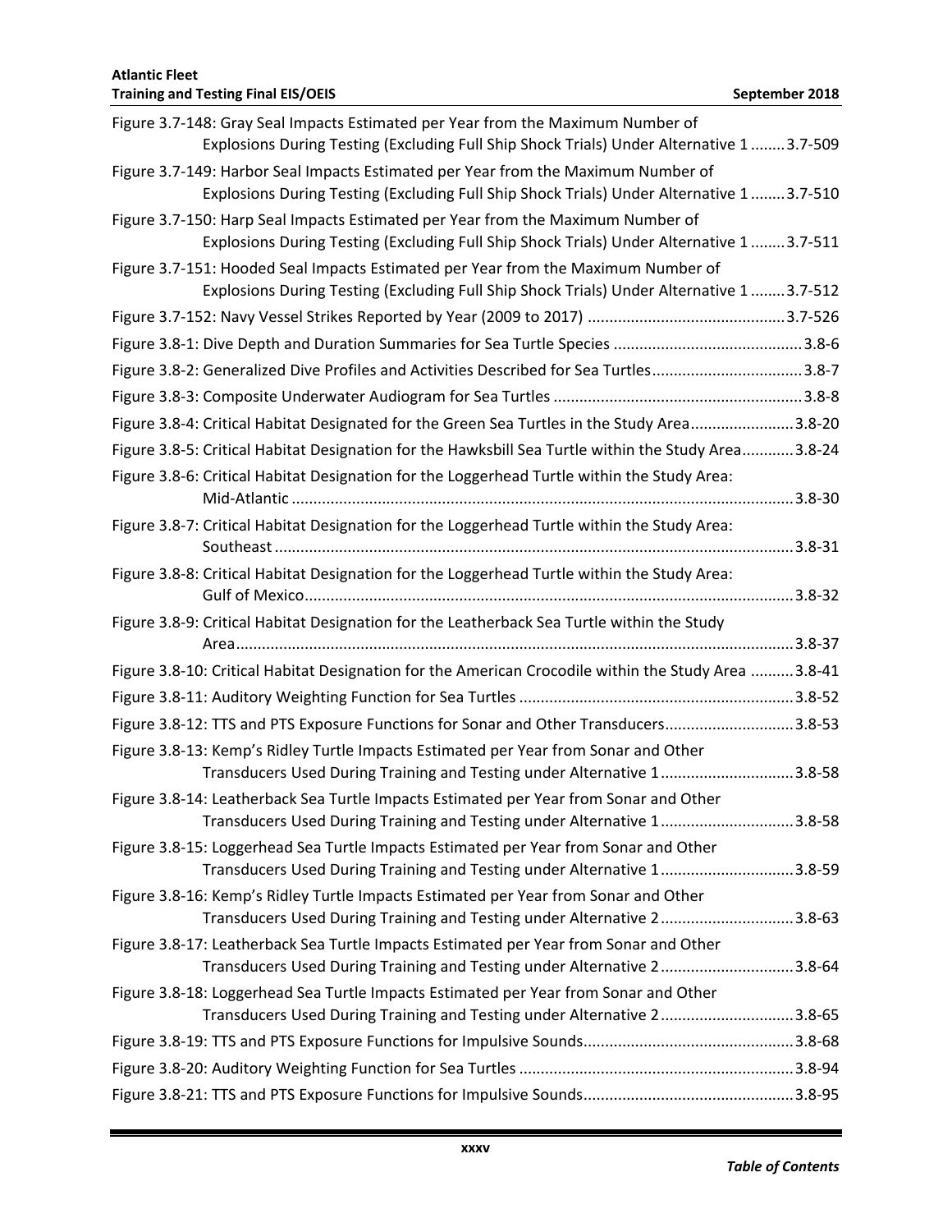Figure 3.7-148: Gray Seal Impacts Estimated per Year from the Maximum Number of Explosions During Testing (Excluding Full Ship Shock Trials) Under Alternative 1 ........ 3.7-509

Figure 3.7-149: Harbor Seal Impacts Estimated per Year from the Maximum Number of Explosions During Testing (Excluding Full Ship Shock Trials) Under Alternative 1 ........ 3.7-510

Figure 3.7-150: Harp Seal Impacts Estimated per Year from the Maximum Number of Explosions During Testing (Excluding Full Ship Shock Trials) Under Alternative 1 ........ 3.7-511

Figure 3.7-151: Hooded Seal Impacts Estimated per Year from the Maximum Number of Explosions During Testing (Excluding Full Ship Shock Trials) Under Alternative 1 ........ 3.7-512

Figure 3.7-152: Navy Vessel Strikes Reported by Year (2009 to 2017) ............................................. 3.7-526

Figure 3.8-1: Dive Depth and Duration Summaries for Sea Turtle Species ........................................... 3.8-6

Figure 3.8-2: Generalized Dive Profiles and Activities Described for Sea Turtles.................................. 3.8-7

Figure 3.8-3: Composite Underwater Audiogram for Sea Turtles .......................................................... 3.8-8

Figure 3.8-4: Critical Habitat Designated for the Green Sea Turtles in the Study Area........................ 3.8-20

Figure 3.8-5: Critical Habitat Designation for the Hawksbill Sea Turtle within the Study Area............ 3.8-24

Figure 3.8-6: Critical Habitat Designation for the Loggerhead Turtle within the Study Area: Mid-Atlantic ...................................................................................................................... 3.8-30

Figure 3.8-7: Critical Habitat Designation for the Loggerhead Turtle within the Study Area: Southeast ......................................................................................................................... 3.8-31

Figure 3.8-8: Critical Habitat Designation for the Loggerhead Turtle within the Study Area: Gulf of Mexico.................................................................................................................. 3.8-32

Figure 3.8-9: Critical Habitat Designation for the Leatherback Sea Turtle within the Study Area................................................................................................................................. 3.8-37

Figure 3.8-10: Critical Habitat Designation for the American Crocodile within the Study Area .......... 3.8-41

Figure 3.8-11: Auditory Weighting Function for Sea Turtles ................................................................ 3.8-52

Figure 3.8-12: TTS and PTS Exposure Functions for Sonar and Other Transducers.............................. 3.8-53

Figure 3.8-13: Kemp's Ridley Turtle Impacts Estimated per Year from Sonar and Other Transducers Used During Training and Testing under Alternative 1 ............................... 3.8-58

Figure 3.8-14: Leatherback Sea Turtle Impacts Estimated per Year from Sonar and Other Transducers Used During Training and Testing under Alternative 1 ............................... 3.8-58

Figure 3.8-15: Loggerhead Sea Turtle Impacts Estimated per Year from Sonar and Other Transducers Used During Training and Testing under Alternative 1 ............................... 3.8-59

Figure 3.8-16: Kemp's Ridley Turtle Impacts Estimated per Year from Sonar and Other Transducers Used During Training and Testing under Alternative 2 ............................... 3.8-63

Figure 3.8-17: Leatherback Sea Turtle Impacts Estimated per Year from Sonar and Other Transducers Used During Training and Testing under Alternative 2 ............................... 3.8-64

Figure 3.8-18: Loggerhead Sea Turtle Impacts Estimated per Year from Sonar and Other Transducers Used During Training and Testing under Alternative 2 ............................... 3.8-65

Figure 3.8-19: TTS and PTS Exposure Functions for Impulsive Sounds................................................. 3.8-68

Figure 3.8-20: Auditory Weighting Function for Sea Turtles ................................................................ 3.8-94

Figure 3.8-21: TTS and PTS Exposure Functions for Impulsive Sounds................................................. 3.8-95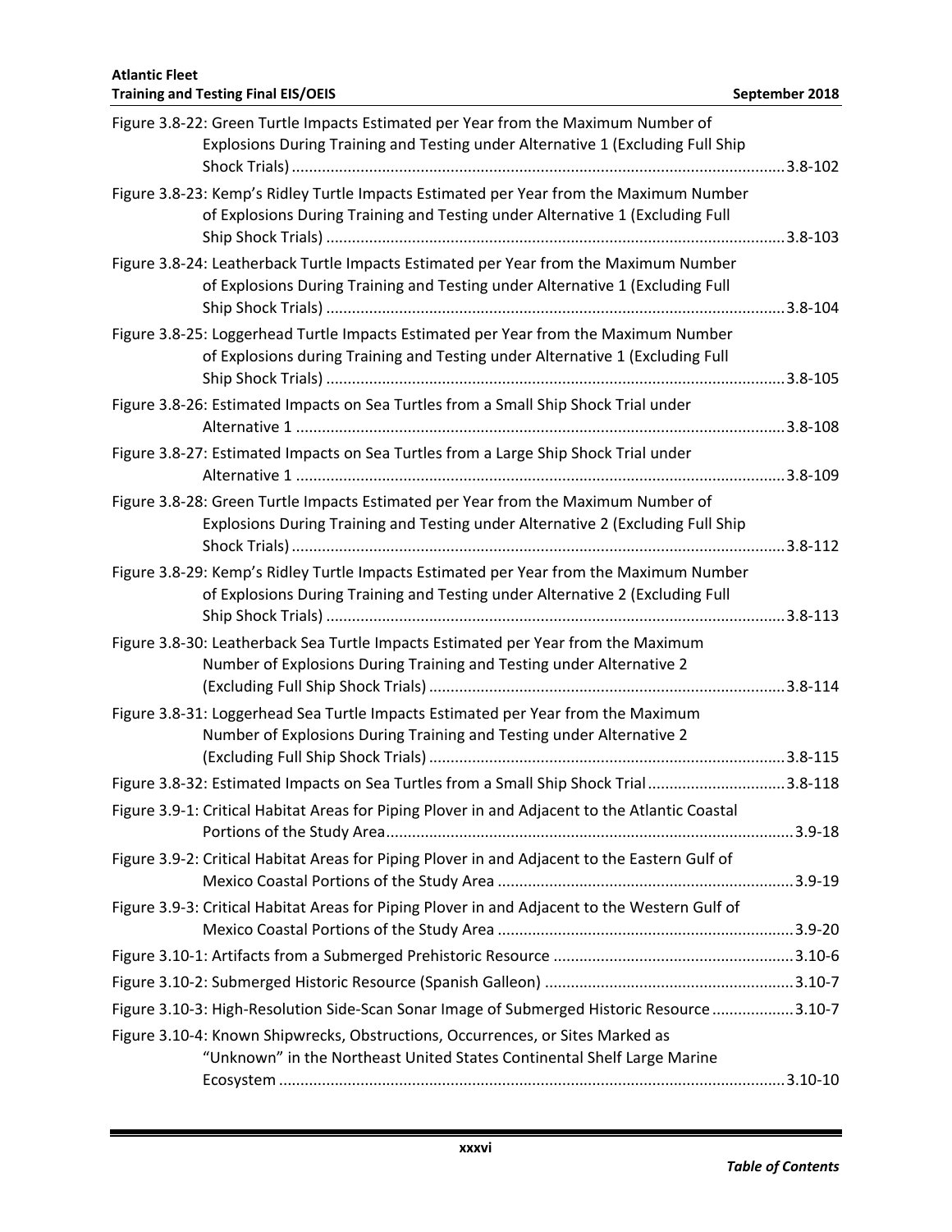Figure 3.8-22: Green Turtle Impacts Estimated per Year from the Maximum Number of Explosions During Training and Testing under Alternative 1 (Excluding Full Ship Shock Trials) .......... 3.8-102

Figure 3.8-23: Kemp's Ridley Turtle Impacts Estimated per Year from the Maximum Number of Explosions During Training and Testing under Alternative 1 (Excluding Full Ship Shock Trials) .......... 3.8-103

Figure 3.8-24: Leatherback Turtle Impacts Estimated per Year from the Maximum Number of Explosions During Training and Testing under Alternative 1 (Excluding Full Ship Shock Trials) .......... 3.8-104

Figure 3.8-25: Loggerhead Turtle Impacts Estimated per Year from the Maximum Number of Explosions during Training and Testing under Alternative 1 (Excluding Full Ship Shock Trials) .......... 3.8-105

Figure 3.8-26: Estimated Impacts on Sea Turtles from a Small Ship Shock Trial under Alternative 1 .......... 3.8-108

Figure 3.8-27: Estimated Impacts on Sea Turtles from a Large Ship Shock Trial under Alternative 1 .......... 3.8-109

Figure 3.8-28: Green Turtle Impacts Estimated per Year from the Maximum Number of Explosions During Training and Testing under Alternative 2 (Excluding Full Ship Shock Trials) .......... 3.8-112

Figure 3.8-29: Kemp's Ridley Turtle Impacts Estimated per Year from the Maximum Number of Explosions During Training and Testing under Alternative 2 (Excluding Full Ship Shock Trials) .......... 3.8-113

Figure 3.8-30: Leatherback Sea Turtle Impacts Estimated per Year from the Maximum Number of Explosions During Training and Testing under Alternative 2 (Excluding Full Ship Shock Trials) .......... 3.8-114

Figure 3.8-31: Loggerhead Sea Turtle Impacts Estimated per Year from the Maximum Number of Explosions During Training and Testing under Alternative 2 (Excluding Full Ship Shock Trials) .......... 3.8-115

Figure 3.8-32: Estimated Impacts on Sea Turtles from a Small Ship Shock Trial .......... 3.8-118

Figure 3.9-1: Critical Habitat Areas for Piping Plover in and Adjacent to the Atlantic Coastal Portions of the Study Area .......... 3.9-18

Figure 3.9-2: Critical Habitat Areas for Piping Plover in and Adjacent to the Eastern Gulf of Mexico Coastal Portions of the Study Area .......... 3.9-19

Figure 3.9-3: Critical Habitat Areas for Piping Plover in and Adjacent to the Western Gulf of Mexico Coastal Portions of the Study Area .......... 3.9-20

Figure 3.10-1: Artifacts from a Submerged Prehistoric Resource .......... 3.10-6

Figure 3.10-2: Submerged Historic Resource (Spanish Galleon) .......... 3.10-7

Figure 3.10-3: High-Resolution Side-Scan Sonar Image of Submerged Historic Resource .......... 3.10-7

Figure 3.10-4: Known Shipwrecks, Obstructions, Occurrences, or Sites Marked as "Unknown" in the Northeast United States Continental Shelf Large Marine Ecosystem .......... 3.10-10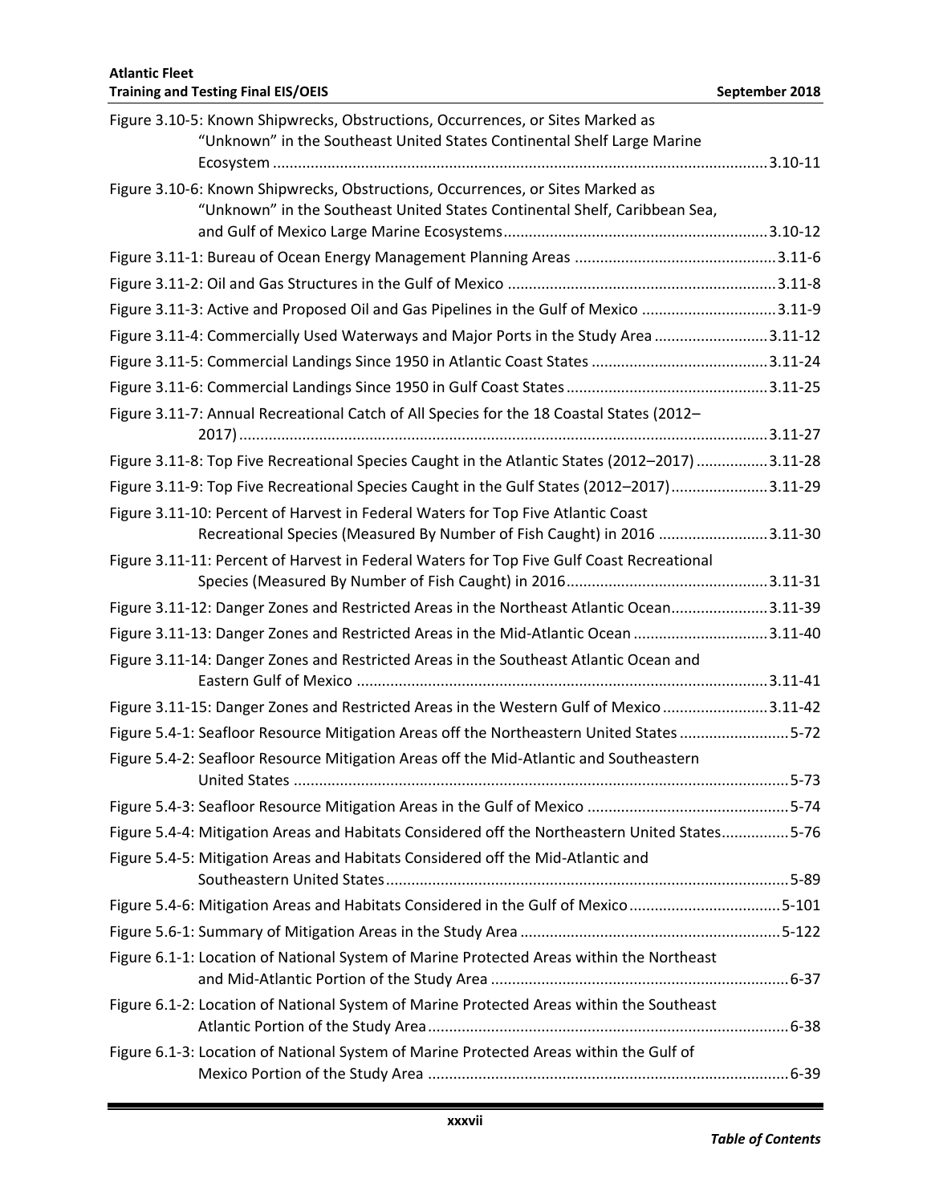Figure 3.10-5: Known Shipwrecks, Obstructions, Occurrences, or Sites Marked as "Unknown" in the Southeast United States Continental Shelf Large Marine Ecosystem ..... 3.10-11

Figure 3.10-6: Known Shipwrecks, Obstructions, Occurrences, or Sites Marked as "Unknown" in the Southeast United States Continental Shelf, Caribbean Sea, and Gulf of Mexico Large Marine Ecosystems ..... 3.10-12

Figure 3.11-1: Bureau of Ocean Energy Management Planning Areas ..... 3.11-6

Figure 3.11-2: Oil and Gas Structures in the Gulf of Mexico ..... 3.11-8

Figure 3.11-3: Active and Proposed Oil and Gas Pipelines in the Gulf of Mexico ..... 3.11-9

Figure 3.11-4: Commercially Used Waterways and Major Ports in the Study Area ..... 3.11-12

Figure 3.11-5: Commercial Landings Since 1950 in Atlantic Coast States ..... 3.11-24

Figure 3.11-6: Commercial Landings Since 1950 in Gulf Coast States ..... 3.11-25

Figure 3.11-7: Annual Recreational Catch of All Species for the 18 Coastal States (2012–2017) ..... 3.11-27

Figure 3.11-8: Top Five Recreational Species Caught in the Atlantic States (2012–2017) ..... 3.11-28

Figure 3.11-9: Top Five Recreational Species Caught in the Gulf States (2012–2017) ..... 3.11-29

Figure 3.11-10: Percent of Harvest in Federal Waters for Top Five Atlantic Coast Recreational Species (Measured By Number of Fish Caught) in 2016 ..... 3.11-30

Figure 3.11-11: Percent of Harvest in Federal Waters for Top Five Gulf Coast Recreational Species (Measured By Number of Fish Caught) in 2016 ..... 3.11-31

Figure 3.11-12: Danger Zones and Restricted Areas in the Northeast Atlantic Ocean ..... 3.11-39

Figure 3.11-13: Danger Zones and Restricted Areas in the Mid-Atlantic Ocean ..... 3.11-40

Figure 3.11-14: Danger Zones and Restricted Areas in the Southeast Atlantic Ocean and Eastern Gulf of Mexico ..... 3.11-41

Figure 3.11-15: Danger Zones and Restricted Areas in the Western Gulf of Mexico ..... 3.11-42

Figure 5.4-1: Seafloor Resource Mitigation Areas off the Northeastern United States ..... 5-72

Figure 5.4-2: Seafloor Resource Mitigation Areas off the Mid-Atlantic and Southeastern United States ..... 5-73

Figure 5.4-3: Seafloor Resource Mitigation Areas in the Gulf of Mexico ..... 5-74

Figure 5.4-4: Mitigation Areas and Habitats Considered off the Northeastern United States ..... 5-76

Figure 5.4-5: Mitigation Areas and Habitats Considered off the Mid-Atlantic and Southeastern United States ..... 5-89

Figure 5.4-6: Mitigation Areas and Habitats Considered in the Gulf of Mexico ..... 5-101

Figure 5.6-1: Summary of Mitigation Areas in the Study Area ..... 5-122

Figure 6.1-1: Location of National System of Marine Protected Areas within the Northeast and Mid-Atlantic Portion of the Study Area ..... 6-37

Figure 6.1-2: Location of National System of Marine Protected Areas within the Southeast Atlantic Portion of the Study Area ..... 6-38

Figure 6.1-3: Location of National System of Marine Protected Areas within the Gulf of Mexico Portion of the Study Area ..... 6-39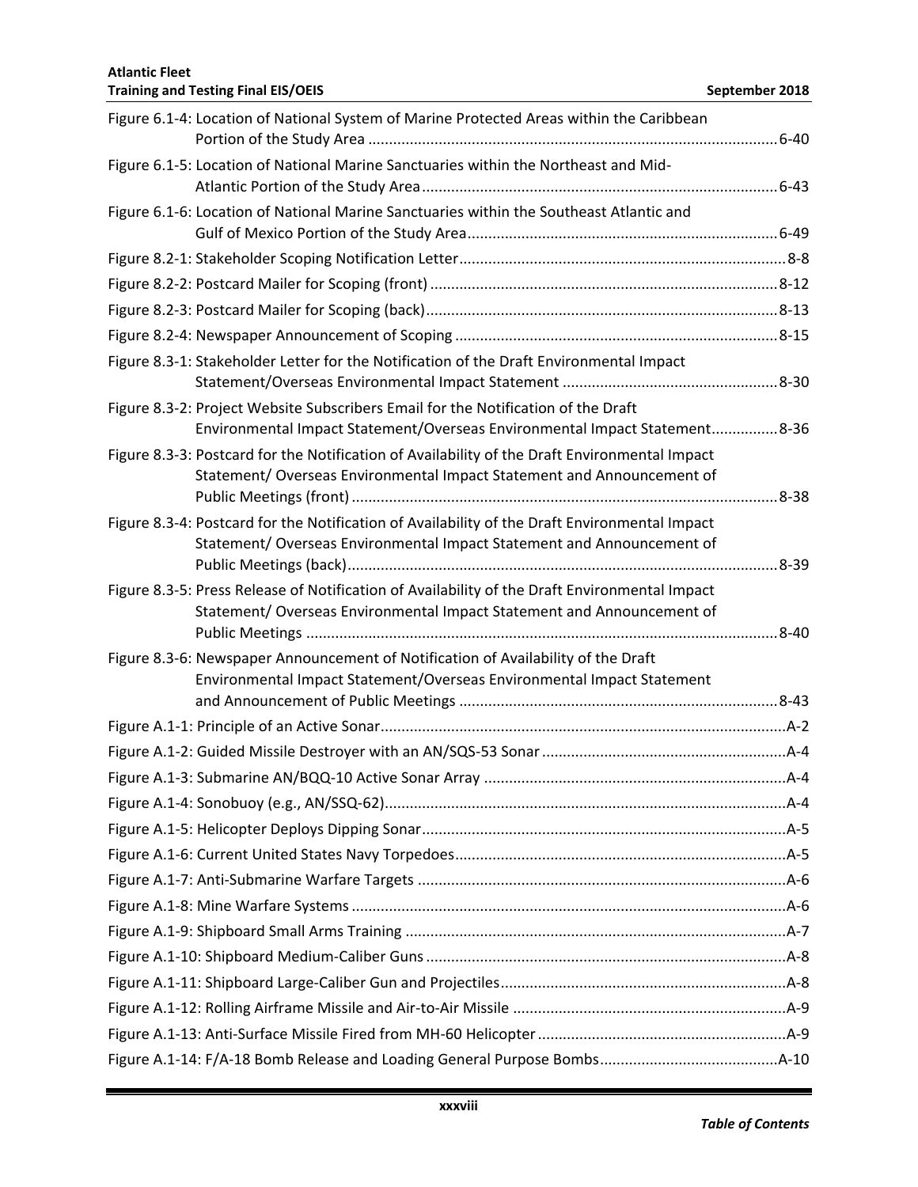Figure 6.1-4: Location of National System of Marine Protected Areas within the Caribbean Portion of the Study Area .......... 6-40

Figure 6.1-5: Location of National Marine Sanctuaries within the Northeast and Mid-Atlantic Portion of the Study Area .......... 6-43

Figure 6.1-6: Location of National Marine Sanctuaries within the Southeast Atlantic and Gulf of Mexico Portion of the Study Area .......... 6-49

Figure 8.2-1: Stakeholder Scoping Notification Letter .......... 8-8

Figure 8.2-2: Postcard Mailer for Scoping (front) .......... 8-12

Figure 8.2-3: Postcard Mailer for Scoping (back) .......... 8-13

Figure 8.2-4: Newspaper Announcement of Scoping .......... 8-15

Figure 8.3-1: Stakeholder Letter for the Notification of the Draft Environmental Impact Statement/Overseas Environmental Impact Statement .......... 8-30

Figure 8.3-2: Project Website Subscribers Email for the Notification of the Draft Environmental Impact Statement/Overseas Environmental Impact Statement .......... 8-36

Figure 8.3-3: Postcard for the Notification of Availability of the Draft Environmental Impact Statement/ Overseas Environmental Impact Statement and Announcement of Public Meetings (front) .......... 8-38

Figure 8.3-4: Postcard for the Notification of Availability of the Draft Environmental Impact Statement/ Overseas Environmental Impact Statement and Announcement of Public Meetings (back) .......... 8-39

Figure 8.3-5: Press Release of Notification of Availability of the Draft Environmental Impact Statement/ Overseas Environmental Impact Statement and Announcement of Public Meetings .......... 8-40

Figure 8.3-6: Newspaper Announcement of Notification of Availability of the Draft Environmental Impact Statement/Overseas Environmental Impact Statement and Announcement of Public Meetings .......... 8-43

Figure A.1-1: Principle of an Active Sonar .......... A-2

Figure A.1-2: Guided Missile Destroyer with an AN/SQS-53 Sonar .......... A-4

Figure A.1-3: Submarine AN/BQQ-10 Active Sonar Array .......... A-4

Figure A.1-4: Sonobuoy (e.g., AN/SSQ-62) .......... A-4

Figure A.1-5: Helicopter Deploys Dipping Sonar .......... A-5

Figure A.1-6: Current United States Navy Torpedoes .......... A-5

Figure A.1-7: Anti-Submarine Warfare Targets .......... A-6

Figure A.1-8: Mine Warfare Systems .......... A-6

Figure A.1-9: Shipboard Small Arms Training .......... A-7

Figure A.1-10: Shipboard Medium-Caliber Guns .......... A-8

Figure A.1-11: Shipboard Large-Caliber Gun and Projectiles .......... A-8

Figure A.1-12: Rolling Airframe Missile and Air-to-Air Missile .......... A-9

Figure A.1-13: Anti-Surface Missile Fired from MH-60 Helicopter .......... A-9

Figure A.1-14: F/A-18 Bomb Release and Loading General Purpose Bombs .......... A-10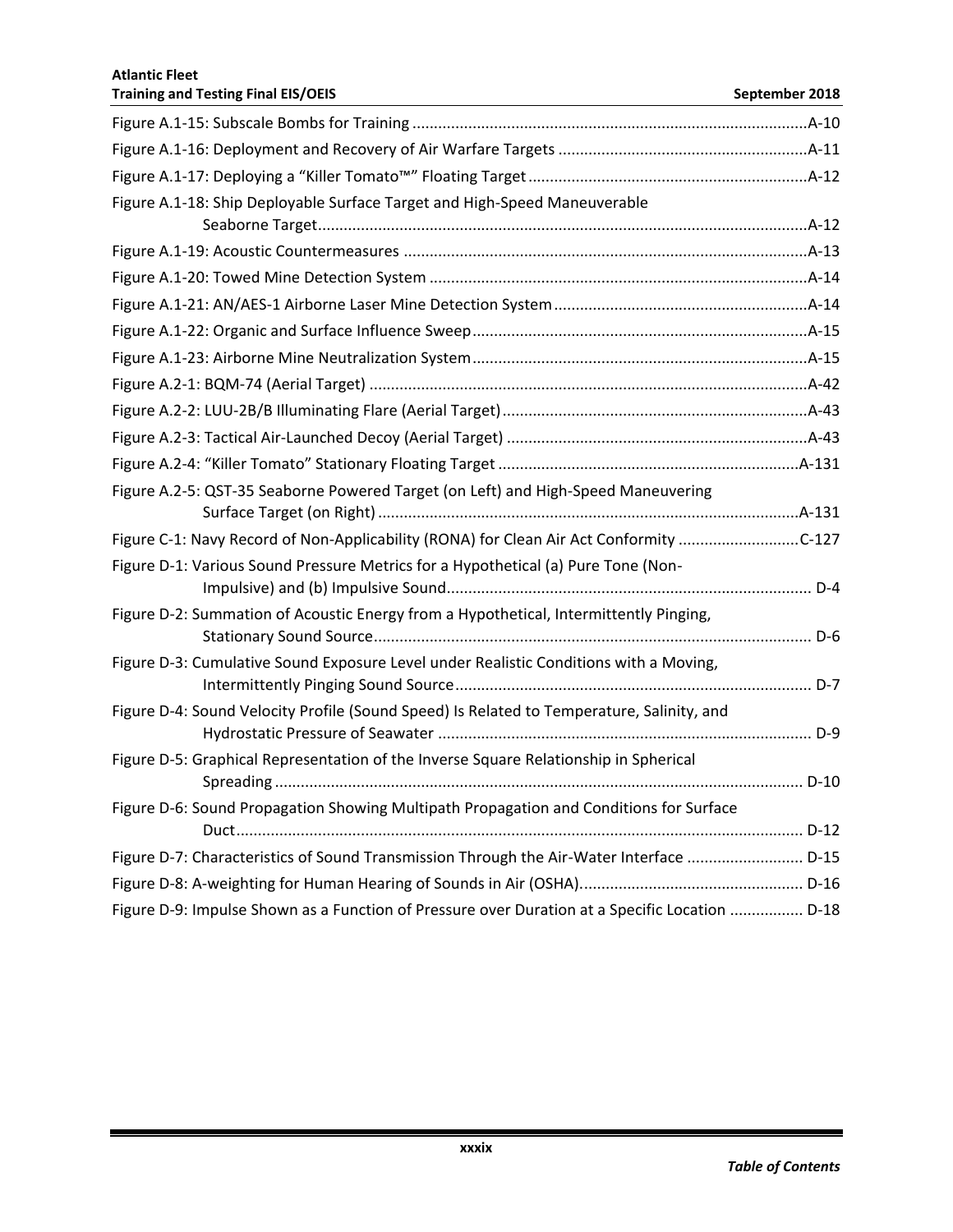Figure A.1-15: Subscale Bombs for Training ....A-10

Figure A.1-16: Deployment and Recovery of Air Warfare Targets ....A-11

Figure A.1-17: Deploying a "Killer Tomato™" Floating Target ....A-12

Figure A.1-18: Ship Deployable Surface Target and High-Speed Maneuverable Seaborne Target ....A-12

Figure A.1-19: Acoustic Countermeasures ....A-13

Figure A.1-20: Towed Mine Detection System ....A-14

Figure A.1-21: AN/AES-1 Airborne Laser Mine Detection System ....A-14

Figure A.1-22: Organic and Surface Influence Sweep ....A-15

Figure A.1-23: Airborne Mine Neutralization System ....A-15

Figure A.2-1: BQM-74 (Aerial Target) ....A-42

Figure A.2-2: LUU-2B/B Illuminating Flare (Aerial Target) ....A-43

Figure A.2-3: Tactical Air-Launched Decoy (Aerial Target) ....A-43

Figure A.2-4: "Killer Tomato" Stationary Floating Target ....A-131

Figure A.2-5: QST-35 Seaborne Powered Target (on Left) and High-Speed Maneuvering Surface Target (on Right) ....A-131

Figure C-1: Navy Record of Non-Applicability (RONA) for Clean Air Act Conformity ....C-127

Figure D-1: Various Sound Pressure Metrics for a Hypothetical (a) Pure Tone (Non-Impulsive) and (b) Impulsive Sound ....D-4

Figure D-2: Summation of Acoustic Energy from a Hypothetical, Intermittently Pinging, Stationary Sound Source ....D-6

Figure D-3: Cumulative Sound Exposure Level under Realistic Conditions with a Moving, Intermittently Pinging Sound Source ....D-7

Figure D-4: Sound Velocity Profile (Sound Speed) Is Related to Temperature, Salinity, and Hydrostatic Pressure of Seawater ....D-9

Figure D-5: Graphical Representation of the Inverse Square Relationship in Spherical Spreading ....D-10

Figure D-6: Sound Propagation Showing Multipath Propagation and Conditions for Surface Duct ....D-12

Figure D-7: Characteristics of Sound Transmission Through the Air-Water Interface ....D-15

Figure D-8: A-weighting for Human Hearing of Sounds in Air (OSHA) ....D-16

Figure D-9: Impulse Shown as a Function of Pressure over Duration at a Specific Location ....D-18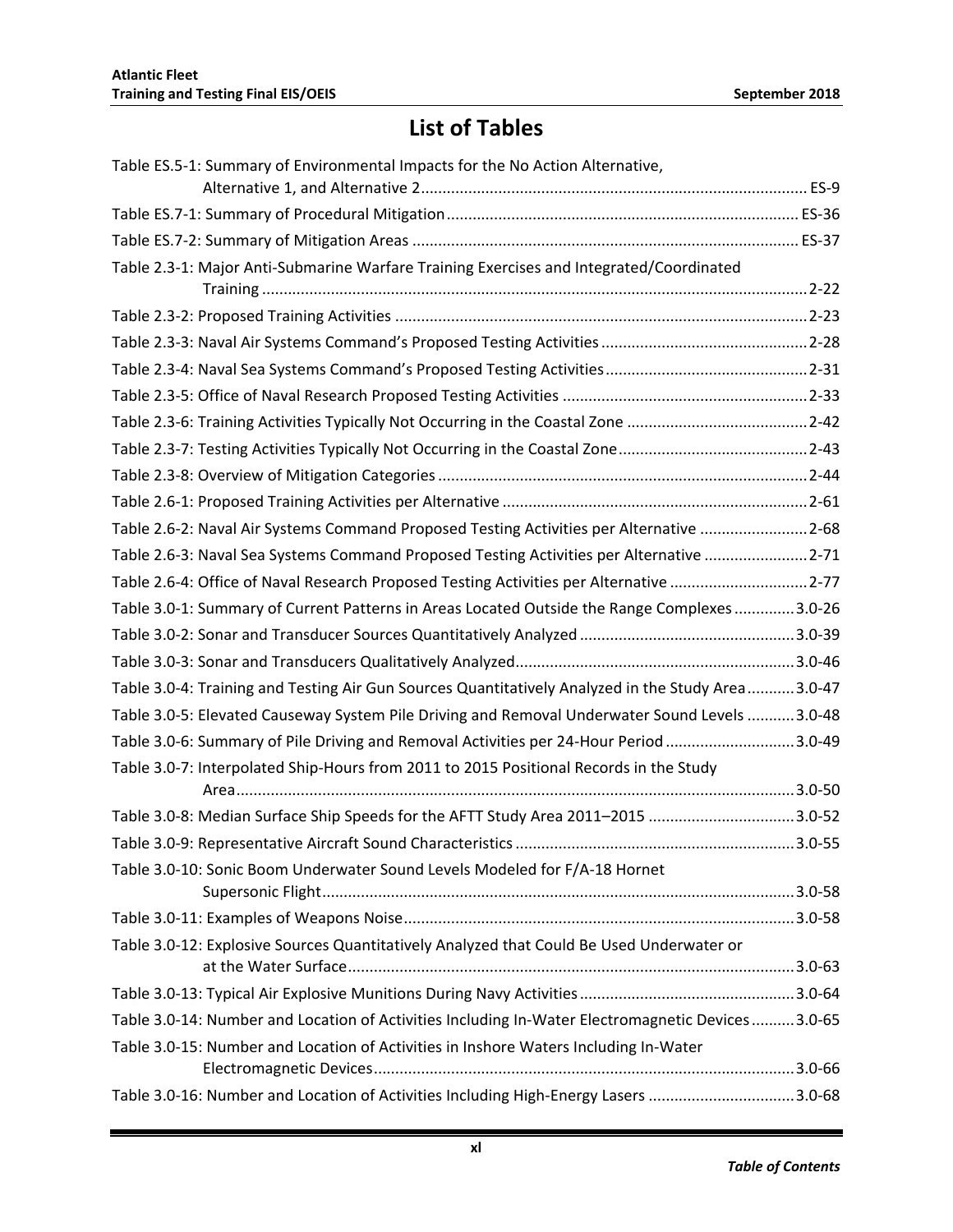# List of Tables

Table ES.5-1: Summary of Environmental Impacts for the No Action Alternative, Alternative 1, and Alternative 2 ........ ES-9

Table ES.7-1: Summary of Procedural Mitigation ........ ES-36

Table ES.7-2: Summary of Mitigation Areas ........ ES-37

Table 2.3-1: Major Anti-Submarine Warfare Training Exercises and Integrated/Coordinated Training ........ 2-22

Table 2.3-2: Proposed Training Activities ........ 2-23

Table 2.3-3: Naval Air Systems Command's Proposed Testing Activities ........ 2-28

Table 2.3-4: Naval Sea Systems Command's Proposed Testing Activities ........ 2-31

Table 2.3-5: Office of Naval Research Proposed Testing Activities ........ 2-33

Table 2.3-6: Training Activities Typically Not Occurring in the Coastal Zone ........ 2-42

Table 2.3-7: Testing Activities Typically Not Occurring in the Coastal Zone ........ 2-43

Table 2.3-8: Overview of Mitigation Categories ........ 2-44

Table 2.6-1: Proposed Training Activities per Alternative ........ 2-61

Table 2.6-2: Naval Air Systems Command Proposed Testing Activities per Alternative ........ 2-68

Table 2.6-3: Naval Sea Systems Command Proposed Testing Activities per Alternative ........ 2-71

Table 2.6-4: Office of Naval Research Proposed Testing Activities per Alternative ........ 2-77

Table 3.0-1: Summary of Current Patterns in Areas Located Outside the Range Complexes ........ 3.0-26

Table 3.0-2: Sonar and Transducer Sources Quantitatively Analyzed ........ 3.0-39

Table 3.0-3: Sonar and Transducers Qualitatively Analyzed ........ 3.0-46

Table 3.0-4: Training and Testing Air Gun Sources Quantitatively Analyzed in the Study Area ........ 3.0-47

Table 3.0-5: Elevated Causeway System Pile Driving and Removal Underwater Sound Levels ........ 3.0-48

Table 3.0-6: Summary of Pile Driving and Removal Activities per 24-Hour Period ........ 3.0-49

Table 3.0-7: Interpolated Ship-Hours from 2011 to 2015 Positional Records in the Study Area ........ 3.0-50

Table 3.0-8: Median Surface Ship Speeds for the AFTT Study Area 2011–2015 ........ 3.0-52

Table 3.0-9: Representative Aircraft Sound Characteristics ........ 3.0-55

Table 3.0-10: Sonic Boom Underwater Sound Levels Modeled for F/A-18 Hornet Supersonic Flight ........ 3.0-58

Table 3.0-11: Examples of Weapons Noise ........ 3.0-58

Table 3.0-12: Explosive Sources Quantitatively Analyzed that Could Be Used Underwater or at the Water Surface ........ 3.0-63

Table 3.0-13: Typical Air Explosive Munitions During Navy Activities ........ 3.0-64

Table 3.0-14: Number and Location of Activities Including In-Water Electromagnetic Devices ........ 3.0-65

Table 3.0-15: Number and Location of Activities in Inshore Waters Including In-Water Electromagnetic Devices ........ 3.0-66

Table 3.0-16: Number and Location of Activities Including High-Energy Lasers ........ 3.0-68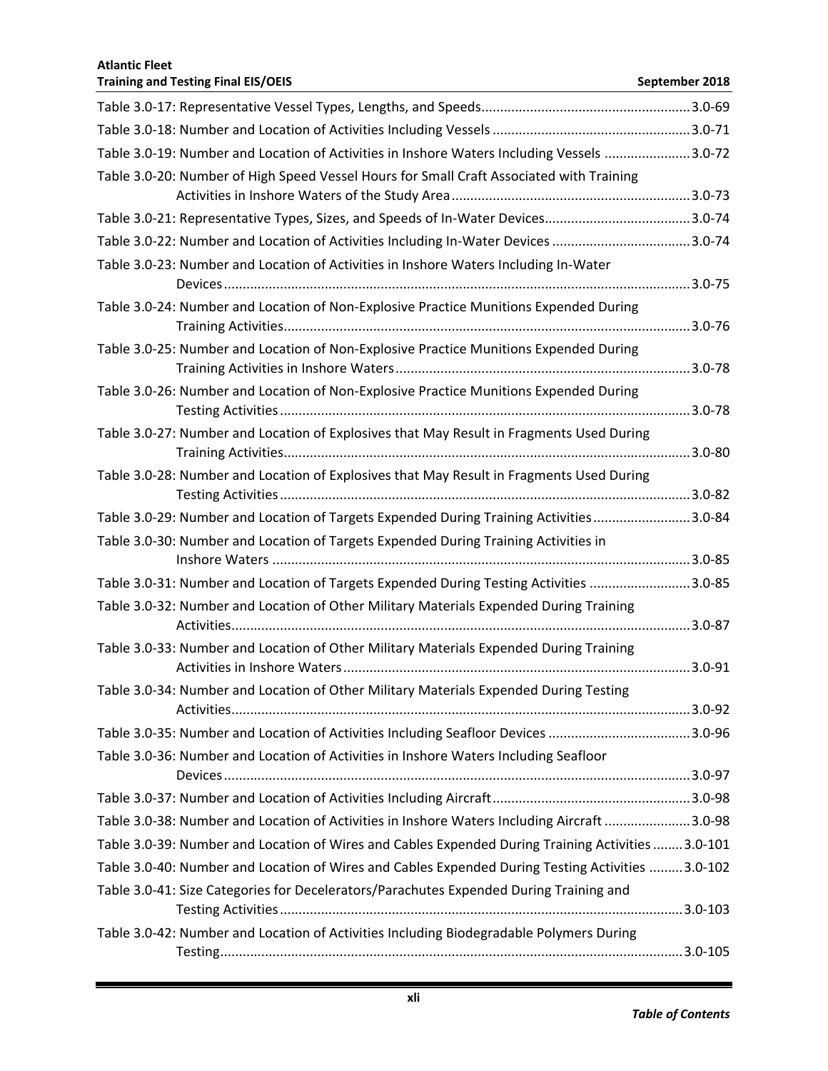Table 3.0-17: Representative Vessel Types, Lengths, and Speeds........................................................3.0-69

Table 3.0-18: Number and Location of Activities Including Vessels .....................................................3.0-71

Table 3.0-19: Number and Location of Activities in Inshore Waters Including Vessels .......................3.0-72

Table 3.0-20: Number of High Speed Vessel Hours for Small Craft Associated with Training Activities in Inshore Waters of the Study Area................................................................3.0-73

Table 3.0-21: Representative Types, Sizes, and Speeds of In-Water Devices.......................................3.0-74

Table 3.0-22: Number and Location of Activities Including In-Water Devices .....................................3.0-74

Table 3.0-23: Number and Location of Activities in Inshore Waters Including In-Water Devices............................................................................................................................3.0-75

Table 3.0-24: Number and Location of Non-Explosive Practice Munitions Expended During Training Activities............................................................................................................3.0-76

Table 3.0-25: Number and Location of Non-Explosive Practice Munitions Expended During Training Activities in Inshore Waters..............................................................................3.0-78

Table 3.0-26: Number and Location of Non-Explosive Practice Munitions Expended During Testing Activities.............................................................................................................3.0-78

Table 3.0-27: Number and Location of Explosives that May Result in Fragments Used During Training Activities............................................................................................................3.0-80

Table 3.0-28: Number and Location of Explosives that May Result in Fragments Used During Testing Activities.............................................................................................................3.0-82

Table 3.0-29: Number and Location of Targets Expended During Training Activities..........................3.0-84

Table 3.0-30: Number and Location of Targets Expended During Training Activities in Inshore Waters ...............................................................................................................3.0-85

Table 3.0-31: Number and Location of Targets Expended During Testing Activities ...........................3.0-85

Table 3.0-32: Number and Location of Other Military Materials Expended During Training Activities..........................................................................................................................3.0-87

Table 3.0-33: Number and Location of Other Military Materials Expended During Training Activities in Inshore Waters............................................................................................3.0-91

Table 3.0-34: Number and Location of Other Military Materials Expended During Testing Activities..........................................................................................................................3.0-92

Table 3.0-35: Number and Location of Activities Including Seafloor Devices ......................................3.0-96

Table 3.0-36: Number and Location of Activities in Inshore Waters Including Seafloor Devices............................................................................................................................3.0-97

Table 3.0-37: Number and Location of Activities Including Aircraft.....................................................3.0-98

Table 3.0-38: Number and Location of Activities in Inshore Waters Including Aircraft .......................3.0-98

Table 3.0-39: Number and Location of Wires and Cables Expended During Training Activities........3.0-101

Table 3.0-40: Number and Location of Wires and Cables Expended During Testing Activities .........3.0-102

Table 3.0-41: Size Categories for Decelerators/Parachutes Expended During Training and Testing Activities...........................................................................................................3.0-103

Table 3.0-42: Number and Location of Activities Including Biodegradable Polymers During Testing...........................................................................................................................3.0-105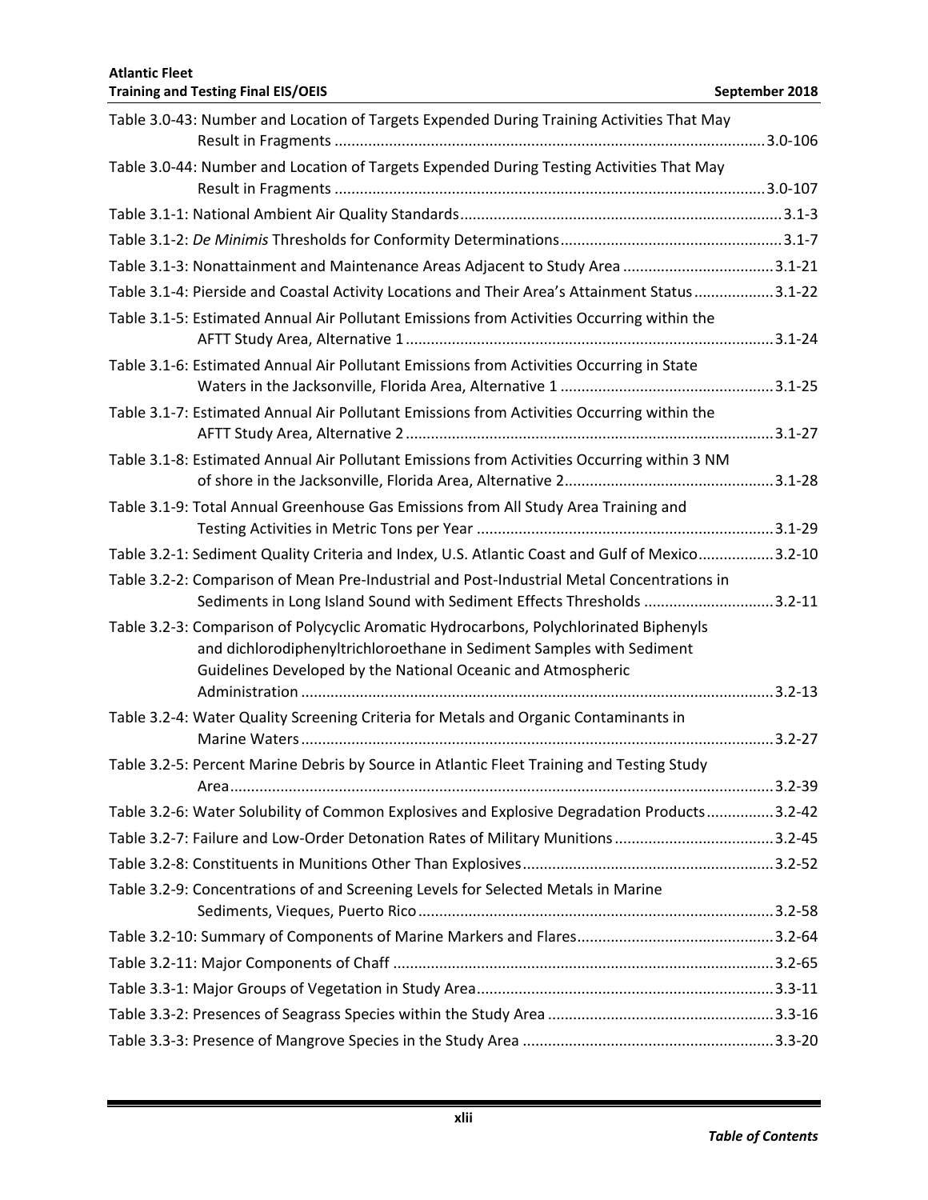Table 3.0-43: Number and Location of Targets Expended During Training Activities That May Result in Fragments ....................................................................................................3.0-106

Table 3.0-44: Number and Location of Targets Expended During Testing Activities That May Result in Fragments ....................................................................................................3.0-107

Table 3.1-1: National Ambient Air Quality Standards...........................................................................3.1-3

Table 3.1-2: *De Minimis* Thresholds for Conformity Determinations...................................................3.1-7

Table 3.1-3: Nonattainment and Maintenance Areas Adjacent to Study Area ...................................3.1-21

Table 3.1-4: Pierside and Coastal Activity Locations and Their Area's Attainment Status ..................3.1-22

Table 3.1-5: Estimated Annual Air Pollutant Emissions from Activities Occurring within the AFTT Study Area, Alternative 1......................................................................................3.1-24

Table 3.1-6: Estimated Annual Air Pollutant Emissions from Activities Occurring in State Waters in the Jacksonville, Florida Area, Alternative 1 ..................................................3.1-25

Table 3.1-7: Estimated Annual Air Pollutant Emissions from Activities Occurring within the AFTT Study Area, Alternative 2......................................................................................3.1-27

Table 3.1-8: Estimated Annual Air Pollutant Emissions from Activities Occurring within 3 NM of shore in the Jacksonville, Florida Area, Alternative 2.................................................3.1-28

Table 3.1-9: Total Annual Greenhouse Gas Emissions from All Study Area Training and Testing Activities in Metric Tons per Year ......................................................................3.1-29

Table 3.2-1: Sediment Quality Criteria and Index, U.S. Atlantic Coast and Gulf of Mexico.................3.2-10

Table 3.2-2: Comparison of Mean Pre-Industrial and Post-Industrial Metal Concentrations in Sediments in Long Island Sound with Sediment Effects Thresholds ..............................3.2-11

Table 3.2-3: Comparison of Polycyclic Aromatic Hydrocarbons, Polychlorinated Biphenyls and dichlorodiphenyltrichloroethane in Sediment Samples with Sediment Guidelines Developed by the National Oceanic and Atmospheric Administration ...............................................................................................................3.2-13

Table 3.2-4: Water Quality Screening Criteria for Metals and Organic Contaminants in Marine Waters...............................................................................................................3.2-27

Table 3.2-5: Percent Marine Debris by Source in Atlantic Fleet Training and Testing Study Area................................................................................................................................3.2-39

Table 3.2-6: Water Solubility of Common Explosives and Explosive Degradation Products...............3.2-42

Table 3.2-7: Failure and Low-Order Detonation Rates of Military Munitions.....................................3.2-45

Table 3.2-8: Constituents in Munitions Other Than Explosives...........................................................3.2-52

Table 3.2-9: Concentrations of and Screening Levels for Selected Metals in Marine Sediments, Vieques, Puerto Rico...................................................................................3.2-58

Table 3.2-10: Summary of Components of Marine Markers and Flares..............................................3.2-64

Table 3.2-11: Major Components of Chaff .........................................................................................3.2-65

Table 3.3-1: Major Groups of Vegetation in Study Area......................................................................3.3-11

Table 3.3-2: Presences of Seagrass Species within the Study Area .....................................................3.3-16

Table 3.3-3: Presence of Mangrove Species in the Study Area ...........................................................3.3-20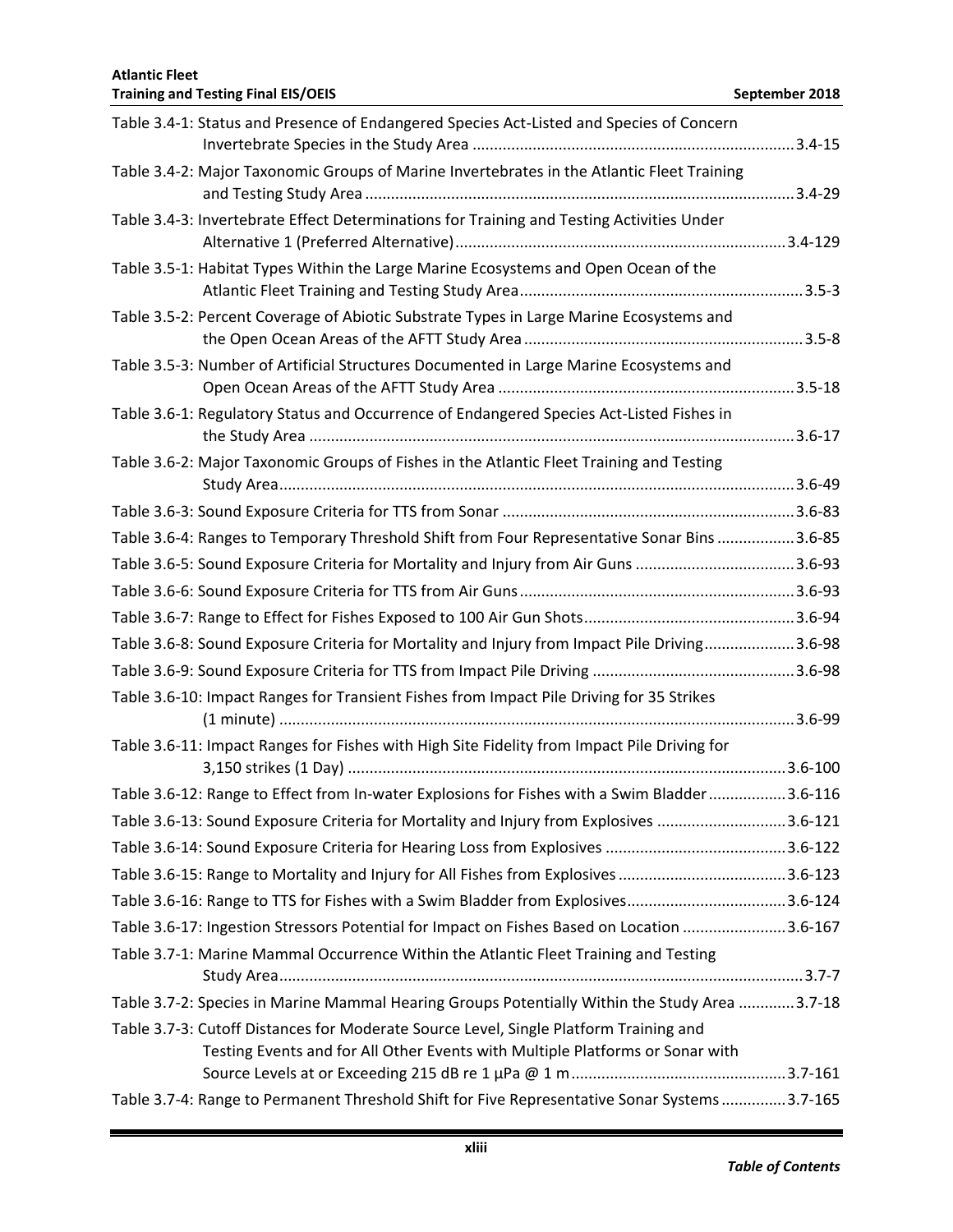Table 3.4-1: Status and Presence of Endangered Species Act-Listed and Species of Concern Invertebrate Species in the Study Area ....................................................................... 3.4-15

Table 3.4-2: Major Taxonomic Groups of Marine Invertebrates in the Atlantic Fleet Training and Testing Study Area ................................................................................................ 3.4-29

Table 3.4-3: Invertebrate Effect Determinations for Training and Testing Activities Under Alternative 1 (Preferred Alternative) ........................................................................... 3.4-129

Table 3.5-1: Habitat Types Within the Large Marine Ecosystems and Open Ocean of the Atlantic Fleet Training and Testing Study Area ................................................................ 3.5-3

Table 3.5-2: Percent Coverage of Abiotic Substrate Types in Large Marine Ecosystems and the Open Ocean Areas of the AFTT Study Area ............................................................... 3.5-8

Table 3.5-3: Number of Artificial Structures Documented in Large Marine Ecosystems and Open Ocean Areas of the AFTT Study Area ................................................................... 3.5-18

Table 3.6-1: Regulatory Status and Occurrence of Endangered Species Act-Listed Fishes in the Study Area ............................................................................................................... 3.6-17

Table 3.6-2: Major Taxonomic Groups of Fishes in the Atlantic Fleet Training and Testing Study Area ...................................................................................................................... 3.6-49

Table 3.6-3: Sound Exposure Criteria for TTS from Sonar .................................................................. 3.6-83

Table 3.6-4: Ranges to Temporary Threshold Shift from Four Representative Sonar Bins ................. 3.6-85

Table 3.6-5: Sound Exposure Criteria for Mortality and Injury from Air Guns .................................... 3.6-93

Table 3.6-6: Sound Exposure Criteria for TTS from Air Guns .............................................................. 3.6-93

Table 3.6-7: Range to Effect for Fishes Exposed to 100 Air Gun Shots ............................................... 3.6-94

Table 3.6-8: Sound Exposure Criteria for Mortality and Injury from Impact Pile Driving .................... 3.6-98

Table 3.6-9: Sound Exposure Criteria for TTS from Impact Pile Driving .............................................. 3.6-98

Table 3.6-10: Impact Ranges for Transient Fishes from Impact Pile Driving for 35 Strikes (1 minute) ....................................................................................................................... 3.6-99

Table 3.6-11: Impact Ranges for Fishes with High Site Fidelity from Impact Pile Driving for 3,150 strikes (1 Day) .................................................................................................... 3.6-100

Table 3.6-12: Range to Effect from In-water Explosions for Fishes with a Swim Bladder ................. 3.6-116

Table 3.6-13: Sound Exposure Criteria for Mortality and Injury from Explosives ............................. 3.6-121

Table 3.6-14: Sound Exposure Criteria for Hearing Loss from Explosives .......................................... 3.6-122

Table 3.6-15: Range to Mortality and Injury for All Fishes from Explosives ...................................... 3.6-123

Table 3.6-16: Range to TTS for Fishes with a Swim Bladder from Explosives .................................... 3.6-124

Table 3.6-17: Ingestion Stressors Potential for Impact on Fishes Based on Location ........................ 3.6-167

Table 3.7-1: Marine Mammal Occurrence Within the Atlantic Fleet Training and Testing Study Area ........................................................................................................................ 3.7-7

Table 3.7-2: Species in Marine Mammal Hearing Groups Potentially Within the Study Area ............ 3.7-18

Table 3.7-3: Cutoff Distances for Moderate Source Level, Single Platform Training and Testing Events and for All Other Events with Multiple Platforms or Sonar with Source Levels at or Exceeding 215 dB re 1 µPa @ 1 m ................................................. 3.7-161

Table 3.7-4: Range to Permanent Threshold Shift for Five Representative Sonar Systems .............. 3.7-165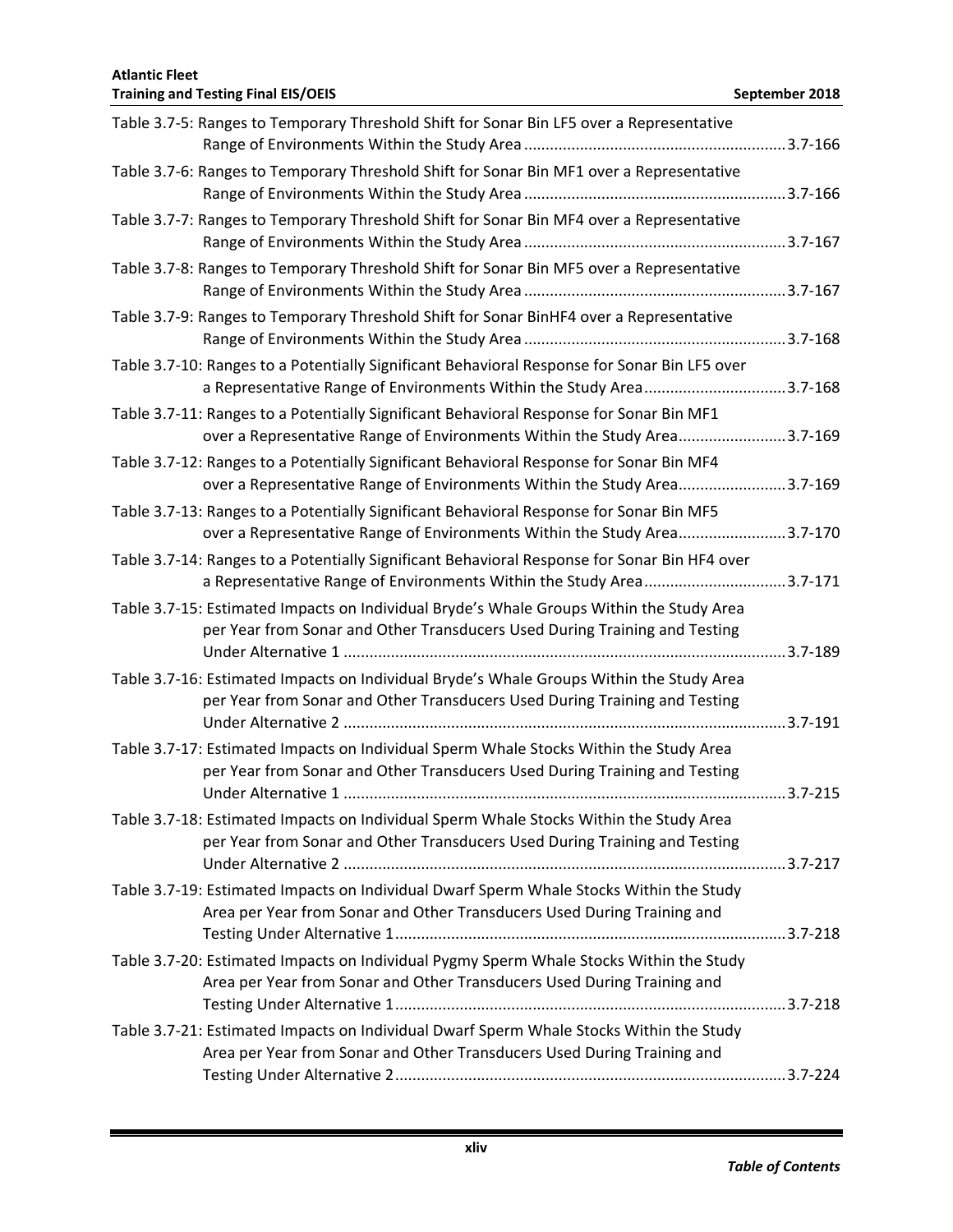Table 3.7-5: Ranges to Temporary Threshold Shift for Sonar Bin LF5 over a Representative Range of Environments Within the Study Area ............................................................ 3.7-166

Table 3.7-6: Ranges to Temporary Threshold Shift for Sonar Bin MF1 over a Representative Range of Environments Within the Study Area ............................................................ 3.7-166

Table 3.7-7: Ranges to Temporary Threshold Shift for Sonar Bin MF4 over a Representative Range of Environments Within the Study Area ............................................................ 3.7-167

Table 3.7-8: Ranges to Temporary Threshold Shift for Sonar Bin MF5 over a Representative Range of Environments Within the Study Area ............................................................ 3.7-167

Table 3.7-9: Ranges to Temporary Threshold Shift for Sonar BinHF4 over a Representative Range of Environments Within the Study Area ............................................................ 3.7-168

Table 3.7-10: Ranges to a Potentially Significant Behavioral Response for Sonar Bin LF5 over a Representative Range of Environments Within the Study Area ................................ 3.7-168

Table 3.7-11: Ranges to a Potentially Significant Behavioral Response for Sonar Bin MF1 over a Representative Range of Environments Within the Study Area ........................ 3.7-169

Table 3.7-12: Ranges to a Potentially Significant Behavioral Response for Sonar Bin MF4 over a Representative Range of Environments Within the Study Area ........................ 3.7-169

Table 3.7-13: Ranges to a Potentially Significant Behavioral Response for Sonar Bin MF5 over a Representative Range of Environments Within the Study Area ........................ 3.7-170

Table 3.7-14: Ranges to a Potentially Significant Behavioral Response for Sonar Bin HF4 over a Representative Range of Environments Within the Study Area ................................ 3.7-171

Table 3.7-15: Estimated Impacts on Individual Bryde's Whale Groups Within the Study Area per Year from Sonar and Other Transducers Used During Training and Testing Under Alternative 1 ...................................................................................................... 3.7-189

Table 3.7-16: Estimated Impacts on Individual Bryde's Whale Groups Within the Study Area per Year from Sonar and Other Transducers Used During Training and Testing Under Alternative 2 ...................................................................................................... 3.7-191

Table 3.7-17: Estimated Impacts on Individual Sperm Whale Stocks Within the Study Area per Year from Sonar and Other Transducers Used During Training and Testing Under Alternative 1 ...................................................................................................... 3.7-215

Table 3.7-18: Estimated Impacts on Individual Sperm Whale Stocks Within the Study Area per Year from Sonar and Other Transducers Used During Training and Testing Under Alternative 2 ...................................................................................................... 3.7-217

Table 3.7-19: Estimated Impacts on Individual Dwarf Sperm Whale Stocks Within the Study Area per Year from Sonar and Other Transducers Used During Training and Testing Under Alternative 1 .......................................................................................... 3.7-218

Table 3.7-20: Estimated Impacts on Individual Pygmy Sperm Whale Stocks Within the Study Area per Year from Sonar and Other Transducers Used During Training and Testing Under Alternative 1 .......................................................................................... 3.7-218

Table 3.7-21: Estimated Impacts on Individual Dwarf Sperm Whale Stocks Within the Study Area per Year from Sonar and Other Transducers Used During Training and Testing Under Alternative 2 .......................................................................................... 3.7-224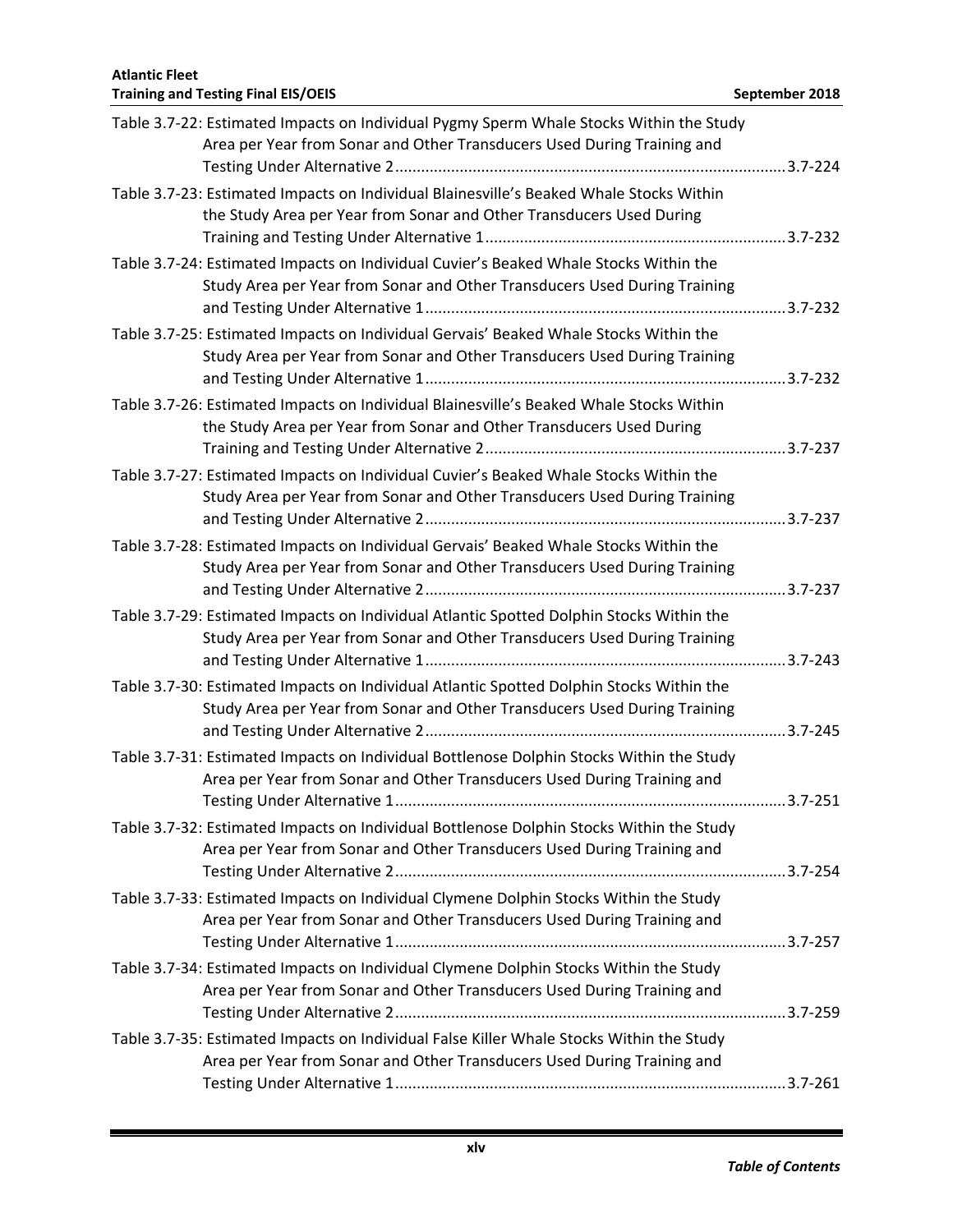Table 3.7-22: Estimated Impacts on Individual Pygmy Sperm Whale Stocks Within the Study Area per Year from Sonar and Other Transducers Used During Training and Testing Under Alternative 2 .......... 3.7-224

Table 3.7-23: Estimated Impacts on Individual Blainesville's Beaked Whale Stocks Within the Study Area per Year from Sonar and Other Transducers Used During Training and Testing Under Alternative 1 .......... 3.7-232

Table 3.7-24: Estimated Impacts on Individual Cuvier's Beaked Whale Stocks Within the Study Area per Year from Sonar and Other Transducers Used During Training and Testing Under Alternative 1 .......... 3.7-232

Table 3.7-25: Estimated Impacts on Individual Gervais' Beaked Whale Stocks Within the Study Area per Year from Sonar and Other Transducers Used During Training and Testing Under Alternative 1 .......... 3.7-232

Table 3.7-26: Estimated Impacts on Individual Blainesville's Beaked Whale Stocks Within the Study Area per Year from Sonar and Other Transducers Used During Training and Testing Under Alternative 2 .......... 3.7-237

Table 3.7-27: Estimated Impacts on Individual Cuvier's Beaked Whale Stocks Within the Study Area per Year from Sonar and Other Transducers Used During Training and Testing Under Alternative 2 .......... 3.7-237

Table 3.7-28: Estimated Impacts on Individual Gervais' Beaked Whale Stocks Within the Study Area per Year from Sonar and Other Transducers Used During Training and Testing Under Alternative 2 .......... 3.7-237

Table 3.7-29: Estimated Impacts on Individual Atlantic Spotted Dolphin Stocks Within the Study Area per Year from Sonar and Other Transducers Used During Training and Testing Under Alternative 1 .......... 3.7-243

Table 3.7-30: Estimated Impacts on Individual Atlantic Spotted Dolphin Stocks Within the Study Area per Year from Sonar and Other Transducers Used During Training and Testing Under Alternative 2 .......... 3.7-245

Table 3.7-31: Estimated Impacts on Individual Bottlenose Dolphin Stocks Within the Study Area per Year from Sonar and Other Transducers Used During Training and Testing Under Alternative 1 .......... 3.7-251

Table 3.7-32: Estimated Impacts on Individual Bottlenose Dolphin Stocks Within the Study Area per Year from Sonar and Other Transducers Used During Training and Testing Under Alternative 2 .......... 3.7-254

Table 3.7-33: Estimated Impacts on Individual Clymene Dolphin Stocks Within the Study Area per Year from Sonar and Other Transducers Used During Training and Testing Under Alternative 1 .......... 3.7-257

Table 3.7-34: Estimated Impacts on Individual Clymene Dolphin Stocks Within the Study Area per Year from Sonar and Other Transducers Used During Training and Testing Under Alternative 2 .......... 3.7-259

Table 3.7-35: Estimated Impacts on Individual False Killer Whale Stocks Within the Study Area per Year from Sonar and Other Transducers Used During Training and Testing Under Alternative 1 .......... 3.7-261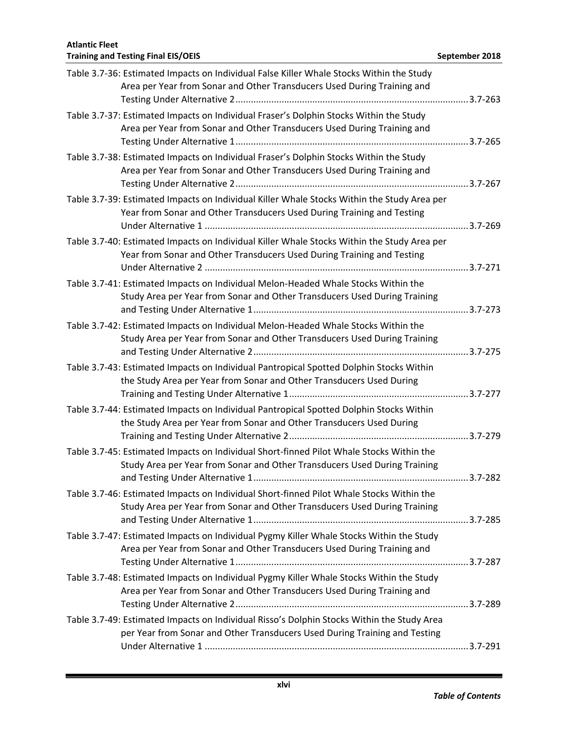Table 3.7-36: Estimated Impacts on Individual False Killer Whale Stocks Within the Study Area per Year from Sonar and Other Transducers Used During Training and Testing Under Alternative 2 .......................................................................................... 3.7-263

Table 3.7-37: Estimated Impacts on Individual Fraser's Dolphin Stocks Within the Study Area per Year from Sonar and Other Transducers Used During Training and Testing Under Alternative 1 .......................................................................................... 3.7-265

Table 3.7-38: Estimated Impacts on Individual Fraser's Dolphin Stocks Within the Study Area per Year from Sonar and Other Transducers Used During Training and Testing Under Alternative 2 .......................................................................................... 3.7-267

Table 3.7-39: Estimated Impacts on Individual Killer Whale Stocks Within the Study Area per Year from Sonar and Other Transducers Used During Training and Testing Under Alternative 1 ...................................................................................................... 3.7-269

Table 3.7-40: Estimated Impacts on Individual Killer Whale Stocks Within the Study Area per Year from Sonar and Other Transducers Used During Training and Testing Under Alternative 2 ...................................................................................................... 3.7-271

Table 3.7-41: Estimated Impacts on Individual Melon-Headed Whale Stocks Within the Study Area per Year from Sonar and Other Transducers Used During Training and Testing Under Alternative 1 ................................................................................... 3.7-273

Table 3.7-42: Estimated Impacts on Individual Melon-Headed Whale Stocks Within the Study Area per Year from Sonar and Other Transducers Used During Training and Testing Under Alternative 2 ................................................................................... 3.7-275

Table 3.7-43: Estimated Impacts on Individual Pantropical Spotted Dolphin Stocks Within the Study Area per Year from Sonar and Other Transducers Used During Training and Testing Under Alternative 1 ..................................................................... 3.7-277

Table 3.7-44: Estimated Impacts on Individual Pantropical Spotted Dolphin Stocks Within the Study Area per Year from Sonar and Other Transducers Used During Training and Testing Under Alternative 2 ..................................................................... 3.7-279

Table 3.7-45: Estimated Impacts on Individual Short-finned Pilot Whale Stocks Within the Study Area per Year from Sonar and Other Transducers Used During Training and Testing Under Alternative 1 ................................................................................... 3.7-282

Table 3.7-46: Estimated Impacts on Individual Short-finned Pilot Whale Stocks Within the Study Area per Year from Sonar and Other Transducers Used During Training and Testing Under Alternative 1 ................................................................................... 3.7-285

Table 3.7-47: Estimated Impacts on Individual Pygmy Killer Whale Stocks Within the Study Area per Year from Sonar and Other Transducers Used During Training and Testing Under Alternative 1 .......................................................................................... 3.7-287

Table 3.7-48: Estimated Impacts on Individual Pygmy Killer Whale Stocks Within the Study Area per Year from Sonar and Other Transducers Used During Training and Testing Under Alternative 2 .......................................................................................... 3.7-289

Table 3.7-49: Estimated Impacts on Individual Risso's Dolphin Stocks Within the Study Area per Year from Sonar and Other Transducers Used During Training and Testing Under Alternative 1 ...................................................................................................... 3.7-291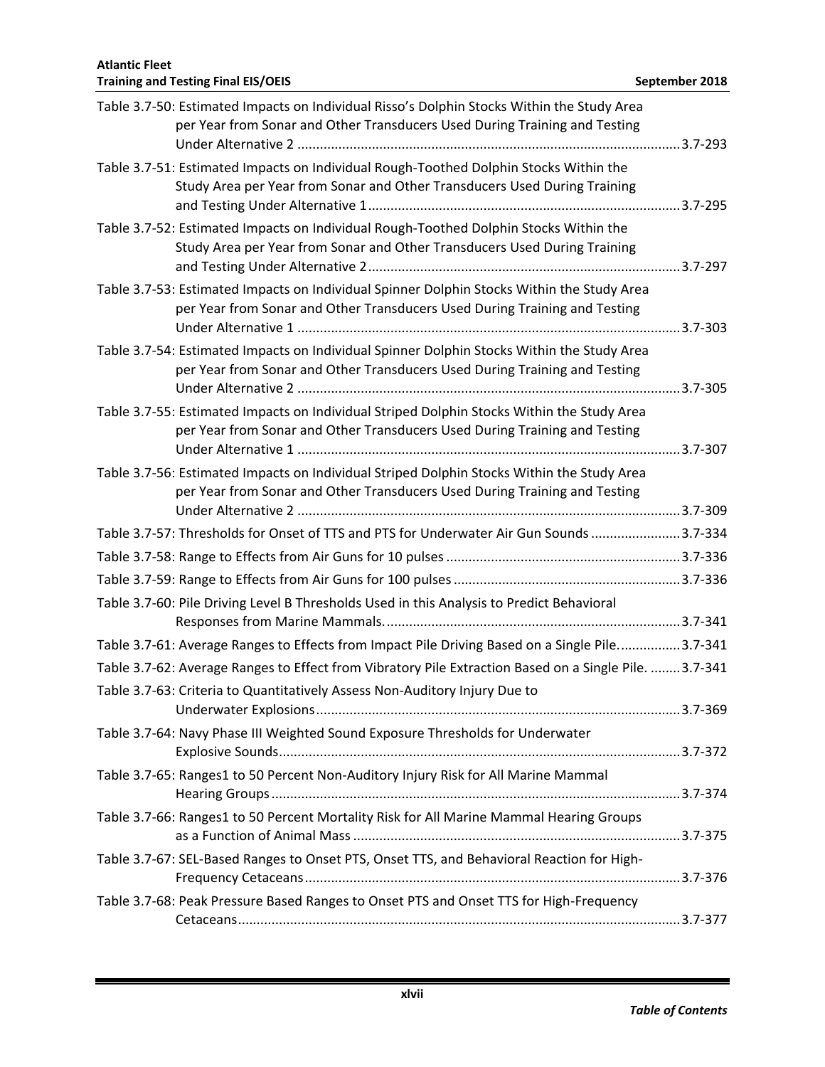Table 3.7-50: Estimated Impacts on Individual Risso's Dolphin Stocks Within the Study Area per Year from Sonar and Other Transducers Used During Training and Testing Under Alternative 2 ...................................................................................................... 3.7-293

Table 3.7-51: Estimated Impacts on Individual Rough-Toothed Dolphin Stocks Within the Study Area per Year from Sonar and Other Transducers Used During Training and Testing Under Alternative 1 .................................................................................. 3.7-295

Table 3.7-52: Estimated Impacts on Individual Rough-Toothed Dolphin Stocks Within the Study Area per Year from Sonar and Other Transducers Used During Training and Testing Under Alternative 2 .................................................................................. 3.7-297

Table 3.7-53: Estimated Impacts on Individual Spinner Dolphin Stocks Within the Study Area per Year from Sonar and Other Transducers Used During Training and Testing Under Alternative 1 ...................................................................................................... 3.7-303

Table 3.7-54: Estimated Impacts on Individual Spinner Dolphin Stocks Within the Study Area per Year from Sonar and Other Transducers Used During Training and Testing Under Alternative 2 ...................................................................................................... 3.7-305

Table 3.7-55: Estimated Impacts on Individual Striped Dolphin Stocks Within the Study Area per Year from Sonar and Other Transducers Used During Training and Testing Under Alternative 1 ...................................................................................................... 3.7-307

Table 3.7-56: Estimated Impacts on Individual Striped Dolphin Stocks Within the Study Area per Year from Sonar and Other Transducers Used During Training and Testing Under Alternative 2 ...................................................................................................... 3.7-309

Table 3.7-57: Thresholds for Onset of TTS and PTS for Underwater Air Gun Sounds ........................ 3.7-334

Table 3.7-58: Range to Effects from Air Guns for 10 pulses .............................................................. 3.7-336

Table 3.7-59: Range to Effects from Air Guns for 100 pulses ............................................................ 3.7-336

Table 3.7-60: Pile Driving Level B Thresholds Used in this Analysis to Predict Behavioral Responses from Marine Mammals. ............................................................................. 3.7-341

Table 3.7-61: Average Ranges to Effects from Impact Pile Driving Based on a Single Pile. ................ 3.7-341

Table 3.7-62: Average Ranges to Effect from Vibratory Pile Extraction Based on a Single Pile. ........ 3.7-341

Table 3.7-63: Criteria to Quantitatively Assess Non-Auditory Injury Due to Underwater Explosions ................................................................................................. 3.7-369

Table 3.7-64: Navy Phase III Weighted Sound Exposure Thresholds for Underwater Explosive Sounds ........................................................................................................... 3.7-372

Table 3.7-65: Ranges1 to 50 Percent Non-Auditory Injury Risk for All Marine Mammal Hearing Groups ............................................................................................................. 3.7-374

Table 3.7-66: Ranges1 to 50 Percent Mortality Risk for All Marine Mammal Hearing Groups as a Function of Animal Mass ....................................................................................... 3.7-375

Table 3.7-67: SEL-Based Ranges to Onset PTS, Onset TTS, and Behavioral Reaction for High-Frequency Cetaceans .................................................................................................... 3.7-376

Table 3.7-68: Peak Pressure Based Ranges to Onset PTS and Onset TTS for High-Frequency Cetaceans ...................................................................................................................... 3.7-377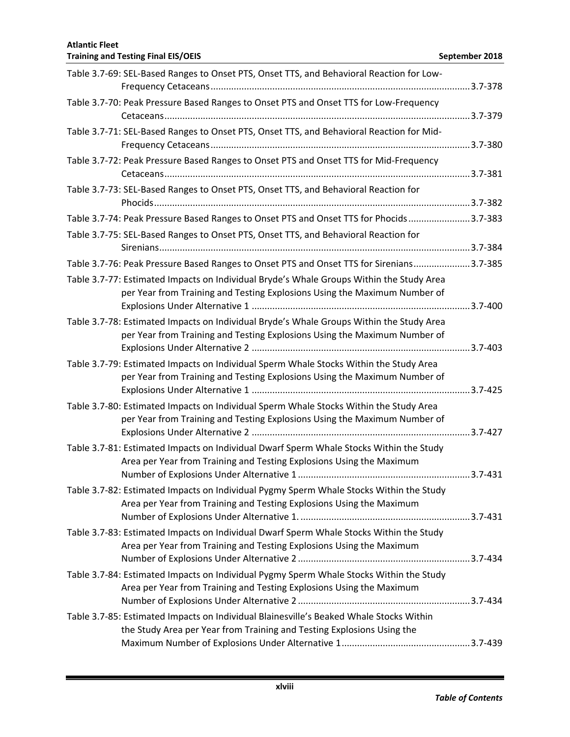Table 3.7-69: SEL-Based Ranges to Onset PTS, Onset TTS, and Behavioral Reaction for Low-Frequency Cetaceans....................................................................................................3.7-378

Table 3.7-70: Peak Pressure Based Ranges to Onset PTS and Onset TTS for Low-Frequency Cetaceans......................................................................................................................3.7-379

Table 3.7-71: SEL-Based Ranges to Onset PTS, Onset TTS, and Behavioral Reaction for Mid-Frequency Cetaceans....................................................................................................3.7-380

Table 3.7-72: Peak Pressure Based Ranges to Onset PTS and Onset TTS for Mid-Frequency Cetaceans......................................................................................................................3.7-381

Table 3.7-73: SEL-Based Ranges to Onset PTS, Onset TTS, and Behavioral Reaction for Phocids..........................................................................................................................3.7-382

Table 3.7-74: Peak Pressure Based Ranges to Onset PTS and Onset TTS for Phocids.......................3.7-383

Table 3.7-75: SEL-Based Ranges to Onset PTS, Onset TTS, and Behavioral Reaction for Sirenians........................................................................................................................3.7-384

Table 3.7-76: Peak Pressure Based Ranges to Onset PTS and Onset TTS for Sirenians.....................3.7-385

Table 3.7-77: Estimated Impacts on Individual Bryde's Whale Groups Within the Study Area per Year from Training and Testing Explosions Using the Maximum Number of Explosions Under Alternative 1 ....................................................................................3.7-400

Table 3.7-78: Estimated Impacts on Individual Bryde's Whale Groups Within the Study Area per Year from Training and Testing Explosions Using the Maximum Number of Explosions Under Alternative 2 ....................................................................................3.7-403

Table 3.7-79: Estimated Impacts on Individual Sperm Whale Stocks Within the Study Area per Year from Training and Testing Explosions Using the Maximum Number of Explosions Under Alternative 1 ....................................................................................3.7-425

Table 3.7-80: Estimated Impacts on Individual Sperm Whale Stocks Within the Study Area per Year from Training and Testing Explosions Using the Maximum Number of Explosions Under Alternative 2 ....................................................................................3.7-427

Table 3.7-81: Estimated Impacts on Individual Dwarf Sperm Whale Stocks Within the Study Area per Year from Training and Testing Explosions Using the Maximum Number of Explosions Under Alternative 1 ..................................................................3.7-431

Table 3.7-82: Estimated Impacts on Individual Pygmy Sperm Whale Stocks Within the Study Area per Year from Training and Testing Explosions Using the Maximum Number of Explosions Under Alternative 1. .................................................................3.7-431

Table 3.7-83: Estimated Impacts on Individual Dwarf Sperm Whale Stocks Within the Study Area per Year from Training and Testing Explosions Using the Maximum Number of Explosions Under Alternative 2 ..................................................................3.7-434

Table 3.7-84: Estimated Impacts on Individual Pygmy Sperm Whale Stocks Within the Study Area per Year from Training and Testing Explosions Using the Maximum Number of Explosions Under Alternative 2 ..................................................................3.7-434

Table 3.7-85: Estimated Impacts on Individual Blainesville's Beaked Whale Stocks Within the Study Area per Year from Training and Testing Explosions Using the Maximum Number of Explosions Under Alternative 1.................................................3.7-439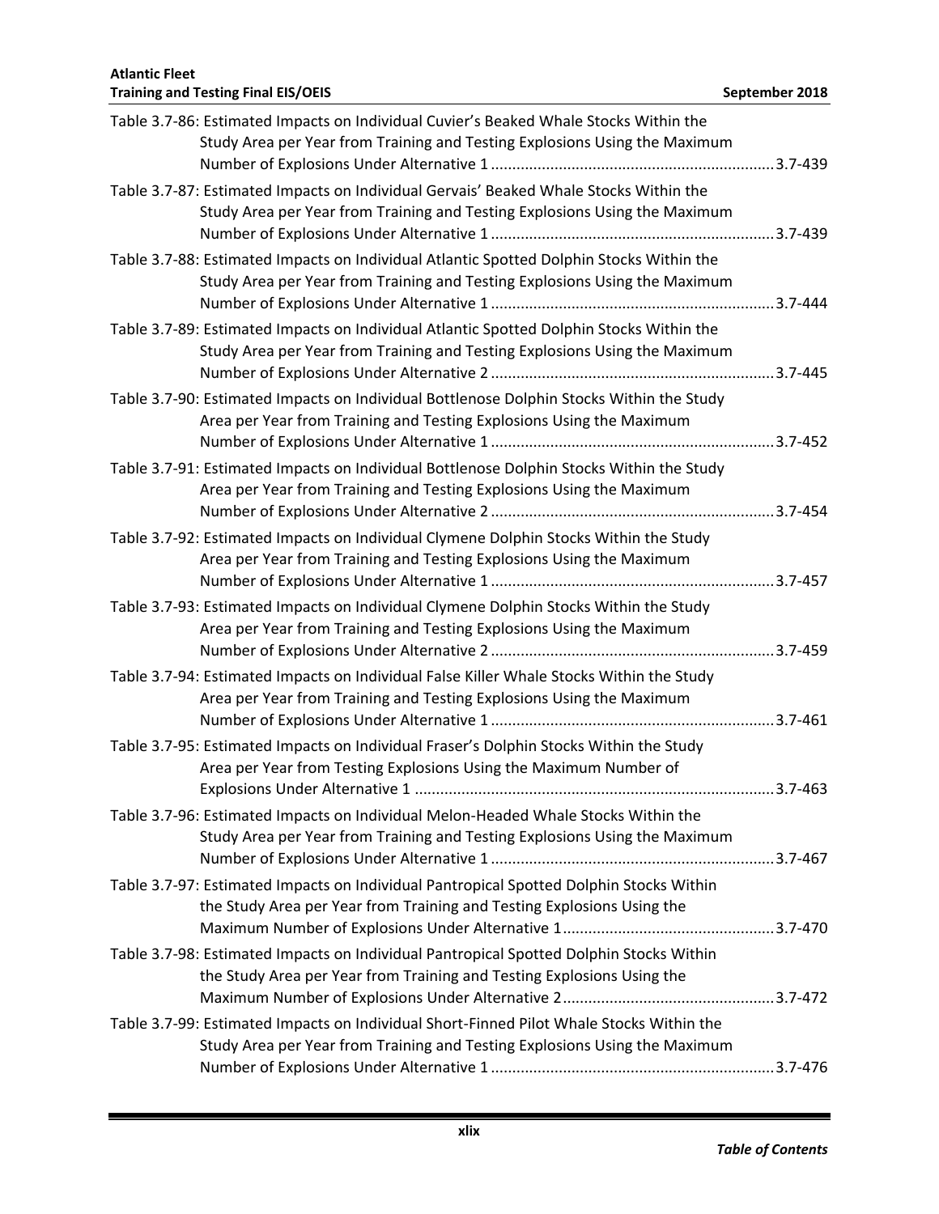Table 3.7-86: Estimated Impacts on Individual Cuvier's Beaked Whale Stocks Within the Study Area per Year from Training and Testing Explosions Using the Maximum Number of Explosions Under Alternative 1 .................................................................. 3.7-439

Table 3.7-87: Estimated Impacts on Individual Gervais' Beaked Whale Stocks Within the Study Area per Year from Training and Testing Explosions Using the Maximum Number of Explosions Under Alternative 1 .................................................................. 3.7-439

Table 3.7-88: Estimated Impacts on Individual Atlantic Spotted Dolphin Stocks Within the Study Area per Year from Training and Testing Explosions Using the Maximum Number of Explosions Under Alternative 1 .................................................................. 3.7-444

Table 3.7-89: Estimated Impacts on Individual Atlantic Spotted Dolphin Stocks Within the Study Area per Year from Training and Testing Explosions Using the Maximum Number of Explosions Under Alternative 2 .................................................................. 3.7-445

Table 3.7-90: Estimated Impacts on Individual Bottlenose Dolphin Stocks Within the Study Area per Year from Training and Testing Explosions Using the Maximum Number of Explosions Under Alternative 1 .................................................................. 3.7-452

Table 3.7-91: Estimated Impacts on Individual Bottlenose Dolphin Stocks Within the Study Area per Year from Training and Testing Explosions Using the Maximum Number of Explosions Under Alternative 2 .................................................................. 3.7-454

Table 3.7-92: Estimated Impacts on Individual Clymene Dolphin Stocks Within the Study Area per Year from Training and Testing Explosions Using the Maximum Number of Explosions Under Alternative 1 .................................................................. 3.7-457

Table 3.7-93: Estimated Impacts on Individual Clymene Dolphin Stocks Within the Study Area per Year from Training and Testing Explosions Using the Maximum Number of Explosions Under Alternative 2 .................................................................. 3.7-459

Table 3.7-94: Estimated Impacts on Individual False Killer Whale Stocks Within the Study Area per Year from Training and Testing Explosions Using the Maximum Number of Explosions Under Alternative 1 .................................................................. 3.7-461

Table 3.7-95: Estimated Impacts on Individual Fraser's Dolphin Stocks Within the Study Area per Year from Testing Explosions Using the Maximum Number of Explosions Under Alternative 1 .................................................................................... 3.7-463

Table 3.7-96: Estimated Impacts on Individual Melon-Headed Whale Stocks Within the Study Area per Year from Training and Testing Explosions Using the Maximum Number of Explosions Under Alternative 1 .................................................................. 3.7-467

Table 3.7-97: Estimated Impacts on Individual Pantropical Spotted Dolphin Stocks Within the Study Area per Year from Training and Testing Explosions Using the Maximum Number of Explosions Under Alternative 1 ................................................. 3.7-470

Table 3.7-98: Estimated Impacts on Individual Pantropical Spotted Dolphin Stocks Within the Study Area per Year from Training and Testing Explosions Using the Maximum Number of Explosions Under Alternative 2 ................................................. 3.7-472

Table 3.7-99: Estimated Impacts on Individual Short-Finned Pilot Whale Stocks Within the Study Area per Year from Training and Testing Explosions Using the Maximum Number of Explosions Under Alternative 1 .................................................................. 3.7-476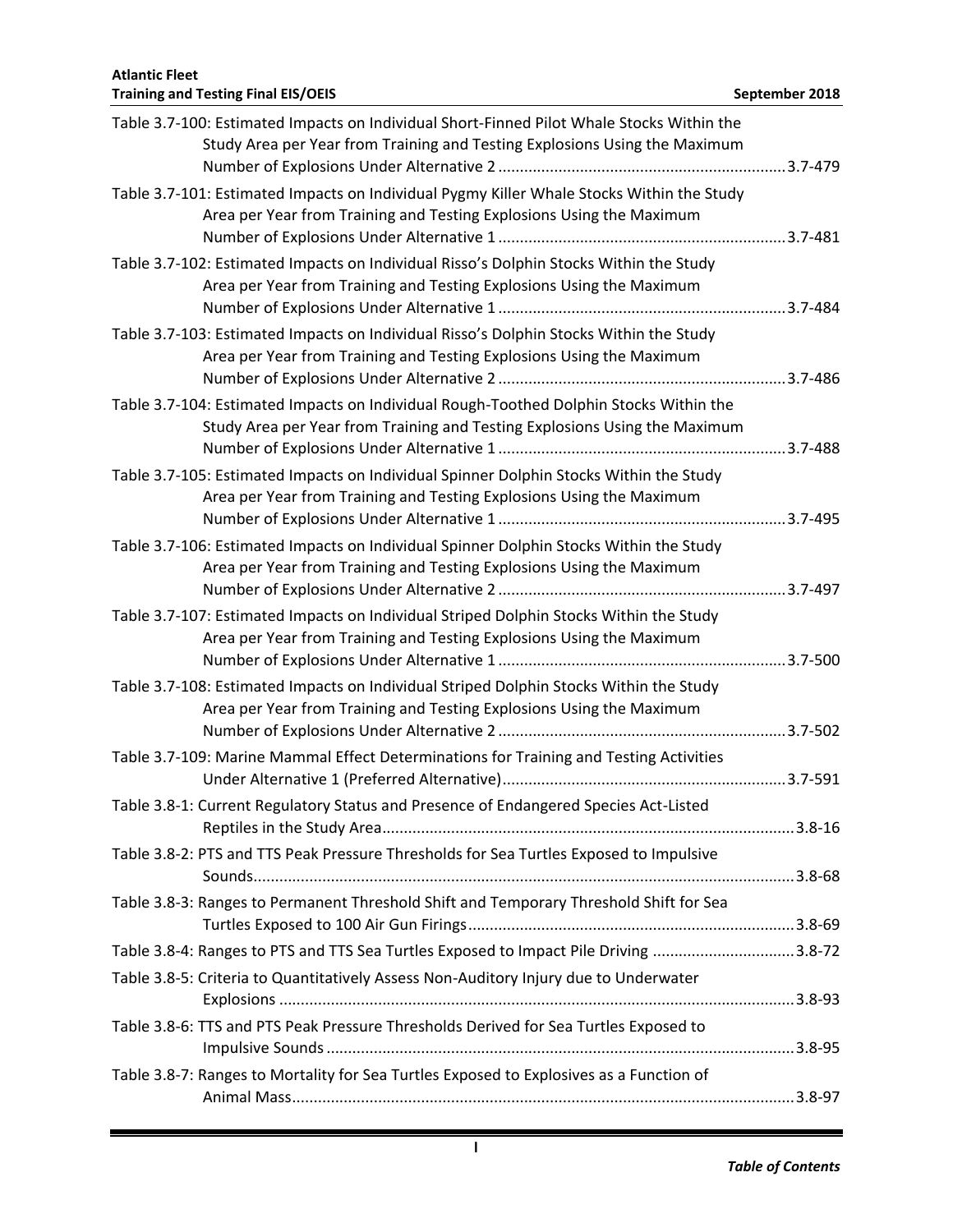Table 3.7-100: Estimated Impacts on Individual Short-Finned Pilot Whale Stocks Within the Study Area per Year from Training and Testing Explosions Using the Maximum Number of Explosions Under Alternative 2 .................................................................. 3.7-479

Table 3.7-101: Estimated Impacts on Individual Pygmy Killer Whale Stocks Within the Study Area per Year from Training and Testing Explosions Using the Maximum Number of Explosions Under Alternative 1 .................................................................. 3.7-481

Table 3.7-102: Estimated Impacts on Individual Risso's Dolphin Stocks Within the Study Area per Year from Training and Testing Explosions Using the Maximum Number of Explosions Under Alternative 1 .................................................................. 3.7-484

Table 3.7-103: Estimated Impacts on Individual Risso's Dolphin Stocks Within the Study Area per Year from Training and Testing Explosions Using the Maximum Number of Explosions Under Alternative 2 .................................................................. 3.7-486

Table 3.7-104: Estimated Impacts on Individual Rough-Toothed Dolphin Stocks Within the Study Area per Year from Training and Testing Explosions Using the Maximum Number of Explosions Under Alternative 1 .................................................................. 3.7-488

Table 3.7-105: Estimated Impacts on Individual Spinner Dolphin Stocks Within the Study Area per Year from Training and Testing Explosions Using the Maximum Number of Explosions Under Alternative 1 .................................................................. 3.7-495

Table 3.7-106: Estimated Impacts on Individual Spinner Dolphin Stocks Within the Study Area per Year from Training and Testing Explosions Using the Maximum Number of Explosions Under Alternative 2 .................................................................. 3.7-497

Table 3.7-107: Estimated Impacts on Individual Striped Dolphin Stocks Within the Study Area per Year from Training and Testing Explosions Using the Maximum Number of Explosions Under Alternative 1 .................................................................. 3.7-500

Table 3.7-108: Estimated Impacts on Individual Striped Dolphin Stocks Within the Study Area per Year from Training and Testing Explosions Using the Maximum Number of Explosions Under Alternative 2 .................................................................. 3.7-502

Table 3.7-109: Marine Mammal Effect Determinations for Training and Testing Activities Under Alternative 1 (Preferred Alternative) ................................................................. 3.7-591

Table 3.8-1: Current Regulatory Status and Presence of Endangered Species Act-Listed Reptiles in the Study Area ............................................................................................... 3.8-16

Table 3.8-2: PTS and TTS Peak Pressure Thresholds for Sea Turtles Exposed to Impulsive Sounds ............................................................................................................ 3.8-68

Table 3.8-3: Ranges to Permanent Threshold Shift and Temporary Threshold Shift for Sea Turtles Exposed to 100 Air Gun Firings ........................................................................... 3.8-69

Table 3.8-4: Ranges to PTS and TTS Sea Turtles Exposed to Impact Pile Driving ................................ 3.8-72

Table 3.8-5: Criteria to Quantitatively Assess Non-Auditory Injury due to Underwater Explosions ....................................................................................................................... 3.8-93

Table 3.8-6: TTS and PTS Peak Pressure Thresholds Derived for Sea Turtles Exposed to Impulsive Sounds ............................................................................................................ 3.8-95

Table 3.8-7: Ranges to Mortality for Sea Turtles Exposed to Explosives as a Function of Animal Mass .................................................................................................................... 3.8-97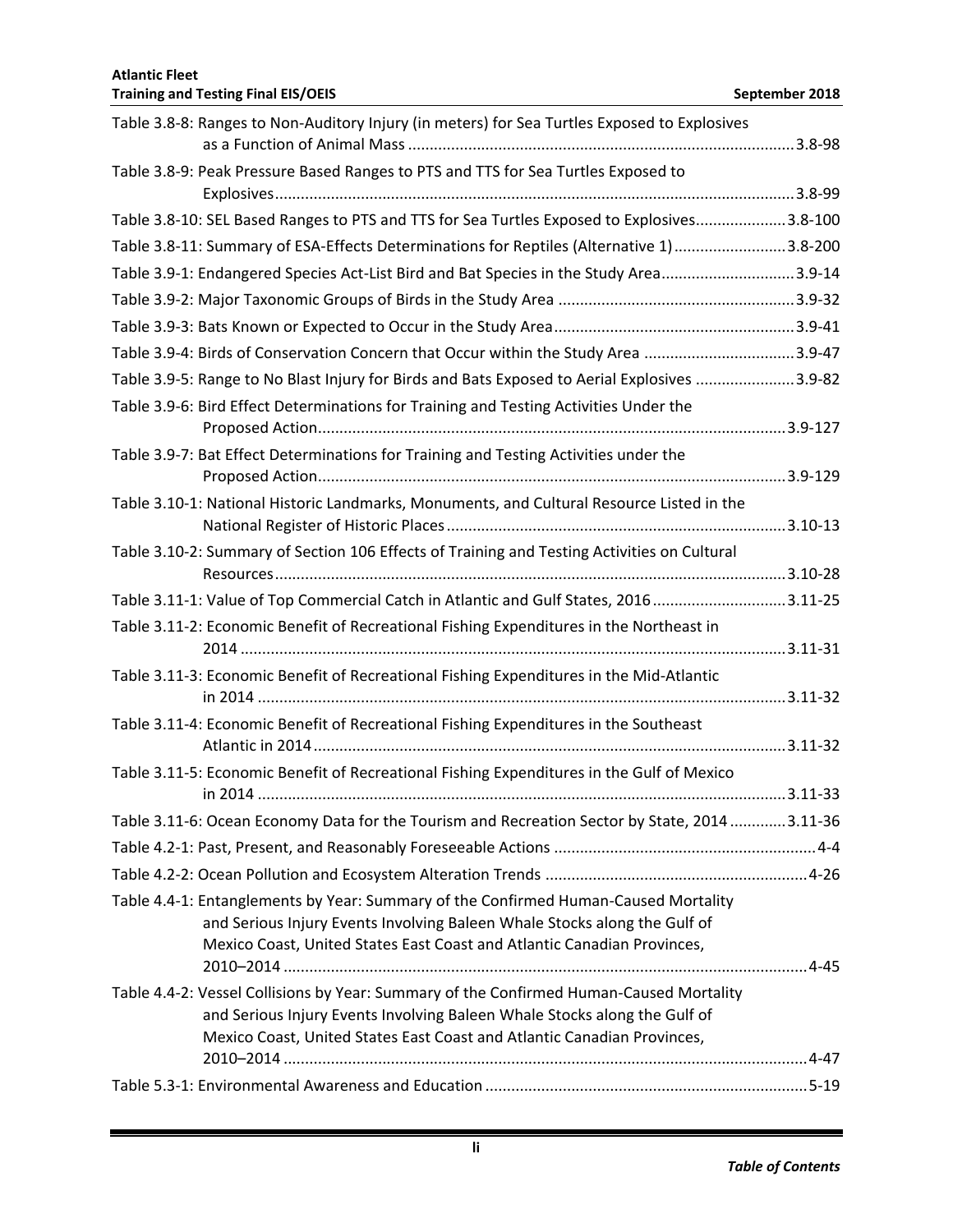Table 3.8-8: Ranges to Non-Auditory Injury (in meters) for Sea Turtles Exposed to Explosives as a Function of Animal Mass ....................................................................................... 3.8-98

Table 3.8-9: Peak Pressure Based Ranges to PTS and TTS for Sea Turtles Exposed to Explosives ....................................................................................................................... 3.8-99

Table 3.8-10: SEL Based Ranges to PTS and TTS for Sea Turtles Exposed to Explosives.................... 3.8-100

Table 3.8-11: Summary of ESA-Effects Determinations for Reptiles (Alternative 1) ......................... 3.8-200

Table 3.9-1: Endangered Species Act-List Bird and Bat Species in the Study Area .............................. 3.9-14

Table 3.9-2: Major Taxonomic Groups of Birds in the Study Area ...................................................... 3.9-32

Table 3.9-3: Bats Known or Expected to Occur in the Study Area ....................................................... 3.9-41

Table 3.9-4: Birds of Conservation Concern that Occur within the Study Area .................................. 3.9-47

Table 3.9-5: Range to No Blast Injury for Birds and Bats Exposed to Aerial Explosives ...................... 3.9-82

Table 3.9-6: Bird Effect Determinations for Training and Testing Activities Under the Proposed Action ........................................................................................................... 3.9-127

Table 3.9-7: Bat Effect Determinations for Training and Testing Activities under the Proposed Action ........................................................................................................... 3.9-129

Table 3.10-1: National Historic Landmarks, Monuments, and Cultural Resource Listed in the National Register of Historic Places ............................................................................. 3.10-13

Table 3.10-2: Summary of Section 106 Effects of Training and Testing Activities on Cultural Resources ..................................................................................................................... 3.10-28

Table 3.11-1: Value of Top Commercial Catch in Atlantic and Gulf States, 2016 .............................. 3.11-25

Table 3.11-2: Economic Benefit of Recreational Fishing Expenditures in the Northeast in 2014 ............................................................................................................................. 3.11-31

Table 3.11-3: Economic Benefit of Recreational Fishing Expenditures in the Mid-Atlantic in 2014 ......................................................................................................................... 3.11-32

Table 3.11-4: Economic Benefit of Recreational Fishing Expenditures in the Southeast Atlantic in 2014 ............................................................................................................ 3.11-32

Table 3.11-5: Economic Benefit of Recreational Fishing Expenditures in the Gulf of Mexico in 2014 ......................................................................................................................... 3.11-33

Table 3.11-6: Ocean Economy Data for the Tourism and Recreation Sector by State, 2014 ............ 3.11-36

Table 4.2-1: Past, Present, and Reasonably Foreseeable Actions ............................................................ 4-4

Table 4.2-2: Ocean Pollution and Ecosystem Alteration Trends ............................................................ 4-26

Table 4.4-1: Entanglements by Year: Summary of the Confirmed Human-Caused Mortality and Serious Injury Events Involving Baleen Whale Stocks along the Gulf of Mexico Coast, United States East Coast and Atlantic Canadian Provinces, 2010–2014 ....................................................................................................................... 4-45

Table 4.4-2: Vessel Collisions by Year: Summary of the Confirmed Human-Caused Mortality and Serious Injury Events Involving Baleen Whale Stocks along the Gulf of Mexico Coast, United States East Coast and Atlantic Canadian Provinces, 2010–2014 ....................................................................................................................... 4-47

Table 5.3-1: Environmental Awareness and Education .......................................................................... 5-19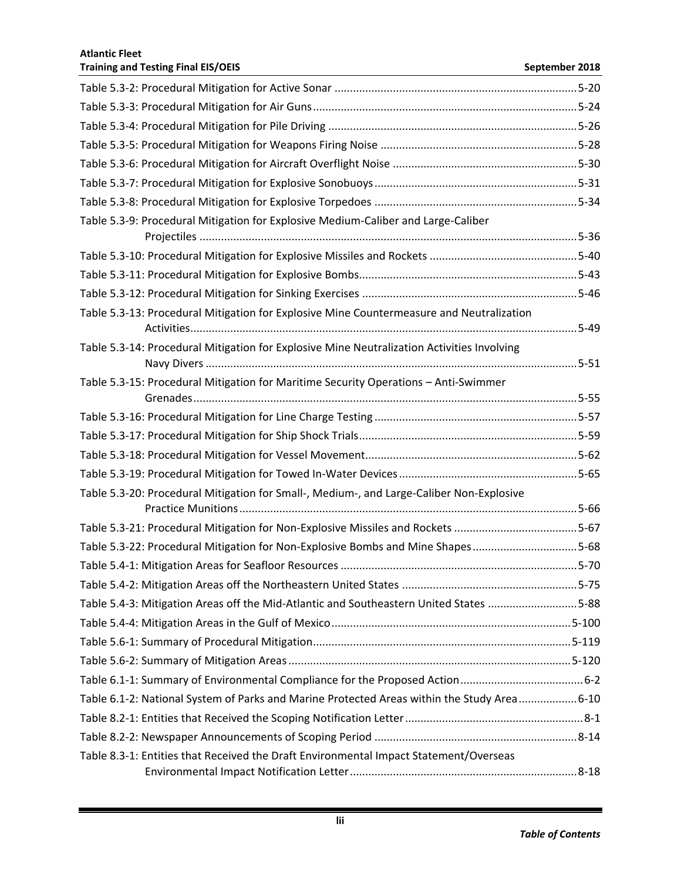Table 5.3-2: Procedural Mitigation for Active Sonar ....................................................................................5-20

Table 5.3-3: Procedural Mitigation for Air Guns...........................................................................................5-24

Table 5.3-4: Procedural Mitigation for Pile Driving .....................................................................................5-26

Table 5.3-5: Procedural Mitigation for Weapons Firing Noise ....................................................................5-28

Table 5.3-6: Procedural Mitigation for Aircraft Overflight Noise ................................................................5-30

Table 5.3-7: Procedural Mitigation for Explosive Sonobuoys......................................................................5-31

Table 5.3-8: Procedural Mitigation for Explosive Torpedoes ......................................................................5-34

Table 5.3-9: Procedural Mitigation for Explosive Medium-Caliber and Large-Caliber Projectiles ...............................................................................................................................5-36

Table 5.3-10: Procedural Mitigation for Explosive Missiles and Rockets ....................................................5-40

Table 5.3-11: Procedural Mitigation for Explosive Bombs...........................................................................5-43

Table 5.3-12: Procedural Mitigation for Sinking Exercises ..........................................................................5-46

Table 5.3-13: Procedural Mitigation for Explosive Mine Countermeasure and Neutralization Activities...................................................................................................................................5-49

Table 5.3-14: Procedural Mitigation for Explosive Mine Neutralization Activities Involving Navy Divers ...............................................................................................................................5-51

Table 5.3-15: Procedural Mitigation for Maritime Security Operations – Anti-Swimmer Grenades...................................................................................................................................5-55

Table 5.3-16: Procedural Mitigation for Line Charge Testing ......................................................................5-57

Table 5.3-17: Procedural Mitigation for Ship Shock Trials...........................................................................5-59

Table 5.3-18: Procedural Mitigation for Vessel Movement.........................................................................5-62

Table 5.3-19: Procedural Mitigation for Towed In-Water Devices...............................................................5-65

Table 5.3-20: Procedural Mitigation for Small-, Medium-, and Large-Caliber Non-Explosive Practice Munitions...................................................................................................................5-66

Table 5.3-21: Procedural Mitigation for Non-Explosive Missiles and Rockets ............................................5-67

Table 5.3-22: Procedural Mitigation for Non-Explosive Bombs and Mine Shapes......................................5-68

Table 5.4-1: Mitigation Areas for Seafloor Resources .................................................................................5-70

Table 5.4-2: Mitigation Areas off the Northeastern United States .............................................................5-75

Table 5.4-3: Mitigation Areas off the Mid-Atlantic and Southeastern United States .................................5-88

Table 5.4-4: Mitigation Areas in the Gulf of Mexico..................................................................................5-100

Table 5.6-1: Summary of Procedural Mitigation.......................................................................................5-119

Table 5.6-2: Summary of Mitigation Areas ...............................................................................................5-120

Table 6.1-1: Summary of Environmental Compliance for the Proposed Action............................................6-2

Table 6.1-2: National System of Parks and Marine Protected Areas within the Study Area.......................6-10

Table 8.2-1: Entities that Received the Scoping Notification Letter..............................................................8-1

Table 8.2-2: Newspaper Announcements of Scoping Period .....................................................................8-14

Table 8.3-1: Entities that Received the Draft Environmental Impact Statement/Overseas Environmental Impact Notification Letter.............................................................................8-18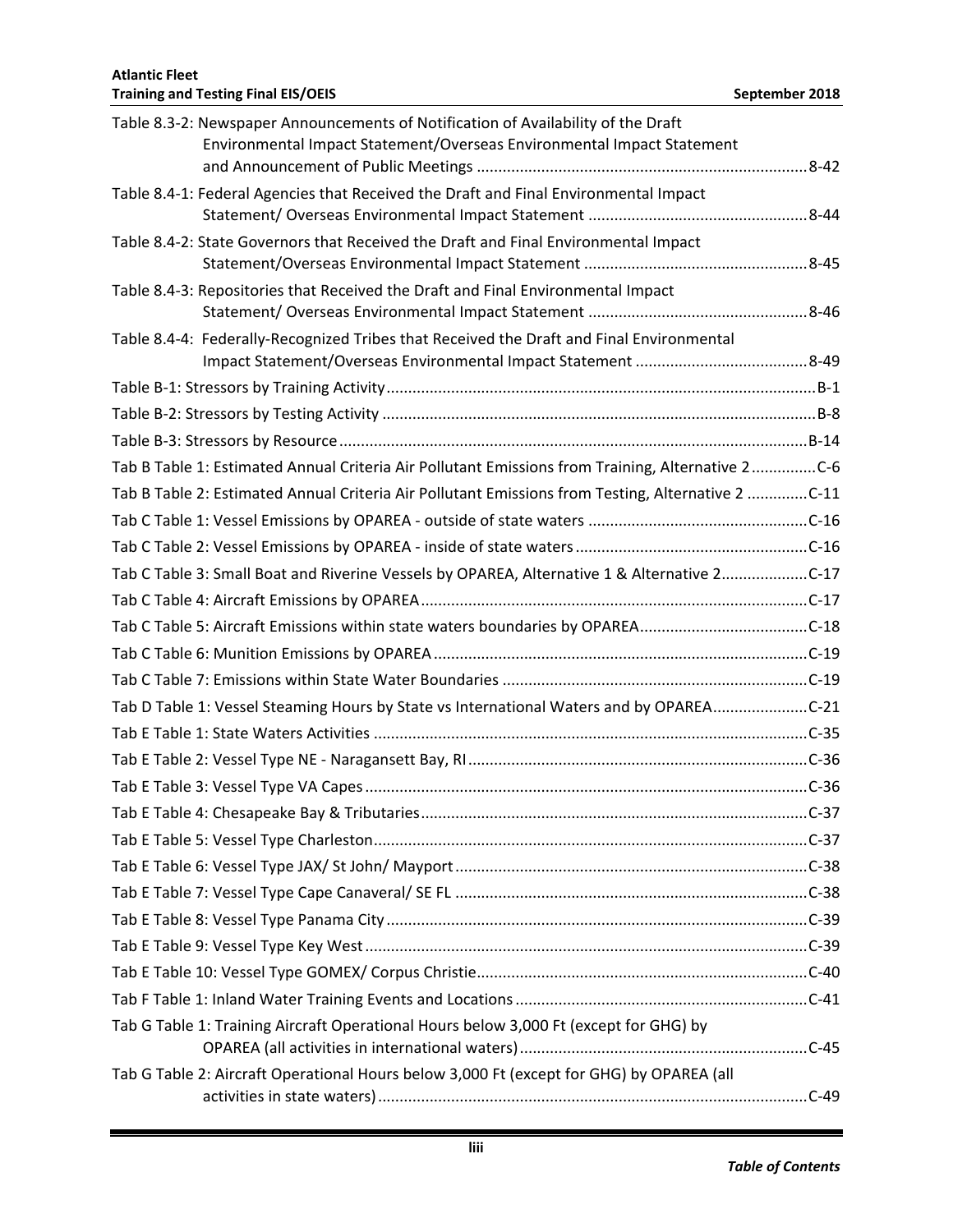Table 8.3-2: Newspaper Announcements of Notification of Availability of the Draft Environmental Impact Statement/Overseas Environmental Impact Statement and Announcement of Public Meetings ............................................................................ 8-42

Table 8.4-1: Federal Agencies that Received the Draft and Final Environmental Impact Statement/ Overseas Environmental Impact Statement .................................................. 8-44

Table 8.4-2: State Governors that Received the Draft and Final Environmental Impact Statement/Overseas Environmental Impact Statement ................................................... 8-45

Table 8.4-3: Repositories that Received the Draft and Final Environmental Impact Statement/ Overseas Environmental Impact Statement .................................................. 8-46

Table 8.4-4: Federally-Recognized Tribes that Received the Draft and Final Environmental Impact Statement/Overseas Environmental Impact Statement ........................................ 8-49

Table B-1: Stressors by Training Activity ................................................................................................... B-1

Table B-2: Stressors by Testing Activity .................................................................................................... B-8

Table B-3: Stressors by Resource ............................................................................................................ B-14

Tab B Table 1: Estimated Annual Criteria Air Pollutant Emissions from Training, Alternative 2 ............... C-6

Tab B Table 2: Estimated Annual Criteria Air Pollutant Emissions from Testing, Alternative 2 ............. C-11

Tab C Table 1: Vessel Emissions by OPAREA - outside of state waters ................................................... C-16

Tab C Table 2: Vessel Emissions by OPAREA - inside of state waters ...................................................... C-16

Tab C Table 3: Small Boat and Riverine Vessels by OPAREA, Alternative 1 & Alternative 2 ................... C-17

Tab C Table 4: Aircraft Emissions by OPAREA ......................................................................................... C-17

Tab C Table 5: Aircraft Emissions within state waters boundaries by OPAREA ....................................... C-18

Tab C Table 6: Munition Emissions by OPAREA ...................................................................................... C-19

Tab C Table 7: Emissions within State Water Boundaries ...................................................................... C-19

Tab D Table 1: Vessel Steaming Hours by State vs International Waters and by OPAREA ...................... C-21

Tab E Table 1: State Waters Activities .................................................................................................... C-35

Tab E Table 2: Vessel Type NE - Naragansett Bay, RI .............................................................................. C-36

Tab E Table 3: Vessel Type VA Capes ...................................................................................................... C-36

Tab E Table 4: Chesapeake Bay & Tributaries ......................................................................................... C-37

Tab E Table 5: Vessel Type Charleston .................................................................................................... C-37

Tab E Table 6: Vessel Type JAX/ St John/ Mayport ................................................................................. C-38

Tab E Table 7: Vessel Type Cape Canaveral/ SE FL ................................................................................. C-38

Tab E Table 8: Vessel Type Panama City ................................................................................................. C-39

Tab E Table 9: Vessel Type Key West ...................................................................................................... C-39

Tab E Table 10: Vessel Type GOMEX/ Corpus Christie ............................................................................ C-40

Tab F Table 1: Inland Water Training Events and Locations ................................................................... C-41

Tab G Table 1: Training Aircraft Operational Hours below 3,000 Ft (except for GHG) by OPAREA (all activities in international waters) .................................................................. C-45

Tab G Table 2: Aircraft Operational Hours below 3,000 Ft (except for GHG) by OPAREA (all activities in state waters) ................................................................................................... C-49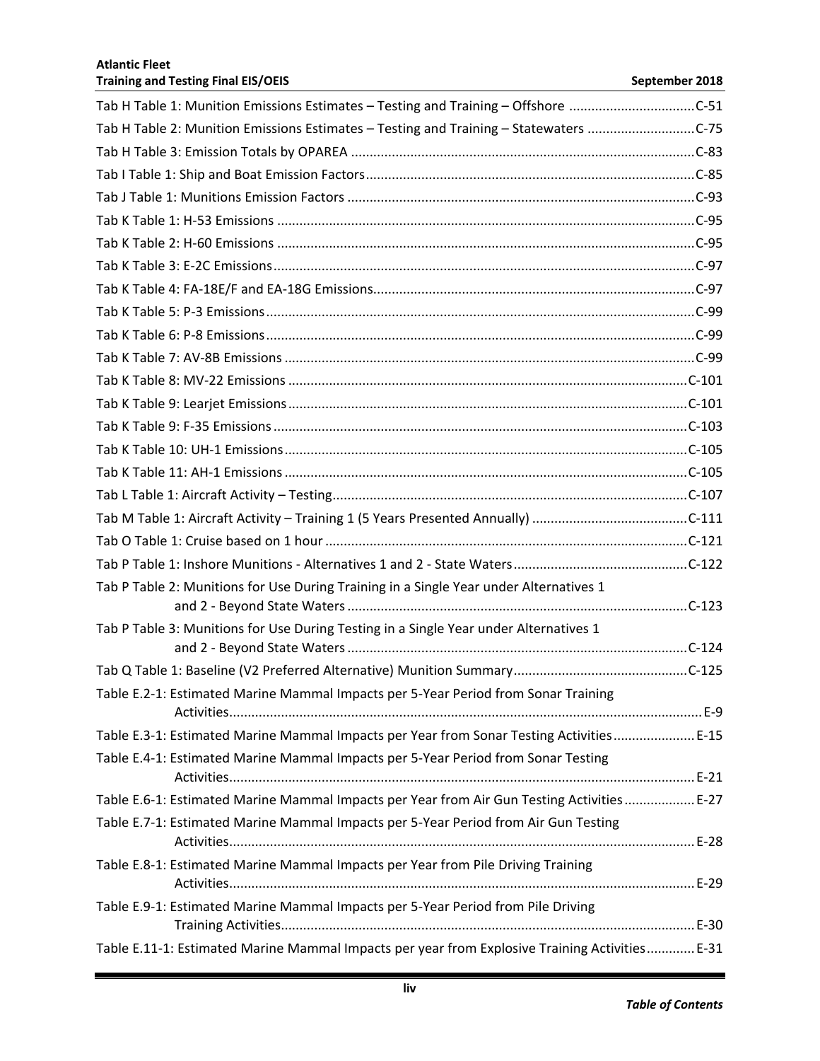Tab H Table 1: Munition Emissions Estimates – Testing and Training – Offshore ..................................C-51

Tab H Table 2: Munition Emissions Estimates – Testing and Training – Statewaters .............................C-75

Tab H Table 3: Emission Totals by OPAREA ............................................................................................C-83

Tab I Table 1: Ship and Boat Emission Factors........................................................................................C-85

Tab J Table 1: Munitions Emission Factors .............................................................................................C-93

Tab K Table 1: H-53 Emissions ................................................................................................................C-95

Tab K Table 2: H-60 Emissions ................................................................................................................C-95

Tab K Table 3: E-2C Emissions.................................................................................................................C-97

Tab K Table 4: FA-18E/F and EA-18G Emissions......................................................................................C-97

Tab K Table 5: P-3 Emissions...................................................................................................................C-99

Tab K Table 6: P-8 Emissions...................................................................................................................C-99

Tab K Table 7: AV-8B Emissions ..............................................................................................................C-99

Tab K Table 8: MV-22 Emissions ...........................................................................................................C-101

Tab K Table 9: Learjet Emissions...........................................................................................................C-101

Tab K Table 9: F-35 Emissions ...............................................................................................................C-103

Tab K Table 10: UH-1 Emissions............................................................................................................C-105

Tab K Table 11: AH-1 Emissions ............................................................................................................C-105

Tab L Table 1: Aircraft Activity – Testing...............................................................................................C-107

Tab M Table 1: Aircraft Activity – Training 1 (5 Years Presented Annually) ..........................................C-111

Tab O Table 1: Cruise based on 1 hour .................................................................................................C-121

Tab P Table 1: Inshore Munitions - Alternatives 1 and 2 - State Waters...............................................C-122

Tab P Table 2: Munitions for Use During Training in a Single Year under Alternatives 1 and 2 - Beyond State Waters ...........................................................................................C-123

Tab P Table 3: Munitions for Use During Testing in a Single Year under Alternatives 1 and 2 - Beyond State Waters ...........................................................................................C-124

Tab Q Table 1: Baseline (V2 Preferred Alternative) Munition Summary...............................................C-125

Table E.2-1: Estimated Marine Mammal Impacts per 5-Year Period from Sonar Training Activities..............................................................................................................................E-9

Table E.3-1: Estimated Marine Mammal Impacts per Year from Sonar Testing Activities......................E-15

Table E.4-1: Estimated Marine Mammal Impacts per 5-Year Period from Sonar Testing Activities.............................................................................................................................E-21

Table E.6-1: Estimated Marine Mammal Impacts per Year from Air Gun Testing Activities...................E-27

Table E.7-1: Estimated Marine Mammal Impacts per 5-Year Period from Air Gun Testing Activities.............................................................................................................................E-28

Table E.8-1: Estimated Marine Mammal Impacts per Year from Pile Driving Training Activities.............................................................................................................................E-29

Table E.9-1: Estimated Marine Mammal Impacts per 5-Year Period from Pile Driving Training Activities...............................................................................................................E-30

Table E.11-1: Estimated Marine Mammal Impacts per year from Explosive Training Activities............E-31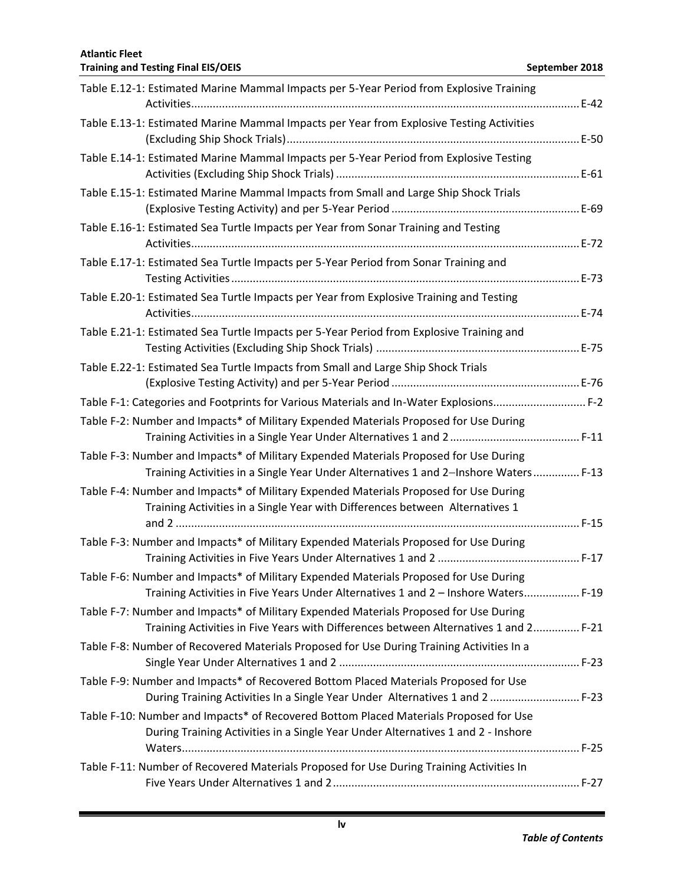Table E.12-1: Estimated Marine Mammal Impacts per 5-Year Period from Explosive Training Activities.......... E-42

Table E.13-1: Estimated Marine Mammal Impacts per Year from Explosive Testing Activities (Excluding Ship Shock Trials).......... E-50

Table E.14-1: Estimated Marine Mammal Impacts per 5-Year Period from Explosive Testing Activities (Excluding Ship Shock Trials) .......... E-61

Table E.15-1: Estimated Marine Mammal Impacts from Small and Large Ship Shock Trials (Explosive Testing Activity) and per 5-Year Period .......... E-69

Table E.16-1: Estimated Sea Turtle Impacts per Year from Sonar Training and Testing Activities.......... E-72

Table E.17-1: Estimated Sea Turtle Impacts per 5-Year Period from Sonar Training and Testing Activities .......... E-73

Table E.20-1: Estimated Sea Turtle Impacts per Year from Explosive Training and Testing Activities.......... E-74

Table E.21-1: Estimated Sea Turtle Impacts per 5-Year Period from Explosive Training and Testing Activities (Excluding Ship Shock Trials) .......... E-75

Table E.22-1: Estimated Sea Turtle Impacts from Small and Large Ship Shock Trials (Explosive Testing Activity) and per 5-Year Period .......... E-76

Table F-1: Categories and Footprints for Various Materials and In-Water Explosions.......... F-2

Table F-2: Number and Impacts* of Military Expended Materials Proposed for Use During Training Activities in a Single Year Under Alternatives 1 and 2 .......... F-11

Table F-3: Number and Impacts* of Military Expended Materials Proposed for Use During Training Activities in a Single Year Under Alternatives 1 and 2–Inshore Waters .......... F-13

Table F-4: Number and Impacts* of Military Expended Materials Proposed for Use During Training Activities in a Single Year with Differences between Alternatives 1 and 2 .......... F-15

Table F-3: Number and Impacts* of Military Expended Materials Proposed for Use During Training Activities in Five Years Under Alternatives 1 and 2 .......... F-17

Table F-6: Number and Impacts* of Military Expended Materials Proposed for Use During Training Activities in Five Years Under Alternatives 1 and 2 – Inshore Waters.......... F-19

Table F-7: Number and Impacts* of Military Expended Materials Proposed for Use During Training Activities in Five Years with Differences between Alternatives 1 and 2.......... F-21

Table F-8: Number of Recovered Materials Proposed for Use During Training Activities In a Single Year Under Alternatives 1 and 2 .......... F-23

Table F-9: Number and Impacts* of Recovered Bottom Placed Materials Proposed for Use During Training Activities In a Single Year Under Alternatives 1 and 2 .......... F-23

Table F-10: Number and Impacts* of Recovered Bottom Placed Materials Proposed for Use During Training Activities in a Single Year Under Alternatives 1 and 2 - Inshore Waters.......... F-25

Table F-11: Number of Recovered Materials Proposed for Use During Training Activities In Five Years Under Alternatives 1 and 2 .......... F-27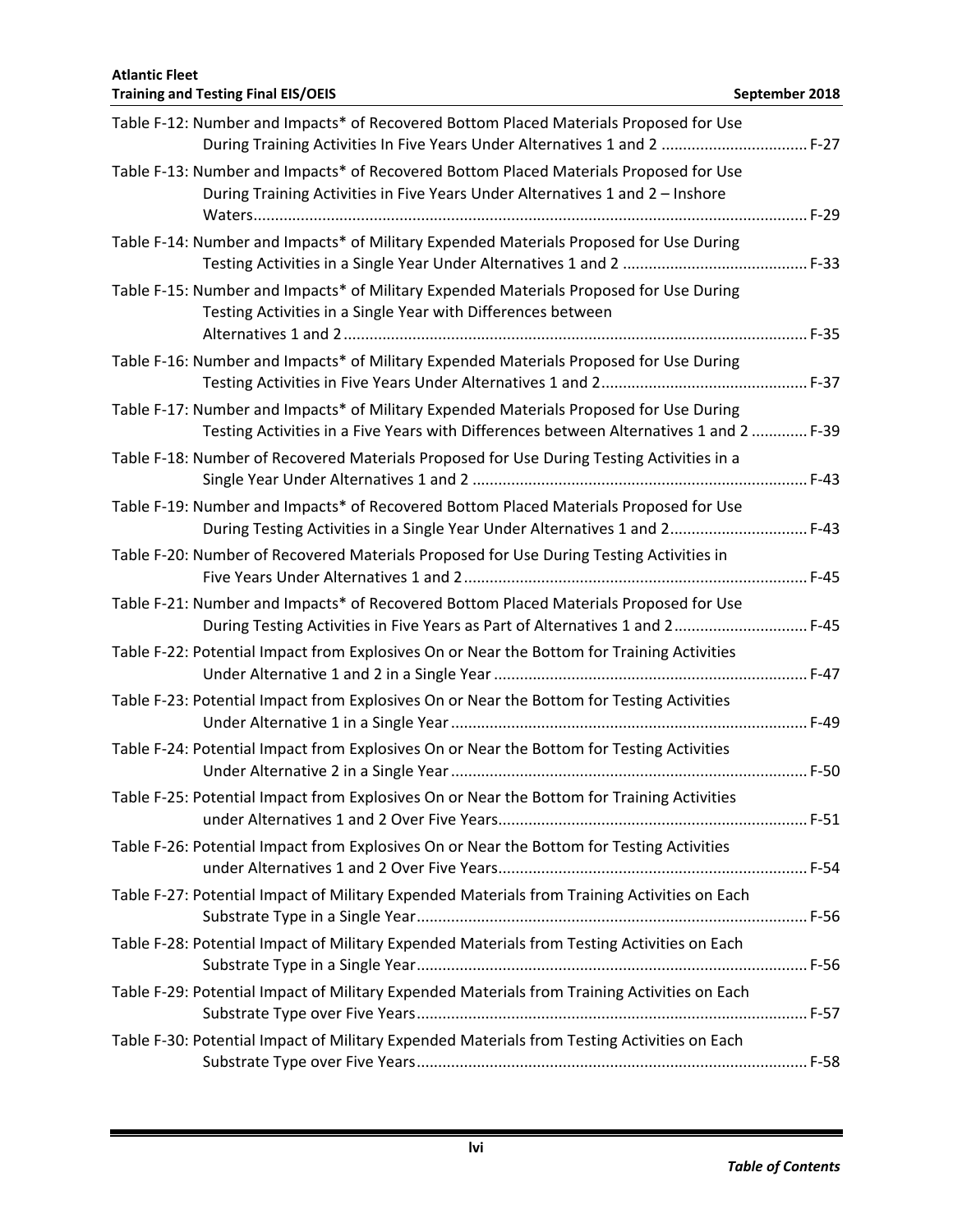Table F-12: Number and Impacts* of Recovered Bottom Placed Materials Proposed for Use During Training Activities In Five Years Under Alternatives 1 and 2 .................................. F-27

Table F-13: Number and Impacts* of Recovered Bottom Placed Materials Proposed for Use During Training Activities in Five Years Under Alternatives 1 and 2 – Inshore Waters................................................................................................................................ F-29

Table F-14: Number and Impacts* of Military Expended Materials Proposed for Use During Testing Activities in a Single Year Under Alternatives 1 and 2 ........................................... F-33

Table F-15: Number and Impacts* of Military Expended Materials Proposed for Use During Testing Activities in a Single Year with Differences between Alternatives 1 and 2 ........................................................................................................... F-35

Table F-16: Number and Impacts* of Military Expended Materials Proposed for Use During Testing Activities in Five Years Under Alternatives 1 and 2................................................ F-37

Table F-17: Number and Impacts* of Military Expended Materials Proposed for Use During Testing Activities in a Five Years with Differences between Alternatives 1 and 2 ............. F-39

Table F-18: Number of Recovered Materials Proposed for Use During Testing Activities in a Single Year Under Alternatives 1 and 2 ............................................................................. F-43

Table F-19: Number and Impacts* of Recovered Bottom Placed Materials Proposed for Use During Testing Activities in a Single Year Under Alternatives 1 and 2................................ F-43

Table F-20: Number of Recovered Materials Proposed for Use During Testing Activities in Five Years Under Alternatives 1 and 2 ............................................................................... F-45

Table F-21: Number and Impacts* of Recovered Bottom Placed Materials Proposed for Use During Testing Activities in Five Years as Part of Alternatives 1 and 2 ............................... F-45

Table F-22: Potential Impact from Explosives On or Near the Bottom for Training Activities Under Alternative 1 and 2 in a Single Year ......................................................................... F-47

Table F-23: Potential Impact from Explosives On or Near the Bottom for Testing Activities Under Alternative 1 in a Single Year .................................................................................. F-49

Table F-24: Potential Impact from Explosives On or Near the Bottom for Testing Activities Under Alternative 2 in a Single Year .................................................................................. F-50

Table F-25: Potential Impact from Explosives On or Near the Bottom for Training Activities under Alternatives 1 and 2 Over Five Years........................................................................ F-51

Table F-26: Potential Impact from Explosives On or Near the Bottom for Testing Activities under Alternatives 1 and 2 Over Five Years........................................................................ F-54

Table F-27: Potential Impact of Military Expended Materials from Training Activities on Each Substrate Type in a Single Year.......................................................................................... F-56

Table F-28: Potential Impact of Military Expended Materials from Testing Activities on Each Substrate Type in a Single Year.......................................................................................... F-56

Table F-29: Potential Impact of Military Expended Materials from Training Activities on Each Substrate Type over Five Years.......................................................................................... F-57

Table F-30: Potential Impact of Military Expended Materials from Testing Activities on Each Substrate Type over Five Years.......................................................................................... F-58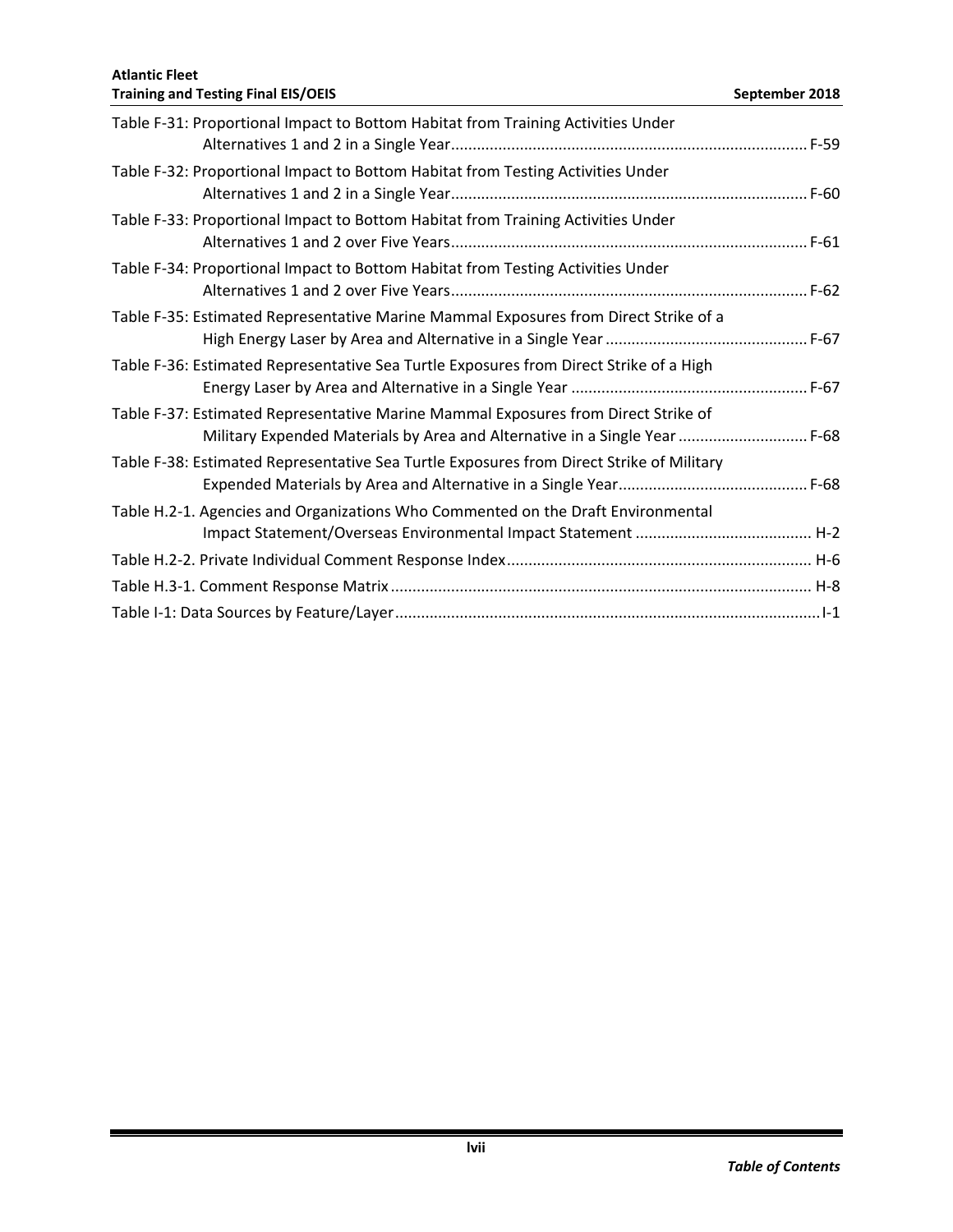Table F-31: Proportional Impact to Bottom Habitat from Training Activities Under Alternatives 1 and 2 in a Single Year.................................................................................. F-59

Table F-32: Proportional Impact to Bottom Habitat from Testing Activities Under Alternatives 1 and 2 in a Single Year.................................................................................. F-60

Table F-33: Proportional Impact to Bottom Habitat from Training Activities Under Alternatives 1 and 2 over Five Years.................................................................................. F-61

Table F-34: Proportional Impact to Bottom Habitat from Testing Activities Under Alternatives 1 and 2 over Five Years.................................................................................. F-62

Table F-35: Estimated Representative Marine Mammal Exposures from Direct Strike of a High Energy Laser by Area and Alternative in a Single Year .............................................. F-67

Table F-36: Estimated Representative Sea Turtle Exposures from Direct Strike of a High Energy Laser by Area and Alternative in a Single Year ...................................................... F-67

Table F-37: Estimated Representative Marine Mammal Exposures from Direct Strike of Military Expended Materials by Area and Alternative in a Single Year ............................. F-68

Table F-38: Estimated Representative Sea Turtle Exposures from Direct Strike of Military Expended Materials by Area and Alternative in a Single Year........................................... F-68

Table H.2-1. Agencies and Organizations Who Commented on the Draft Environmental Impact Statement/Overseas Environmental Impact Statement ......................................... H-2

Table H.2-2. Private Individual Comment Response Index...................................................................... H-6

Table H.3-1. Comment Response Matrix ................................................................................................. H-8

Table I-1: Data Sources by Feature/Layer...................................................................................................I-1